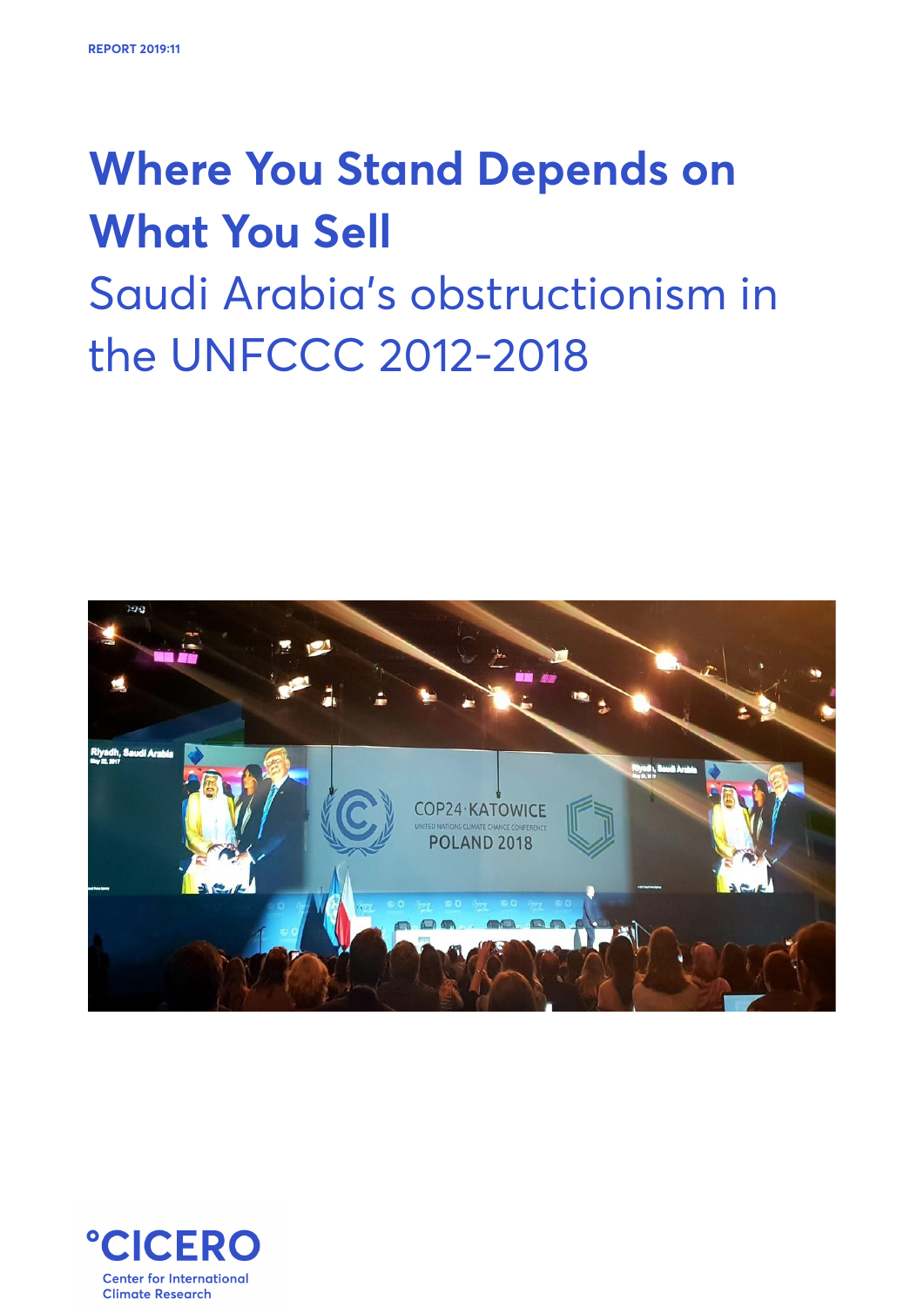REPORT 2019:11

# Where You Stand Depends on What You Sell

## Saudi Arabia's obstructionism in the UNFCCC 2012-2018

°CICERO

Center for International Climate Research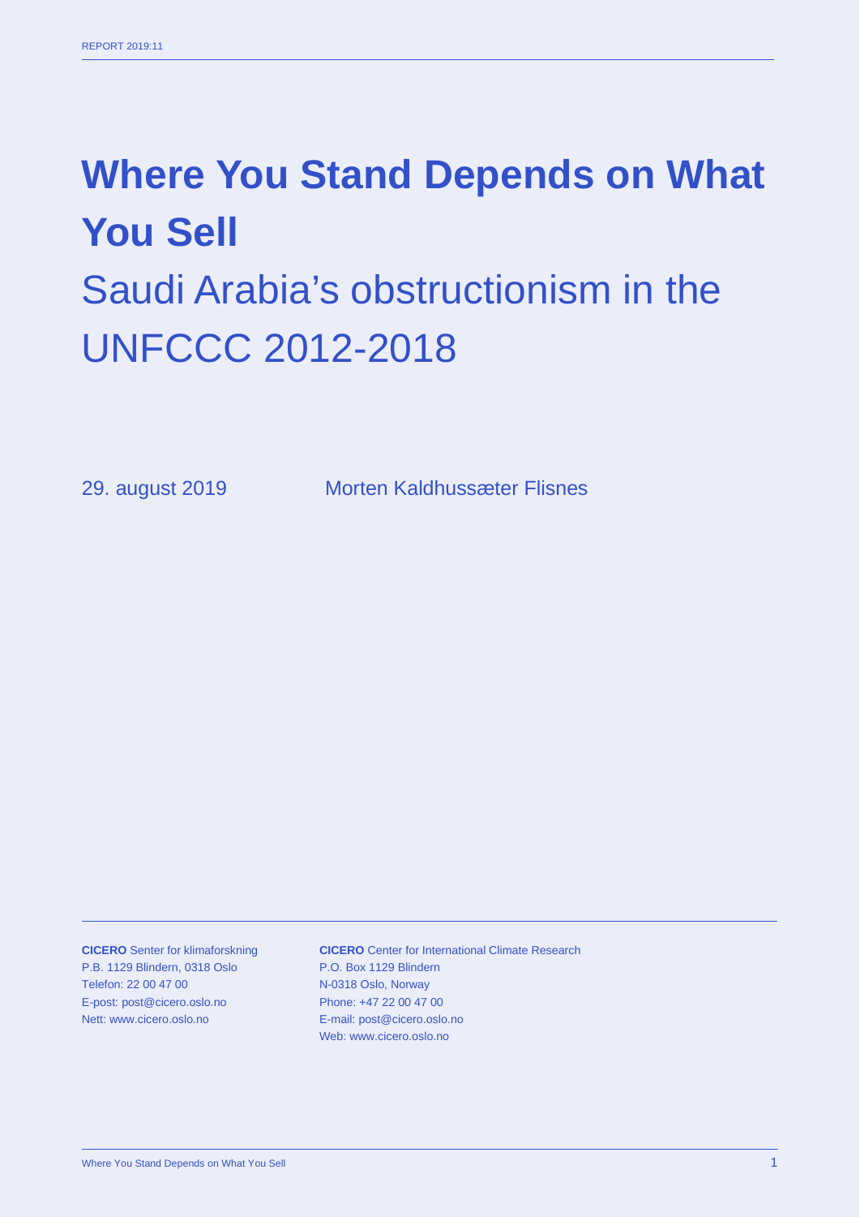REPORT 2019:11

# Where You Stand Depends on What You Sell

## Saudi Arabia's obstructionism in the UNFCCC 2012-2018

29. august 2019

Morten Kaldhussæter Flisnes

**CICERO** Senter for klimaforskning
P.B. 1129 Blindern, 0318 Oslo
Telefon: 22 00 47 00
E-post: post@cicero.oslo.no
Nett: www.cicero.oslo.no

**CICERO** Center for International Climate Research
P.O. Box 1129 Blindern
N-0318 Oslo, Norway
Phone: +47 22 00 47 00
E-mail: post@cicero.oslo.no
Web: www.cicero.oslo.no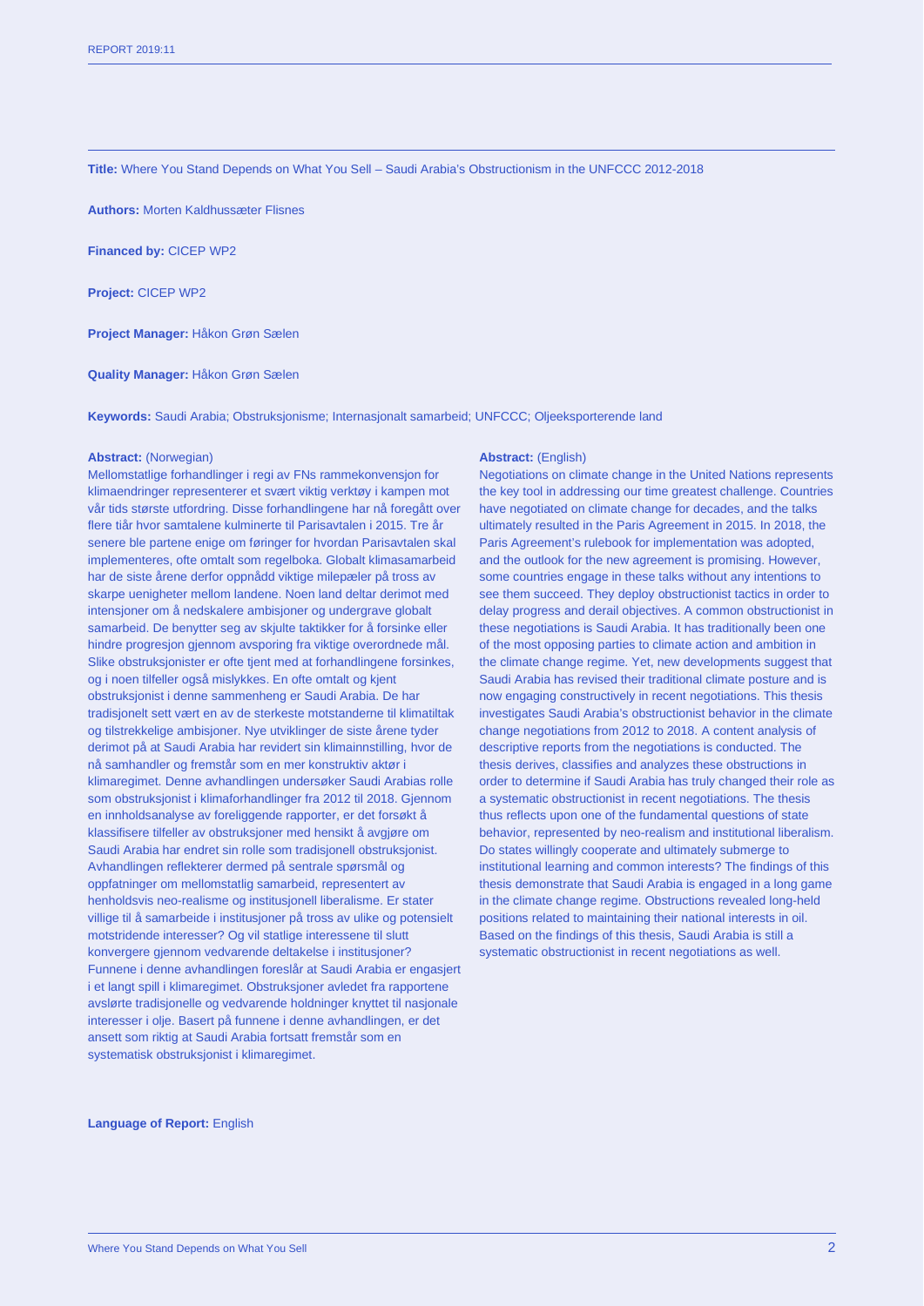**Title:** Where You Stand Depends on What You Sell – Saudi Arabia's Obstructionism in the UNFCCC 2012-2018

**Authors:** Morten Kaldhussæter Flisnes

**Financed by:** CICEP WP2

**Project:** CICEP WP2

**Project Manager:** Håkon Grøn Sælen

**Quality Manager:** Håkon Grøn Sælen

**Keywords:** Saudi Arabia; Obstruksjonisme; Internasjonalt samarbeid; UNFCCC; Oljeeksporterende land

**Abstract:** (Norwegian)

Mellomstatlige forhandlinger i regi av FNs rammekonvensjon for klimaendringer representerer et svært viktig verktøy i kampen mot vår tids største utfordring. Disse forhandlingene har nå foregått over flere tiår hvor samtalene kulminerte til Parisavtalen i 2015. Tre år senere ble partene enige om føringer for hvordan Parisavtalen skal implementeres, ofte omtalt som regelboka. Globalt klimasamarbeid har de siste årene derfor oppnådd viktige milepæler på tross av skarpe uenigheter mellom landene. Noen land deltar derimot med intensjoner om å nedskalere ambisjoner og undergrave globalt samarbeid. De benytter seg av skjulte taktikker for å forsinke eller hindre progresjon gjennom avsporing fra viktige overordnede mål. Slike obstruksjonister er ofte tjent med at forhandlingene forsinkes, og i noen tilfeller også mislykkes. En ofte omtalt og kjent obstruksjonist i denne sammenheng er Saudi Arabia. De har tradisjonelt sett vært en av de sterkeste motstanderne til klimatiltak og tilstrekkelige ambisjoner. Nye utviklinger de siste årene tyder derimot på at Saudi Arabia har revidert sin klimainnstilling, hvor de nå samhandler og fremstår som en mer konstruktiv aktør i klimaregimet. Denne avhandlingen undersøker Saudi Arabias rolle som obstruksjonist i klimaforhandlinger fra 2012 til 2018. Gjennom en innholdsanalyse av foreliggende rapporter, er det forsøkt å klassifisere tilfeller av obstruksjoner med hensikt å avgjøre om Saudi Arabia har endret sin rolle som tradisjonell obstruksjonist. Avhandlingen reflekterer dermed på sentrale spørsmål og oppfatninger om mellomstatlig samarbeid, representert av henholdsvis neo-realisme og institusjonell liberalisme. Er stater villige til å samarbeide i institusjoner på tross av ulike og potensielt motstridende interesser? Og vil statlige interessene til slutt konvergere gjennom vedvarende deltakelse i institusjoner? Funnene i denne avhandlingen foreslår at Saudi Arabia er engasjert i et langt spill i klimaregimet. Obstruksjoner avledet fra rapportene avslørte tradisjonelle og vedvarende holdninger knyttet til nasjonale interesser i olje. Basert på funnene i denne avhandlingen, er det ansett som riktig at Saudi Arabia fortsatt fremstår som en systematisk obstruksjonist i klimaregimet.

**Abstract:** (English)

Negotiations on climate change in the United Nations represents the key tool in addressing our time greatest challenge. Countries have negotiated on climate change for decades, and the talks ultimately resulted in the Paris Agreement in 2015. In 2018, the Paris Agreement's rulebook for implementation was adopted, and the outlook for the new agreement is promising. However, some countries engage in these talks without any intentions to see them succeed. They deploy obstructionist tactics in order to delay progress and derail objectives. A common obstructionist in these negotiations is Saudi Arabia. It has traditionally been one of the most opposing parties to climate action and ambition in the climate change regime. Yet, new developments suggest that Saudi Arabia has revised their traditional climate posture and is now engaging constructively in recent negotiations. This thesis investigates Saudi Arabia's obstructionist behavior in the climate change negotiations from 2012 to 2018. A content analysis of descriptive reports from the negotiations is conducted. The thesis derives, classifies and analyzes these obstructions in order to determine if Saudi Arabia has truly changed their role as a systematic obstructionist in recent negotiations. The thesis thus reflects upon one of the fundamental questions of state behavior, represented by neo-realism and institutional liberalism. Do states willingly cooperate and ultimately submerge to institutional learning and common interests? The findings of this thesis demonstrate that Saudi Arabia is engaged in a long game in the climate change regime. Obstructions revealed long-held positions related to maintaining their national interests in oil. Based on the findings of this thesis, Saudi Arabia is still a systematic obstructionist in recent negotiations as well.

**Language of Report:** English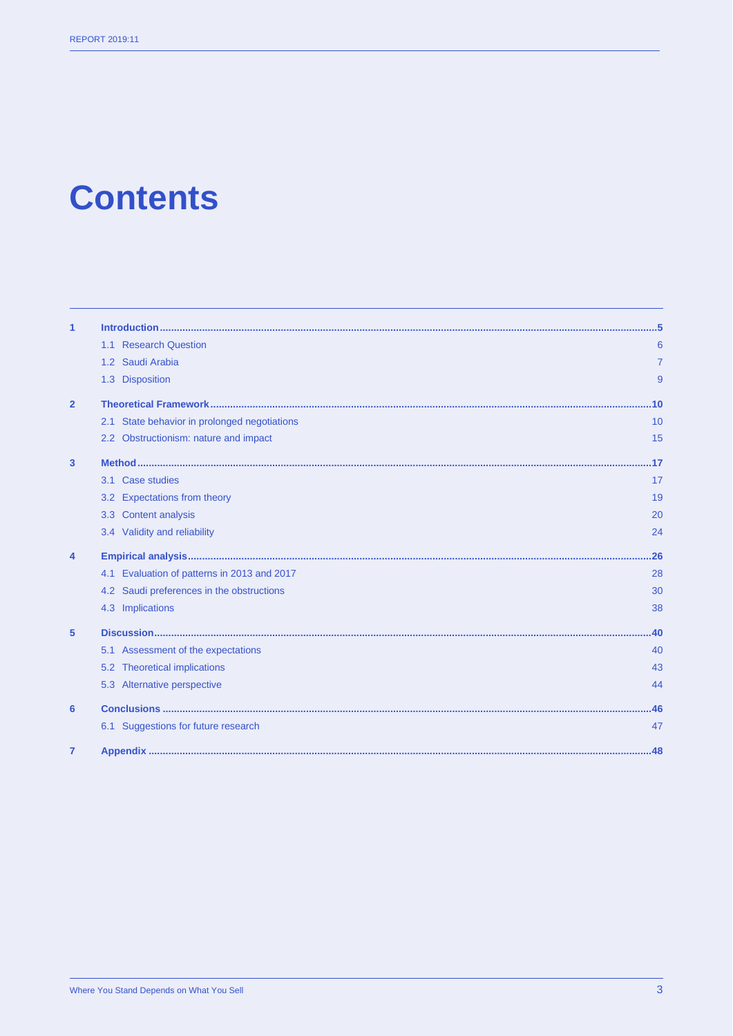# Contents

| | | |
|---|---|---|
| **1** | **Introduction** | **5** |
| | 1.1 Research Question | 6 |
| | 1.2 Saudi Arabia | 7 |
| | 1.3 Disposition | 9 |
| **2** | **Theoretical Framework** | **10** |
| | 2.1 State behavior in prolonged negotiations | 10 |
| | 2.2 Obstructionism: nature and impact | 15 |
| **3** | **Method** | **17** |
| | 3.1 Case studies | 17 |
| | 3.2 Expectations from theory | 19 |
| | 3.3 Content analysis | 20 |
| | 3.4 Validity and reliability | 24 |
| **4** | **Empirical analysis** | **26** |
| | 4.1 Evaluation of patterns in 2013 and 2017 | 28 |
| | 4.2 Saudi preferences in the obstructions | 30 |
| | 4.3 Implications | 38 |
| **5** | **Discussion** | **40** |
| | 5.1 Assessment of the expectations | 40 |
| | 5.2 Theoretical implications | 43 |
| | 5.3 Alternative perspective | 44 |
| **6** | **Conclusions** | **46** |
| | 6.1 Suggestions for future research | 47 |
| **7** | **Appendix** | **48** |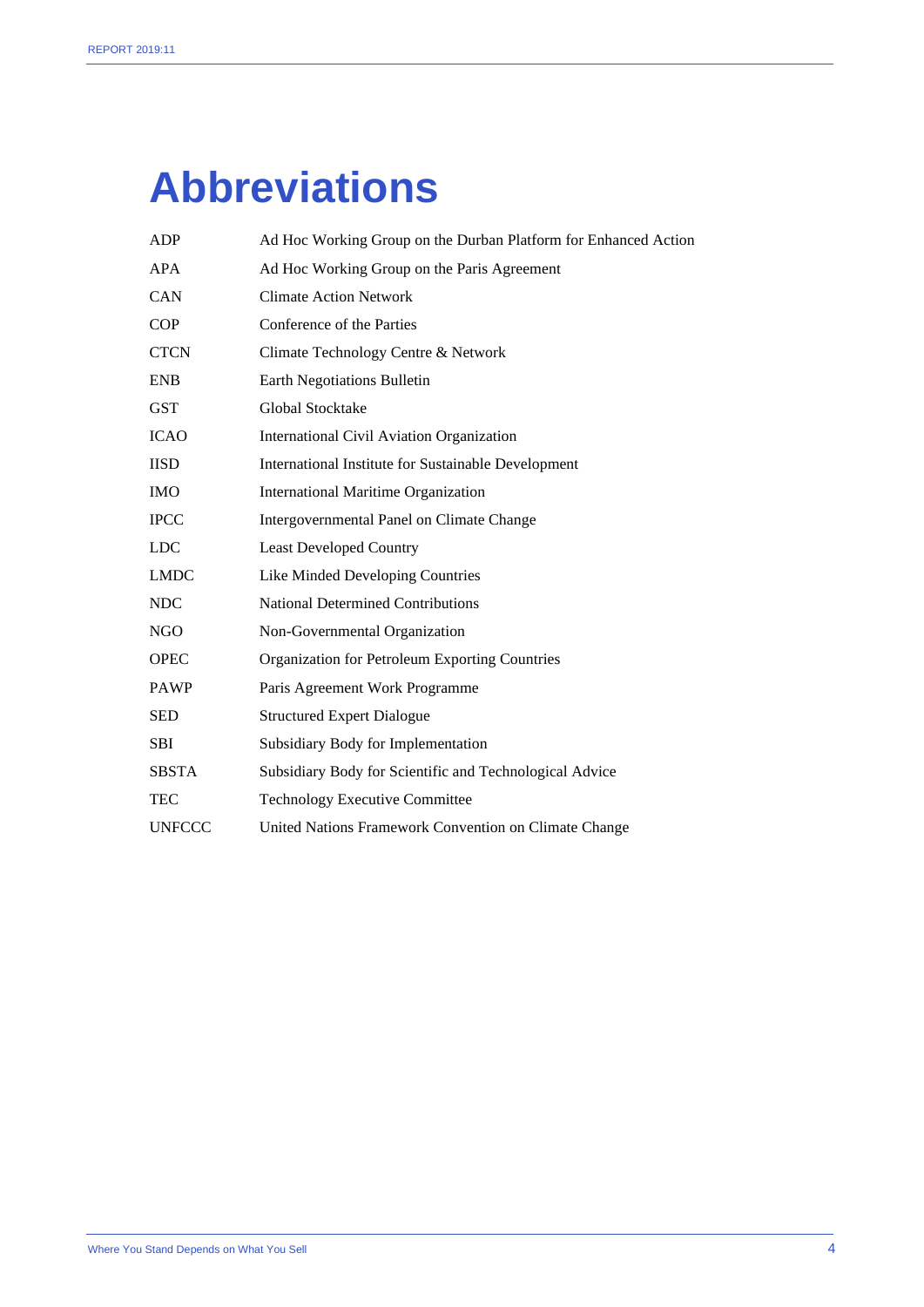# Abbreviations

| | |
|---|---|
| ADP | Ad Hoc Working Group on the Durban Platform for Enhanced Action |
| APA | Ad Hoc Working Group on the Paris Agreement |
| CAN | Climate Action Network |
| COP | Conference of the Parties |
| CTCN | Climate Technology Centre & Network |
| ENB | Earth Negotiations Bulletin |
| GST | Global Stocktake |
| ICAO | International Civil Aviation Organization |
| IISD | International Institute for Sustainable Development |
| IMO | International Maritime Organization |
| IPCC | Intergovernmental Panel on Climate Change |
| LDC | Least Developed Country |
| LMDC | Like Minded Developing Countries |
| NDC | National Determined Contributions |
| NGO | Non-Governmental Organization |
| OPEC | Organization for Petroleum Exporting Countries |
| PAWP | Paris Agreement Work Programme |
| SED | Structured Expert Dialogue |
| SBI | Subsidiary Body for Implementation |
| SBSTA | Subsidiary Body for Scientific and Technological Advice |
| TEC | Technology Executive Committee |
| UNFCCC | United Nations Framework Convention on Climate Change |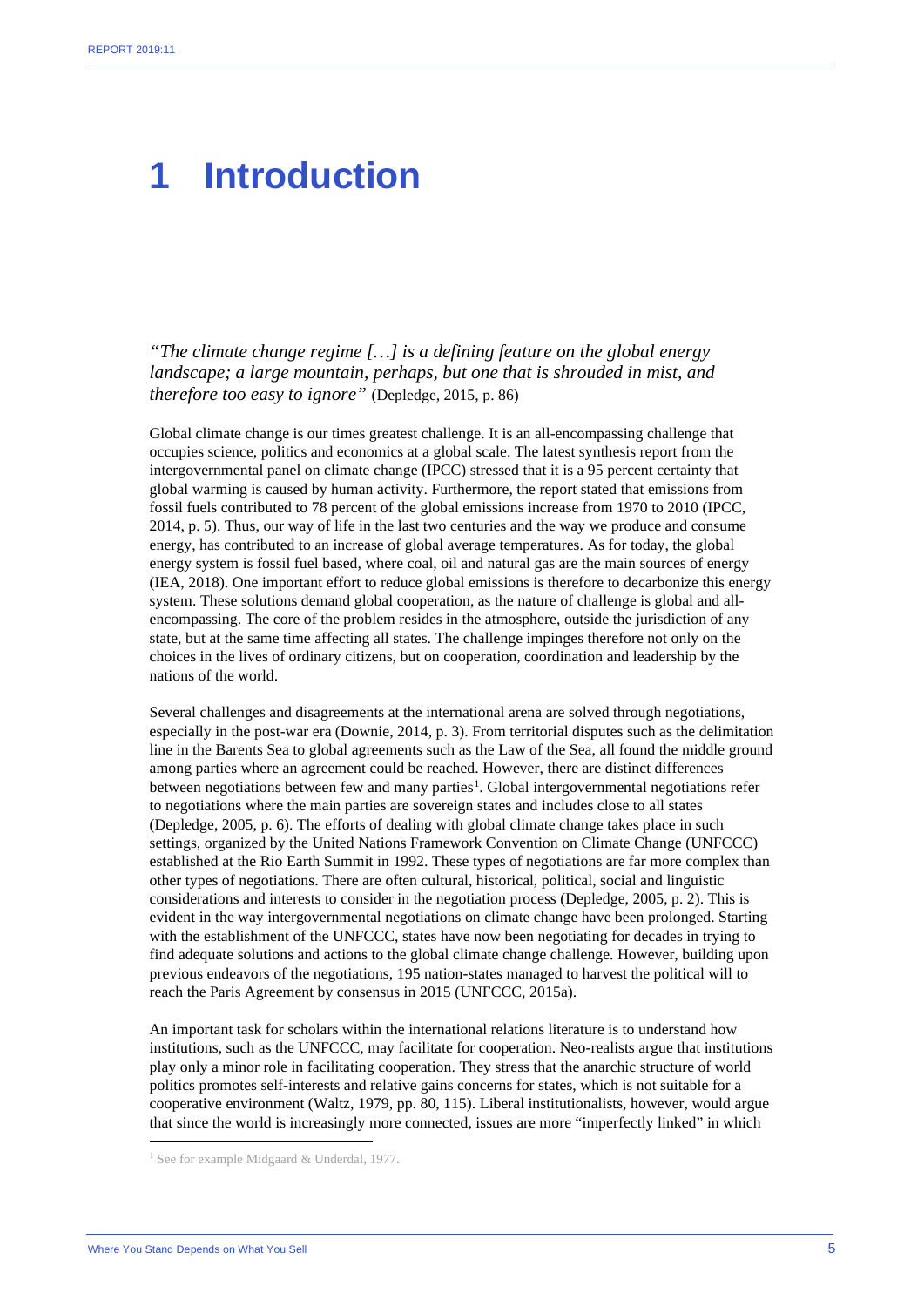# 1 Introduction

*"The climate change regime […] is a defining feature on the global energy landscape; a large mountain, perhaps, but one that is shrouded in mist, and therefore too easy to ignore"* (Depledge, 2015, p. 86)

Global climate change is our times greatest challenge. It is an all-encompassing challenge that occupies science, politics and economics at a global scale. The latest synthesis report from the intergovernmental panel on climate change (IPCC) stressed that it is a 95 percent certainty that global warming is caused by human activity. Furthermore, the report stated that emissions from fossil fuels contributed to 78 percent of the global emissions increase from 1970 to 2010 (IPCC, 2014, p. 5). Thus, our way of life in the last two centuries and the way we produce and consume energy, has contributed to an increase of global average temperatures. As for today, the global energy system is fossil fuel based, where coal, oil and natural gas are the main sources of energy (IEA, 2018). One important effort to reduce global emissions is therefore to decarbonize this energy system. These solutions demand global cooperation, as the nature of challenge is global and all-encompassing. The core of the problem resides in the atmosphere, outside the jurisdiction of any state, but at the same time affecting all states. The challenge impinges therefore not only on the choices in the lives of ordinary citizens, but on cooperation, coordination and leadership by the nations of the world.

Several challenges and disagreements at the international arena are solved through negotiations, especially in the post-war era (Downie, 2014, p. 3). From territorial disputes such as the delimitation line in the Barents Sea to global agreements such as the Law of the Sea, all found the middle ground among parties where an agreement could be reached. However, there are distinct differences between negotiations between few and many parties[1]. Global intergovernmental negotiations refer to negotiations where the main parties are sovereign states and includes close to all states (Depledge, 2005, p. 6). The efforts of dealing with global climate change takes place in such settings, organized by the United Nations Framework Convention on Climate Change (UNFCCC) established at the Rio Earth Summit in 1992. These types of negotiations are far more complex than other types of negotiations. There are often cultural, historical, political, social and linguistic considerations and interests to consider in the negotiation process (Depledge, 2005, p. 2). This is evident in the way intergovernmental negotiations on climate change have been prolonged. Starting with the establishment of the UNFCCC, states have now been negotiating for decades in trying to find adequate solutions and actions to the global climate change challenge. However, building upon previous endeavors of the negotiations, 195 nation-states managed to harvest the political will to reach the Paris Agreement by consensus in 2015 (UNFCCC, 2015a).

An important task for scholars within the international relations literature is to understand how institutions, such as the UNFCCC, may facilitate for cooperation. Neo-realists argue that institutions play only a minor role in facilitating cooperation. They stress that the anarchic structure of world politics promotes self-interests and relative gains concerns for states, which is not suitable for a cooperative environment (Waltz, 1979, pp. 80, 115). Liberal institutionalists, however, would argue that since the world is increasingly more connected, issues are more "imperfectly linked" in which

[1] See for example Midgaard & Underdal, 1977.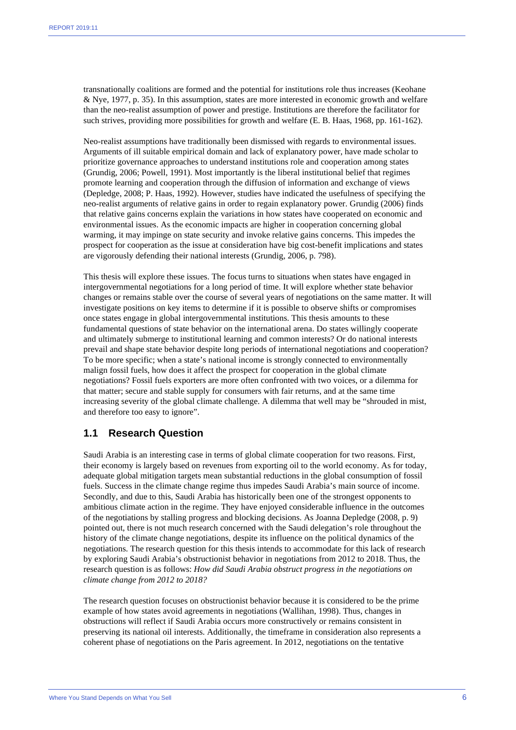transnationally coalitions are formed and the potential for institutions role thus increases (Keohane & Nye, 1977, p. 35). In this assumption, states are more interested in economic growth and welfare than the neo-realist assumption of power and prestige. Institutions are therefore the facilitator for such strives, providing more possibilities for growth and welfare (E. B. Haas, 1968, pp. 161-162).

Neo-realist assumptions have traditionally been dismissed with regards to environmental issues. Arguments of ill suitable empirical domain and lack of explanatory power, have made scholar to prioritize governance approaches to understand institutions role and cooperation among states (Grundig, 2006; Powell, 1991). Most importantly is the liberal institutional belief that regimes promote learning and cooperation through the diffusion of information and exchange of views (Depledge, 2008; P. Haas, 1992). However, studies have indicated the usefulness of specifying the neo-realist arguments of relative gains in order to regain explanatory power. Grundig (2006) finds that relative gains concerns explain the variations in how states have cooperated on economic and environmental issues. As the economic impacts are higher in cooperation concerning global warming, it may impinge on state security and invoke relative gains concerns. This impedes the prospect for cooperation as the issue at consideration have big cost-benefit implications and states are vigorously defending their national interests (Grundig, 2006, p. 798).

This thesis will explore these issues. The focus turns to situations when states have engaged in intergovernmental negotiations for a long period of time. It will explore whether state behavior changes or remains stable over the course of several years of negotiations on the same matter. It will investigate positions on key items to determine if it is possible to observe shifts or compromises once states engage in global intergovernmental institutions. This thesis amounts to these fundamental questions of state behavior on the international arena. Do states willingly cooperate and ultimately submerge to institutional learning and common interests? Or do national interests prevail and shape state behavior despite long periods of international negotiations and cooperation? To be more specific; when a state's national income is strongly connected to environmentally malign fossil fuels, how does it affect the prospect for cooperation in the global climate negotiations? Fossil fuels exporters are more often confronted with two voices, or a dilemma for that matter; secure and stable supply for consumers with fair returns, and at the same time increasing severity of the global climate challenge. A dilemma that well may be "shrouded in mist, and therefore too easy to ignore".

## 1.1 Research Question

Saudi Arabia is an interesting case in terms of global climate cooperation for two reasons. First, their economy is largely based on revenues from exporting oil to the world economy. As for today, adequate global mitigation targets mean substantial reductions in the global consumption of fossil fuels. Success in the climate change regime thus impedes Saudi Arabia's main source of income. Secondly, and due to this, Saudi Arabia has historically been one of the strongest opponents to ambitious climate action in the regime. They have enjoyed considerable influence in the outcomes of the negotiations by stalling progress and blocking decisions. As Joanna Depledge (2008, p. 9) pointed out, there is not much research concerned with the Saudi delegation's role throughout the history of the climate change negotiations, despite its influence on the political dynamics of the negotiations. The research question for this thesis intends to accommodate for this lack of research by exploring Saudi Arabia's obstructionist behavior in negotiations from 2012 to 2018. Thus, the research question is as follows: *How did Saudi Arabia obstruct progress in the negotiations on climate change from 2012 to 2018?*

The research question focuses on obstructionist behavior because it is considered to be the prime example of how states avoid agreements in negotiations (Wallihan, 1998). Thus, changes in obstructions will reflect if Saudi Arabia occurs more constructively or remains consistent in preserving its national oil interests. Additionally, the timeframe in consideration also represents a coherent phase of negotiations on the Paris agreement. In 2012, negotiations on the tentative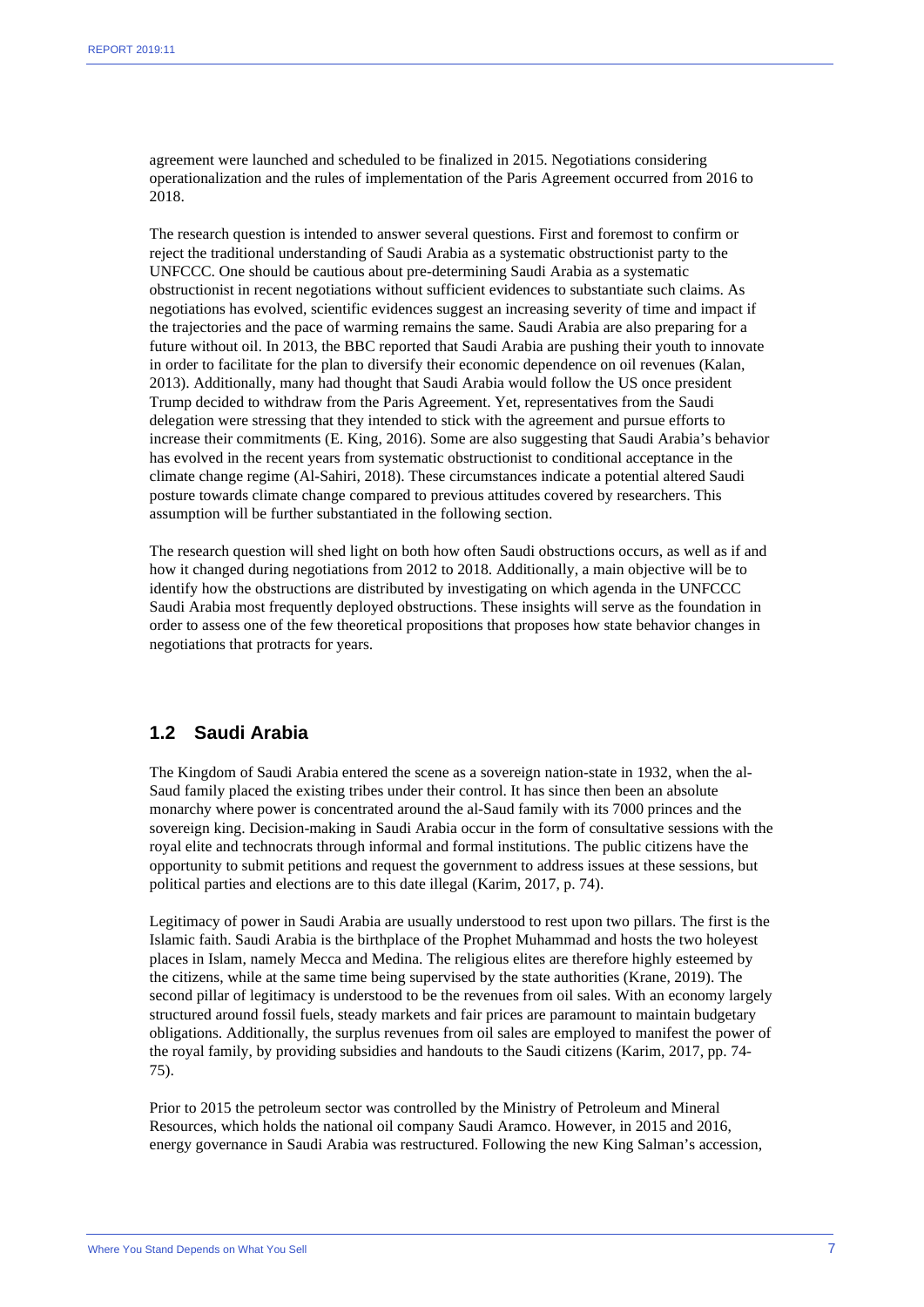agreement were launched and scheduled to be finalized in 2015. Negotiations considering operationalization and the rules of implementation of the Paris Agreement occurred from 2016 to 2018.

The research question is intended to answer several questions. First and foremost to confirm or reject the traditional understanding of Saudi Arabia as a systematic obstructionist party to the UNFCCC. One should be cautious about pre-determining Saudi Arabia as a systematic obstructionist in recent negotiations without sufficient evidences to substantiate such claims. As negotiations has evolved, scientific evidences suggest an increasing severity of time and impact if the trajectories and the pace of warming remains the same. Saudi Arabia are also preparing for a future without oil. In 2013, the BBC reported that Saudi Arabia are pushing their youth to innovate in order to facilitate for the plan to diversify their economic dependence on oil revenues (Kalan, 2013). Additionally, many had thought that Saudi Arabia would follow the US once president Trump decided to withdraw from the Paris Agreement. Yet, representatives from the Saudi delegation were stressing that they intended to stick with the agreement and pursue efforts to increase their commitments (E. King, 2016). Some are also suggesting that Saudi Arabia's behavior has evolved in the recent years from systematic obstructionist to conditional acceptance in the climate change regime (Al-Sahiri, 2018). These circumstances indicate a potential altered Saudi posture towards climate change compared to previous attitudes covered by researchers. This assumption will be further substantiated in the following section.

The research question will shed light on both how often Saudi obstructions occurs, as well as if and how it changed during negotiations from 2012 to 2018. Additionally, a main objective will be to identify how the obstructions are distributed by investigating on which agenda in the UNFCCC Saudi Arabia most frequently deployed obstructions. These insights will serve as the foundation in order to assess one of the few theoretical propositions that proposes how state behavior changes in negotiations that protracts for years.

## 1.2 Saudi Arabia

The Kingdom of Saudi Arabia entered the scene as a sovereign nation-state in 1932, when the al-Saud family placed the existing tribes under their control. It has since then been an absolute monarchy where power is concentrated around the al-Saud family with its 7000 princes and the sovereign king. Decision-making in Saudi Arabia occur in the form of consultative sessions with the royal elite and technocrats through informal and formal institutions. The public citizens have the opportunity to submit petitions and request the government to address issues at these sessions, but political parties and elections are to this date illegal (Karim, 2017, p. 74).

Legitimacy of power in Saudi Arabia are usually understood to rest upon two pillars. The first is the Islamic faith. Saudi Arabia is the birthplace of the Prophet Muhammad and hosts the two holeyest places in Islam, namely Mecca and Medina. The religious elites are therefore highly esteemed by the citizens, while at the same time being supervised by the state authorities (Krane, 2019). The second pillar of legitimacy is understood to be the revenues from oil sales. With an economy largely structured around fossil fuels, steady markets and fair prices are paramount to maintain budgetary obligations. Additionally, the surplus revenues from oil sales are employed to manifest the power of the royal family, by providing subsidies and handouts to the Saudi citizens (Karim, 2017, pp. 74-75).

Prior to 2015 the petroleum sector was controlled by the Ministry of Petroleum and Mineral Resources, which holds the national oil company Saudi Aramco. However, in 2015 and 2016, energy governance in Saudi Arabia was restructured. Following the new King Salman's accession,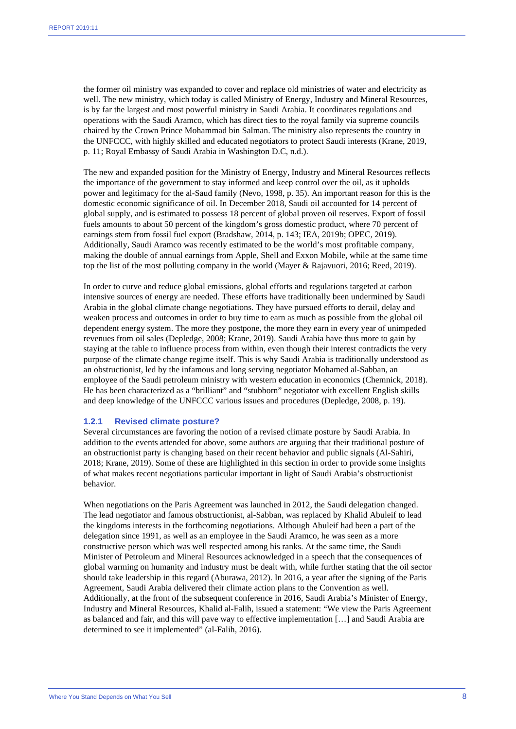the former oil ministry was expanded to cover and replace old ministries of water and electricity as well. The new ministry, which today is called Ministry of Energy, Industry and Mineral Resources, is by far the largest and most powerful ministry in Saudi Arabia. It coordinates regulations and operations with the Saudi Aramco, which has direct ties to the royal family via supreme councils chaired by the Crown Prince Mohammad bin Salman. The ministry also represents the country in the UNFCCC, with highly skilled and educated negotiators to protect Saudi interests (Krane, 2019, p. 11; Royal Embassy of Saudi Arabia in Washington D.C, n.d.).

The new and expanded position for the Ministry of Energy, Industry and Mineral Resources reflects the importance of the government to stay informed and keep control over the oil, as it upholds power and legitimacy for the al-Saud family (Nevo, 1998, p. 35). An important reason for this is the domestic economic significance of oil. In December 2018, Saudi oil accounted for 14 percent of global supply, and is estimated to possess 18 percent of global proven oil reserves. Export of fossil fuels amounts to about 50 percent of the kingdom's gross domestic product, where 70 percent of earnings stem from fossil fuel export (Bradshaw, 2014, p. 143; IEA, 2019b; OPEC, 2019). Additionally, Saudi Aramco was recently estimated to be the world's most profitable company, making the double of annual earnings from Apple, Shell and Exxon Mobile, while at the same time top the list of the most polluting company in the world (Mayer & Rajavuori, 2016; Reed, 2019).

In order to curve and reduce global emissions, global efforts and regulations targeted at carbon intensive sources of energy are needed. These efforts have traditionally been undermined by Saudi Arabia in the global climate change negotiations. They have pursued efforts to derail, delay and weaken process and outcomes in order to buy time to earn as much as possible from the global oil dependent energy system. The more they postpone, the more they earn in every year of unimpeded revenues from oil sales (Depledge, 2008; Krane, 2019). Saudi Arabia have thus more to gain by staying at the table to influence process from within, even though their interest contradicts the very purpose of the climate change regime itself. This is why Saudi Arabia is traditionally understood as an obstructionist, led by the infamous and long serving negotiator Mohamed al-Sabban, an employee of the Saudi petroleum ministry with western education in economics (Chemnick, 2018). He has been characterized as a "brilliant" and "stubborn" negotiator with excellent English skills and deep knowledge of the UNFCCC various issues and procedures (Depledge, 2008, p. 19).

### 1.2.1 Revised climate posture?

Several circumstances are favoring the notion of a revised climate posture by Saudi Arabia. In addition to the events attended for above, some authors are arguing that their traditional posture of an obstructionist party is changing based on their recent behavior and public signals (Al-Sahiri, 2018; Krane, 2019). Some of these are highlighted in this section in order to provide some insights of what makes recent negotiations particular important in light of Saudi Arabia's obstructionist behavior.

When negotiations on the Paris Agreement was launched in 2012, the Saudi delegation changed. The lead negotiator and famous obstructionist, al-Sabban, was replaced by Khalid Abuleif to lead the kingdoms interests in the forthcoming negotiations. Although Abuleif had been a part of the delegation since 1991, as well as an employee in the Saudi Aramco, he was seen as a more constructive person which was well respected among his ranks. At the same time, the Saudi Minister of Petroleum and Mineral Resources acknowledged in a speech that the consequences of global warming on humanity and industry must be dealt with, while further stating that the oil sector should take leadership in this regard (Aburawa, 2012). In 2016, a year after the signing of the Paris Agreement, Saudi Arabia delivered their climate action plans to the Convention as well. Additionally, at the front of the subsequent conference in 2016, Saudi Arabia's Minister of Energy, Industry and Mineral Resources, Khalid al-Falih, issued a statement: "We view the Paris Agreement as balanced and fair, and this will pave way to effective implementation […] and Saudi Arabia are determined to see it implemented" (al-Falih, 2016).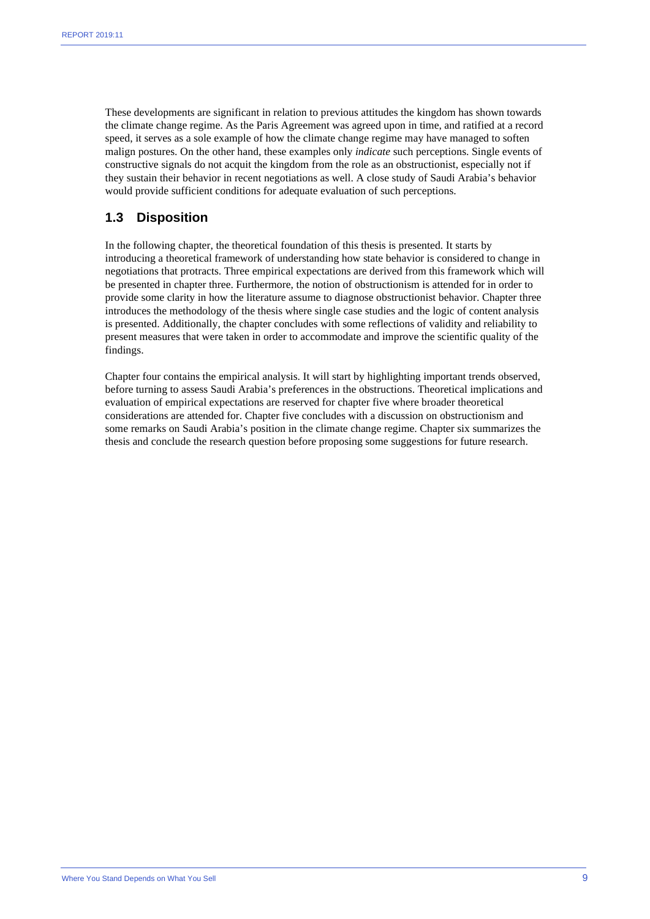These developments are significant in relation to previous attitudes the kingdom has shown towards the climate change regime. As the Paris Agreement was agreed upon in time, and ratified at a record speed, it serves as a sole example of how the climate change regime may have managed to soften malign postures. On the other hand, these examples only *indicate* such perceptions. Single events of constructive signals do not acquit the kingdom from the role as an obstructionist, especially not if they sustain their behavior in recent negotiations as well. A close study of Saudi Arabia's behavior would provide sufficient conditions for adequate evaluation of such perceptions.

## 1.3 Disposition

In the following chapter, the theoretical foundation of this thesis is presented. It starts by introducing a theoretical framework of understanding how state behavior is considered to change in negotiations that protracts. Three empirical expectations are derived from this framework which will be presented in chapter three. Furthermore, the notion of obstructionism is attended for in order to provide some clarity in how the literature assume to diagnose obstructionist behavior. Chapter three introduces the methodology of the thesis where single case studies and the logic of content analysis is presented. Additionally, the chapter concludes with some reflections of validity and reliability to present measures that were taken in order to accommodate and improve the scientific quality of the findings.

Chapter four contains the empirical analysis. It will start by highlighting important trends observed, before turning to assess Saudi Arabia's preferences in the obstructions. Theoretical implications and evaluation of empirical expectations are reserved for chapter five where broader theoretical considerations are attended for. Chapter five concludes with a discussion on obstructionism and some remarks on Saudi Arabia's position in the climate change regime. Chapter six summarizes the thesis and conclude the research question before proposing some suggestions for future research.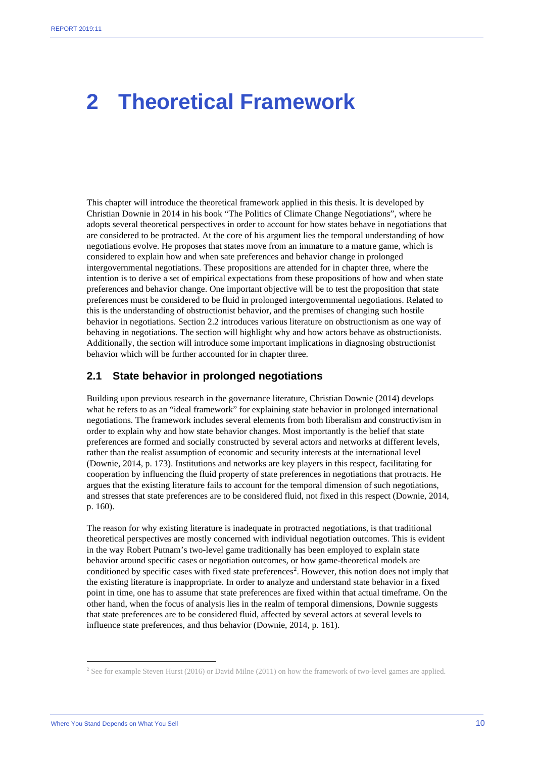# 2 Theoretical Framework

This chapter will introduce the theoretical framework applied in this thesis. It is developed by Christian Downie in 2014 in his book "The Politics of Climate Change Negotiations", where he adopts several theoretical perspectives in order to account for how states behave in negotiations that are considered to be protracted. At the core of his argument lies the temporal understanding of how negotiations evolve. He proposes that states move from an immature to a mature game, which is considered to explain how and when sate preferences and behavior change in prolonged intergovernmental negotiations. These propositions are attended for in chapter three, where the intention is to derive a set of empirical expectations from these propositions of how and when state preferences and behavior change. One important objective will be to test the proposition that state preferences must be considered to be fluid in prolonged intergovernmental negotiations. Related to this is the understanding of obstructionist behavior, and the premises of changing such hostile behavior in negotiations. Section 2.2 introduces various literature on obstructionism as one way of behaving in negotiations. The section will highlight why and how actors behave as obstructionists. Additionally, the section will introduce some important implications in diagnosing obstructionist behavior which will be further accounted for in chapter three.

## 2.1 State behavior in prolonged negotiations

Building upon previous research in the governance literature, Christian Downie (2014) develops what he refers to as an "ideal framework" for explaining state behavior in prolonged international negotiations. The framework includes several elements from both liberalism and constructivism in order to explain why and how state behavior changes. Most importantly is the belief that state preferences are formed and socially constructed by several actors and networks at different levels, rather than the realist assumption of economic and security interests at the international level (Downie, 2014, p. 173). Institutions and networks are key players in this respect, facilitating for cooperation by influencing the fluid property of state preferences in negotiations that protracts. He argues that the existing literature fails to account for the temporal dimension of such negotiations, and stresses that state preferences are to be considered fluid, not fixed in this respect (Downie, 2014, p. 160).

The reason for why existing literature is inadequate in protracted negotiations, is that traditional theoretical perspectives are mostly concerned with individual negotiation outcomes. This is evident in the way Robert Putnam's two-level game traditionally has been employed to explain state behavior around specific cases or negotiation outcomes, or how game-theoretical models are conditioned by specific cases with fixed state preferences[2]. However, this notion does not imply that the existing literature is inappropriate. In order to analyze and understand state behavior in a fixed point in time, one has to assume that state preferences are fixed within that actual timeframe. On the other hand, when the focus of analysis lies in the realm of temporal dimensions, Downie suggests that state preferences are to be considered fluid, affected by several actors at several levels to influence state preferences, and thus behavior (Downie, 2014, p. 161).

[2] See for example Steven Hurst (2016) or David Milne (2011) on how the framework of two-level games are applied.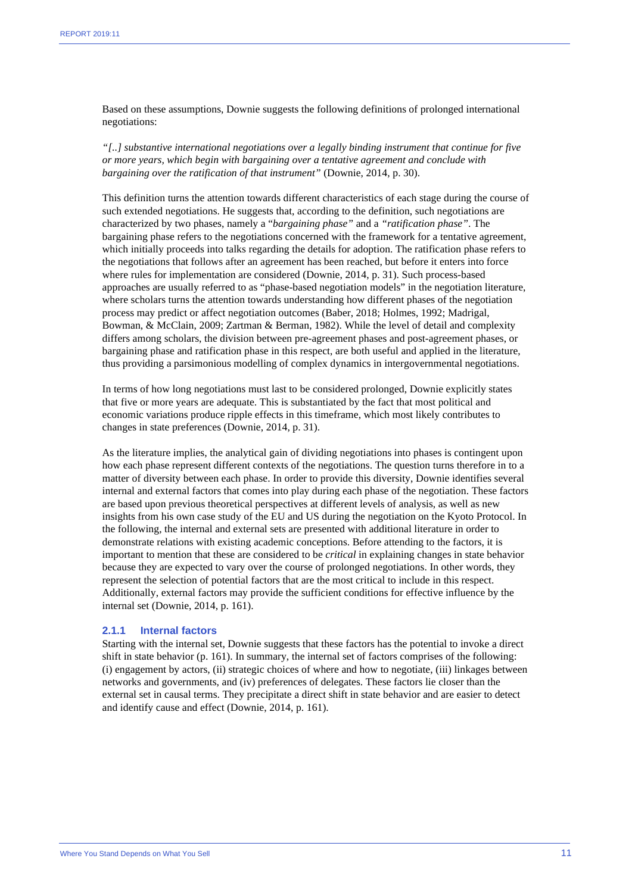Based on these assumptions, Downie suggests the following definitions of prolonged international negotiations:

*"[..] substantive international negotiations over a legally binding instrument that continue for five or more years, which begin with bargaining over a tentative agreement and conclude with bargaining over the ratification of that instrument"* (Downie, 2014, p. 30).

This definition turns the attention towards different characteristics of each stage during the course of such extended negotiations. He suggests that, according to the definition, such negotiations are characterized by two phases, namely a "*bargaining phase"* and a *"ratification phase"*. The bargaining phase refers to the negotiations concerned with the framework for a tentative agreement, which initially proceeds into talks regarding the details for adoption. The ratification phase refers to the negotiations that follows after an agreement has been reached, but before it enters into force where rules for implementation are considered (Downie, 2014, p. 31). Such process-based approaches are usually referred to as "phase-based negotiation models" in the negotiation literature, where scholars turns the attention towards understanding how different phases of the negotiation process may predict or affect negotiation outcomes (Baber, 2018; Holmes, 1992; Madrigal, Bowman, & McClain, 2009; Zartman & Berman, 1982). While the level of detail and complexity differs among scholars, the division between pre-agreement phases and post-agreement phases, or bargaining phase and ratification phase in this respect, are both useful and applied in the literature, thus providing a parsimonious modelling of complex dynamics in intergovernmental negotiations.

In terms of how long negotiations must last to be considered prolonged, Downie explicitly states that five or more years are adequate. This is substantiated by the fact that most political and economic variations produce ripple effects in this timeframe, which most likely contributes to changes in state preferences (Downie, 2014, p. 31).

As the literature implies, the analytical gain of dividing negotiations into phases is contingent upon how each phase represent different contexts of the negotiations. The question turns therefore in to a matter of diversity between each phase. In order to provide this diversity, Downie identifies several internal and external factors that comes into play during each phase of the negotiation. These factors are based upon previous theoretical perspectives at different levels of analysis, as well as new insights from his own case study of the EU and US during the negotiation on the Kyoto Protocol. In the following, the internal and external sets are presented with additional literature in order to demonstrate relations with existing academic conceptions. Before attending to the factors, it is important to mention that these are considered to be *critical* in explaining changes in state behavior because they are expected to vary over the course of prolonged negotiations. In other words, they represent the selection of potential factors that are the most critical to include in this respect. Additionally, external factors may provide the sufficient conditions for effective influence by the internal set (Downie, 2014, p. 161).

### 2.1.1 Internal factors

Starting with the internal set, Downie suggests that these factors has the potential to invoke a direct shift in state behavior (p. 161). In summary, the internal set of factors comprises of the following: (i) engagement by actors, (ii) strategic choices of where and how to negotiate, (iii) linkages between networks and governments, and (iv) preferences of delegates. These factors lie closer than the external set in causal terms. They precipitate a direct shift in state behavior and are easier to detect and identify cause and effect (Downie, 2014, p. 161).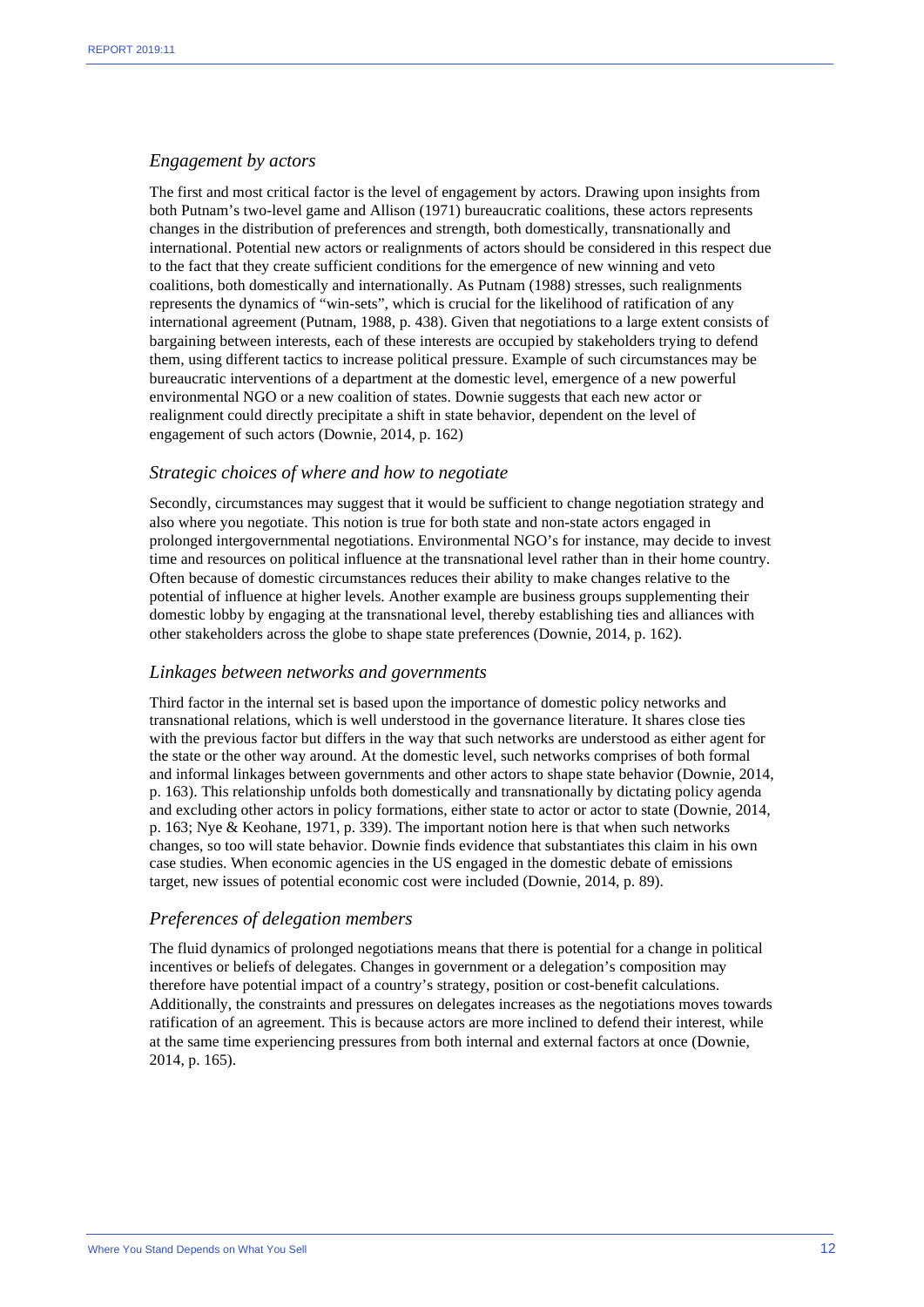### *Engagement by actors*

The first and most critical factor is the level of engagement by actors. Drawing upon insights from both Putnam's two-level game and Allison (1971) bureaucratic coalitions, these actors represents changes in the distribution of preferences and strength, both domestically, transnationally and international. Potential new actors or realignments of actors should be considered in this respect due to the fact that they create sufficient conditions for the emergence of new winning and veto coalitions, both domestically and internationally. As Putnam (1988) stresses, such realignments represents the dynamics of "win-sets", which is crucial for the likelihood of ratification of any international agreement (Putnam, 1988, p. 438). Given that negotiations to a large extent consists of bargaining between interests, each of these interests are occupied by stakeholders trying to defend them, using different tactics to increase political pressure. Example of such circumstances may be bureaucratic interventions of a department at the domestic level, emergence of a new powerful environmental NGO or a new coalition of states. Downie suggests that each new actor or realignment could directly precipitate a shift in state behavior, dependent on the level of engagement of such actors (Downie, 2014, p. 162)

### *Strategic choices of where and how to negotiate*

Secondly, circumstances may suggest that it would be sufficient to change negotiation strategy and also where you negotiate. This notion is true for both state and non-state actors engaged in prolonged intergovernmental negotiations. Environmental NGO's for instance, may decide to invest time and resources on political influence at the transnational level rather than in their home country. Often because of domestic circumstances reduces their ability to make changes relative to the potential of influence at higher levels. Another example are business groups supplementing their domestic lobby by engaging at the transnational level, thereby establishing ties and alliances with other stakeholders across the globe to shape state preferences (Downie, 2014, p. 162).

### *Linkages between networks and governments*

Third factor in the internal set is based upon the importance of domestic policy networks and transnational relations, which is well understood in the governance literature. It shares close ties with the previous factor but differs in the way that such networks are understood as either agent for the state or the other way around. At the domestic level, such networks comprises of both formal and informal linkages between governments and other actors to shape state behavior (Downie, 2014, p. 163). This relationship unfolds both domestically and transnationally by dictating policy agenda and excluding other actors in policy formations, either state to actor or actor to state (Downie, 2014, p. 163; Nye & Keohane, 1971, p. 339). The important notion here is that when such networks changes, so too will state behavior. Downie finds evidence that substantiates this claim in his own case studies. When economic agencies in the US engaged in the domestic debate of emissions target, new issues of potential economic cost were included (Downie, 2014, p. 89).

### *Preferences of delegation members*

The fluid dynamics of prolonged negotiations means that there is potential for a change in political incentives or beliefs of delegates. Changes in government or a delegation's composition may therefore have potential impact of a country's strategy, position or cost-benefit calculations. Additionally, the constraints and pressures on delegates increases as the negotiations moves towards ratification of an agreement. This is because actors are more inclined to defend their interest, while at the same time experiencing pressures from both internal and external factors at once (Downie, 2014, p. 165).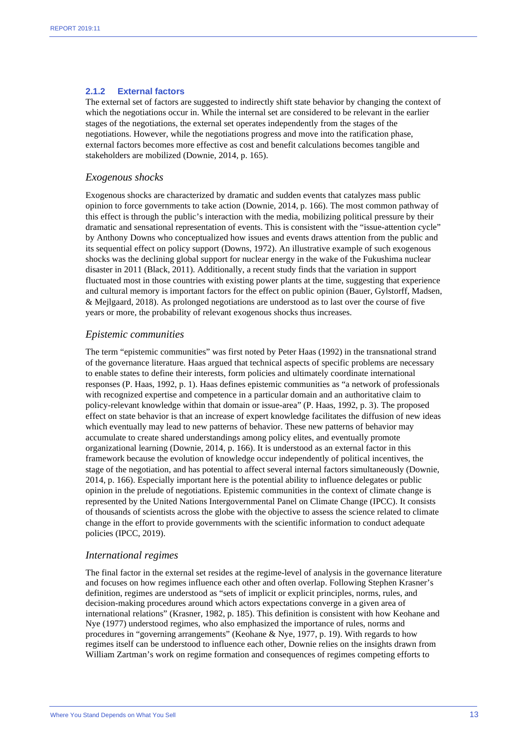### 2.1.2 External factors

The external set of factors are suggested to indirectly shift state behavior by changing the context of which the negotiations occur in. While the internal set are considered to be relevant in the earlier stages of the negotiations, the external set operates independently from the stages of the negotiations. However, while the negotiations progress and move into the ratification phase, external factors becomes more effective as cost and benefit calculations becomes tangible and stakeholders are mobilized (Downie, 2014, p. 165).

#### *Exogenous shocks*

Exogenous shocks are characterized by dramatic and sudden events that catalyzes mass public opinion to force governments to take action (Downie, 2014, p. 166). The most common pathway of this effect is through the public's interaction with the media, mobilizing political pressure by their dramatic and sensational representation of events. This is consistent with the "issue-attention cycle" by Anthony Downs who conceptualized how issues and events draws attention from the public and its sequential effect on policy support (Downs, 1972). An illustrative example of such exogenous shocks was the declining global support for nuclear energy in the wake of the Fukushima nuclear disaster in 2011 (Black, 2011). Additionally, a recent study finds that the variation in support fluctuated most in those countries with existing power plants at the time, suggesting that experience and cultural memory is important factors for the effect on public opinion (Bauer, Gylstorff, Madsen, & Mejlgaard, 2018). As prolonged negotiations are understood as to last over the course of five years or more, the probability of relevant exogenous shocks thus increases.

#### *Epistemic communities*

The term "epistemic communities" was first noted by Peter Haas (1992) in the transnational strand of the governance literature. Haas argued that technical aspects of specific problems are necessary to enable states to define their interests, form policies and ultimately coordinate international responses (P. Haas, 1992, p. 1). Haas defines epistemic communities as "a network of professionals with recognized expertise and competence in a particular domain and an authoritative claim to policy-relevant knowledge within that domain or issue-area" (P. Haas, 1992, p. 3). The proposed effect on state behavior is that an increase of expert knowledge facilitates the diffusion of new ideas which eventually may lead to new patterns of behavior. These new patterns of behavior may accumulate to create shared understandings among policy elites, and eventually promote organizational learning (Downie, 2014, p. 166). It is understood as an external factor in this framework because the evolution of knowledge occur independently of political incentives, the stage of the negotiation, and has potential to affect several internal factors simultaneously (Downie, 2014, p. 166). Especially important here is the potential ability to influence delegates or public opinion in the prelude of negotiations. Epistemic communities in the context of climate change is represented by the United Nations Intergovernmental Panel on Climate Change (IPCC). It consists of thousands of scientists across the globe with the objective to assess the science related to climate change in the effort to provide governments with the scientific information to conduct adequate policies (IPCC, 2019).

#### *International regimes*

The final factor in the external set resides at the regime-level of analysis in the governance literature and focuses on how regimes influence each other and often overlap. Following Stephen Krasner's definition, regimes are understood as "sets of implicit or explicit principles, norms, rules, and decision-making procedures around which actors expectations converge in a given area of international relations" (Krasner, 1982, p. 185). This definition is consistent with how Keohane and Nye (1977) understood regimes, who also emphasized the importance of rules, norms and procedures in "governing arrangements" (Keohane & Nye, 1977, p. 19). With regards to how regimes itself can be understood to influence each other, Downie relies on the insights drawn from William Zartman's work on regime formation and consequences of regimes competing efforts to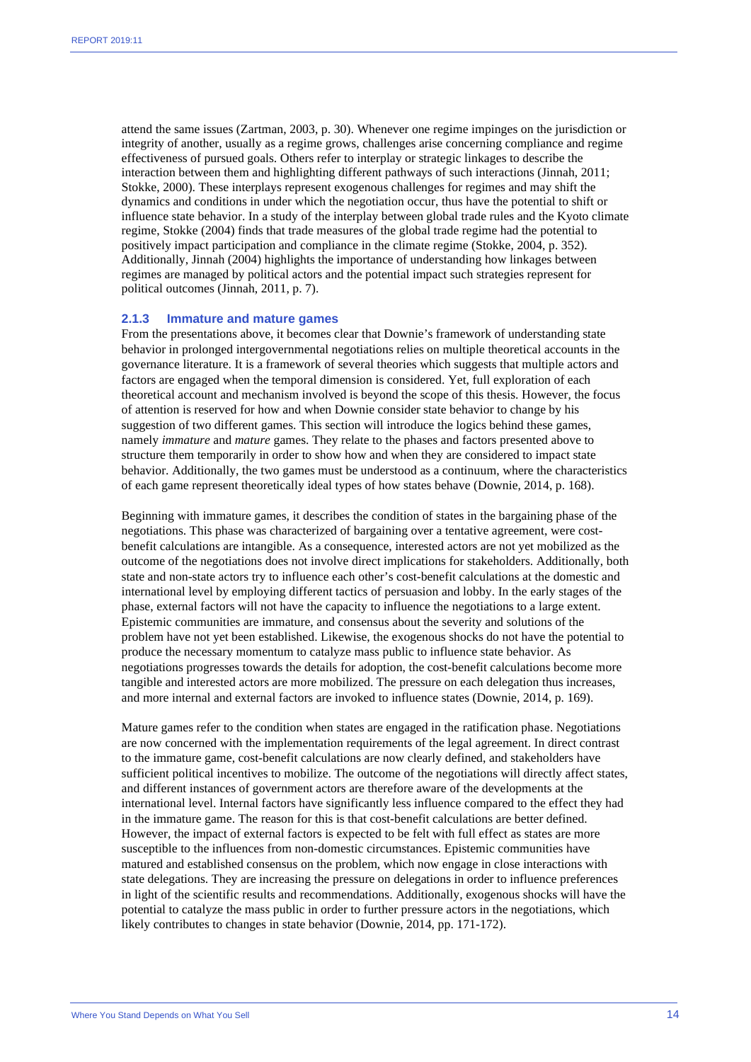attend the same issues (Zartman, 2003, p. 30). Whenever one regime impinges on the jurisdiction or integrity of another, usually as a regime grows, challenges arise concerning compliance and regime effectiveness of pursued goals. Others refer to interplay or strategic linkages to describe the interaction between them and highlighting different pathways of such interactions (Jinnah, 2011; Stokke, 2000). These interplays represent exogenous challenges for regimes and may shift the dynamics and conditions in under which the negotiation occur, thus have the potential to shift or influence state behavior. In a study of the interplay between global trade rules and the Kyoto climate regime, Stokke (2004) finds that trade measures of the global trade regime had the potential to positively impact participation and compliance in the climate regime (Stokke, 2004, p. 352). Additionally, Jinnah (2004) highlights the importance of understanding how linkages between regimes are managed by political actors and the potential impact such strategies represent for political outcomes (Jinnah, 2011, p. 7).

### 2.1.3 Immature and mature games

From the presentations above, it becomes clear that Downie's framework of understanding state behavior in prolonged intergovernmental negotiations relies on multiple theoretical accounts in the governance literature. It is a framework of several theories which suggests that multiple actors and factors are engaged when the temporal dimension is considered. Yet, full exploration of each theoretical account and mechanism involved is beyond the scope of this thesis. However, the focus of attention is reserved for how and when Downie consider state behavior to change by his suggestion of two different games. This section will introduce the logics behind these games, namely *immature* and *mature* games. They relate to the phases and factors presented above to structure them temporarily in order to show how and when they are considered to impact state behavior. Additionally, the two games must be understood as a continuum, where the characteristics of each game represent theoretically ideal types of how states behave (Downie, 2014, p. 168).

Beginning with immature games, it describes the condition of states in the bargaining phase of the negotiations. This phase was characterized of bargaining over a tentative agreement, were cost-benefit calculations are intangible. As a consequence, interested actors are not yet mobilized as the outcome of the negotiations does not involve direct implications for stakeholders. Additionally, both state and non-state actors try to influence each other's cost-benefit calculations at the domestic and international level by employing different tactics of persuasion and lobby. In the early stages of the phase, external factors will not have the capacity to influence the negotiations to a large extent. Epistemic communities are immature, and consensus about the severity and solutions of the problem have not yet been established. Likewise, the exogenous shocks do not have the potential to produce the necessary momentum to catalyze mass public to influence state behavior. As negotiations progresses towards the details for adoption, the cost-benefit calculations become more tangible and interested actors are more mobilized. The pressure on each delegation thus increases, and more internal and external factors are invoked to influence states (Downie, 2014, p. 169).

Mature games refer to the condition when states are engaged in the ratification phase. Negotiations are now concerned with the implementation requirements of the legal agreement. In direct contrast to the immature game, cost-benefit calculations are now clearly defined, and stakeholders have sufficient political incentives to mobilize. The outcome of the negotiations will directly affect states, and different instances of government actors are therefore aware of the developments at the international level. Internal factors have significantly less influence compared to the effect they had in the immature game. The reason for this is that cost-benefit calculations are better defined. However, the impact of external factors is expected to be felt with full effect as states are more susceptible to the influences from non-domestic circumstances. Epistemic communities have matured and established consensus on the problem, which now engage in close interactions with state delegations. They are increasing the pressure on delegations in order to influence preferences in light of the scientific results and recommendations. Additionally, exogenous shocks will have the potential to catalyze the mass public in order to further pressure actors in the negotiations, which likely contributes to changes in state behavior (Downie, 2014, pp. 171-172).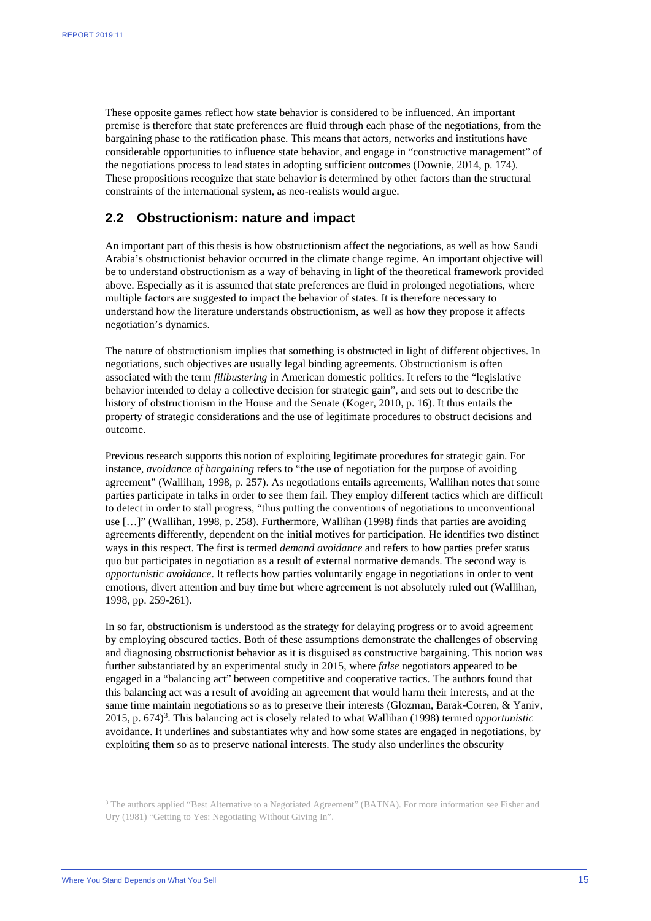These opposite games reflect how state behavior is considered to be influenced. An important premise is therefore that state preferences are fluid through each phase of the negotiations, from the bargaining phase to the ratification phase. This means that actors, networks and institutions have considerable opportunities to influence state behavior, and engage in "constructive management" of the negotiations process to lead states in adopting sufficient outcomes (Downie, 2014, p. 174). These propositions recognize that state behavior is determined by other factors than the structural constraints of the international system, as neo-realists would argue.

## 2.2 Obstructionism: nature and impact

An important part of this thesis is how obstructionism affect the negotiations, as well as how Saudi Arabia's obstructionist behavior occurred in the climate change regime. An important objective will be to understand obstructionism as a way of behaving in light of the theoretical framework provided above. Especially as it is assumed that state preferences are fluid in prolonged negotiations, where multiple factors are suggested to impact the behavior of states. It is therefore necessary to understand how the literature understands obstructionism, as well as how they propose it affects negotiation's dynamics.

The nature of obstructionism implies that something is obstructed in light of different objectives. In negotiations, such objectives are usually legal binding agreements. Obstructionism is often associated with the term *filibustering* in American domestic politics. It refers to the "legislative behavior intended to delay a collective decision for strategic gain", and sets out to describe the history of obstructionism in the House and the Senate (Koger, 2010, p. 16). It thus entails the property of strategic considerations and the use of legitimate procedures to obstruct decisions and outcome.

Previous research supports this notion of exploiting legitimate procedures for strategic gain. For instance, *avoidance of bargaining* refers to "the use of negotiation for the purpose of avoiding agreement" (Wallihan, 1998, p. 257). As negotiations entails agreements, Wallihan notes that some parties participate in talks in order to see them fail. They employ different tactics which are difficult to detect in order to stall progress, "thus putting the conventions of negotiations to unconventional use […]" (Wallihan, 1998, p. 258). Furthermore, Wallihan (1998) finds that parties are avoiding agreements differently, dependent on the initial motives for participation. He identifies two distinct ways in this respect. The first is termed *demand avoidance* and refers to how parties prefer status quo but participates in negotiation as a result of external normative demands. The second way is *opportunistic avoidance*. It reflects how parties voluntarily engage in negotiations in order to vent emotions, divert attention and buy time but where agreement is not absolutely ruled out (Wallihan, 1998, pp. 259-261).

In so far, obstructionism is understood as the strategy for delaying progress or to avoid agreement by employing obscured tactics. Both of these assumptions demonstrate the challenges of observing and diagnosing obstructionist behavior as it is disguised as constructive bargaining. This notion was further substantiated by an experimental study in 2015, where *false* negotiators appeared to be engaged in a "balancing act" between competitive and cooperative tactics. The authors found that this balancing act was a result of avoiding an agreement that would harm their interests, and at the same time maintain negotiations so as to preserve their interests (Glozman, Barak-Corren, & Yaniv, 2015, p. 674)[3]. This balancing act is closely related to what Wallihan (1998) termed *opportunistic* avoidance. It underlines and substantiates why and how some states are engaged in negotiations, by exploiting them so as to preserve national interests. The study also underlines the obscurity

[3] The authors applied "Best Alternative to a Negotiated Agreement" (BATNA). For more information see Fisher and Ury (1981) "Getting to Yes: Negotiating Without Giving In".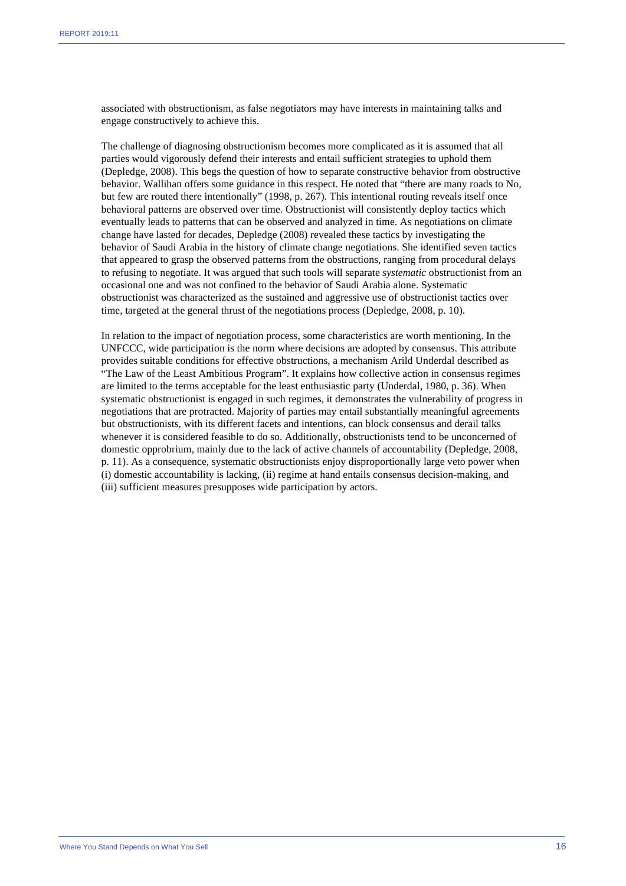associated with obstructionism, as false negotiators may have interests in maintaining talks and engage constructively to achieve this.

The challenge of diagnosing obstructionism becomes more complicated as it is assumed that all parties would vigorously defend their interests and entail sufficient strategies to uphold them (Depledge, 2008). This begs the question of how to separate constructive behavior from obstructive behavior. Wallihan offers some guidance in this respect. He noted that "there are many roads to No, but few are routed there intentionally" (1998, p. 267). This intentional routing reveals itself once behavioral patterns are observed over time. Obstructionist will consistently deploy tactics which eventually leads to patterns that can be observed and analyzed in time. As negotiations on climate change have lasted for decades, Depledge (2008) revealed these tactics by investigating the behavior of Saudi Arabia in the history of climate change negotiations. She identified seven tactics that appeared to grasp the observed patterns from the obstructions, ranging from procedural delays to refusing to negotiate. It was argued that such tools will separate *systematic* obstructionist from an occasional one and was not confined to the behavior of Saudi Arabia alone. Systematic obstructionist was characterized as the sustained and aggressive use of obstructionist tactics over time, targeted at the general thrust of the negotiations process (Depledge, 2008, p. 10).

In relation to the impact of negotiation process, some characteristics are worth mentioning. In the UNFCCC, wide participation is the norm where decisions are adopted by consensus. This attribute provides suitable conditions for effective obstructions, a mechanism Arild Underdal described as "The Law of the Least Ambitious Program". It explains how collective action in consensus regimes are limited to the terms acceptable for the least enthusiastic party (Underdal, 1980, p. 36). When systematic obstructionist is engaged in such regimes, it demonstrates the vulnerability of progress in negotiations that are protracted. Majority of parties may entail substantially meaningful agreements but obstructionists, with its different facets and intentions, can block consensus and derail talks whenever it is considered feasible to do so. Additionally, obstructionists tend to be unconcerned of domestic opprobrium, mainly due to the lack of active channels of accountability (Depledge, 2008, p. 11). As a consequence, systematic obstructionists enjoy disproportionally large veto power when (i) domestic accountability is lacking, (ii) regime at hand entails consensus decision-making, and (iii) sufficient measures presupposes wide participation by actors.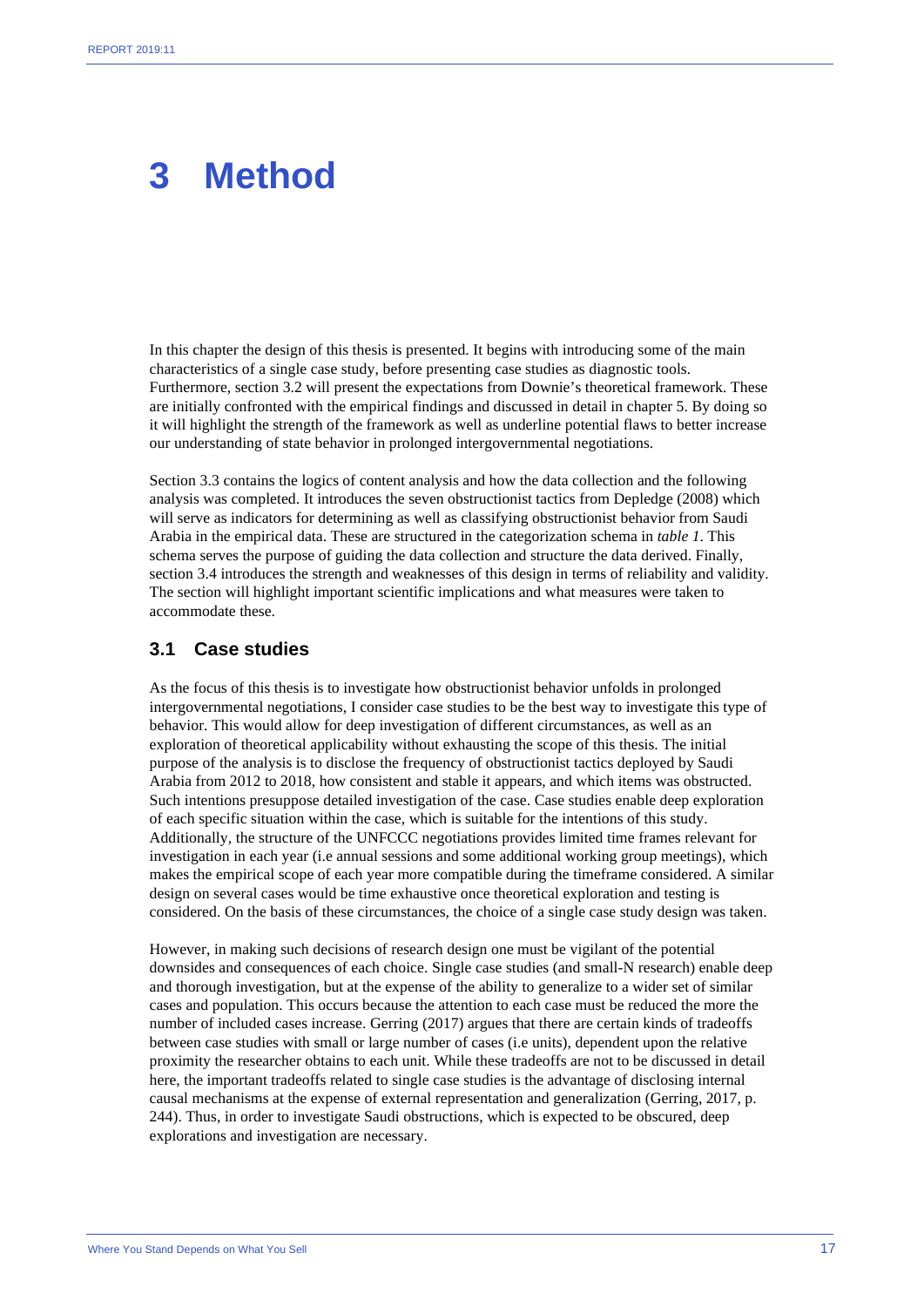# 3 Method

In this chapter the design of this thesis is presented. It begins with introducing some of the main characteristics of a single case study, before presenting case studies as diagnostic tools. Furthermore, section 3.2 will present the expectations from Downie's theoretical framework. These are initially confronted with the empirical findings and discussed in detail in chapter 5. By doing so it will highlight the strength of the framework as well as underline potential flaws to better increase our understanding of state behavior in prolonged intergovernmental negotiations.

Section 3.3 contains the logics of content analysis and how the data collection and the following analysis was completed. It introduces the seven obstructionist tactics from Depledge (2008) which will serve as indicators for determining as well as classifying obstructionist behavior from Saudi Arabia in the empirical data. These are structured in the categorization schema in *table 1*. This schema serves the purpose of guiding the data collection and structure the data derived. Finally, section 3.4 introduces the strength and weaknesses of this design in terms of reliability and validity. The section will highlight important scientific implications and what measures were taken to accommodate these.

## 3.1 Case studies

As the focus of this thesis is to investigate how obstructionist behavior unfolds in prolonged intergovernmental negotiations, I consider case studies to be the best way to investigate this type of behavior. This would allow for deep investigation of different circumstances, as well as an exploration of theoretical applicability without exhausting the scope of this thesis. The initial purpose of the analysis is to disclose the frequency of obstructionist tactics deployed by Saudi Arabia from 2012 to 2018, how consistent and stable it appears, and which items was obstructed. Such intentions presuppose detailed investigation of the case. Case studies enable deep exploration of each specific situation within the case, which is suitable for the intentions of this study. Additionally, the structure of the UNFCCC negotiations provides limited time frames relevant for investigation in each year (i.e annual sessions and some additional working group meetings), which makes the empirical scope of each year more compatible during the timeframe considered. A similar design on several cases would be time exhaustive once theoretical exploration and testing is considered. On the basis of these circumstances, the choice of a single case study design was taken.

However, in making such decisions of research design one must be vigilant of the potential downsides and consequences of each choice. Single case studies (and small-N research) enable deep and thorough investigation, but at the expense of the ability to generalize to a wider set of similar cases and population. This occurs because the attention to each case must be reduced the more the number of included cases increase. Gerring (2017) argues that there are certain kinds of tradeoffs between case studies with small or large number of cases (i.e units), dependent upon the relative proximity the researcher obtains to each unit. While these tradeoffs are not to be discussed in detail here, the important tradeoffs related to single case studies is the advantage of disclosing internal causal mechanisms at the expense of external representation and generalization (Gerring, 2017, p. 244). Thus, in order to investigate Saudi obstructions, which is expected to be obscured, deep explorations and investigation are necessary.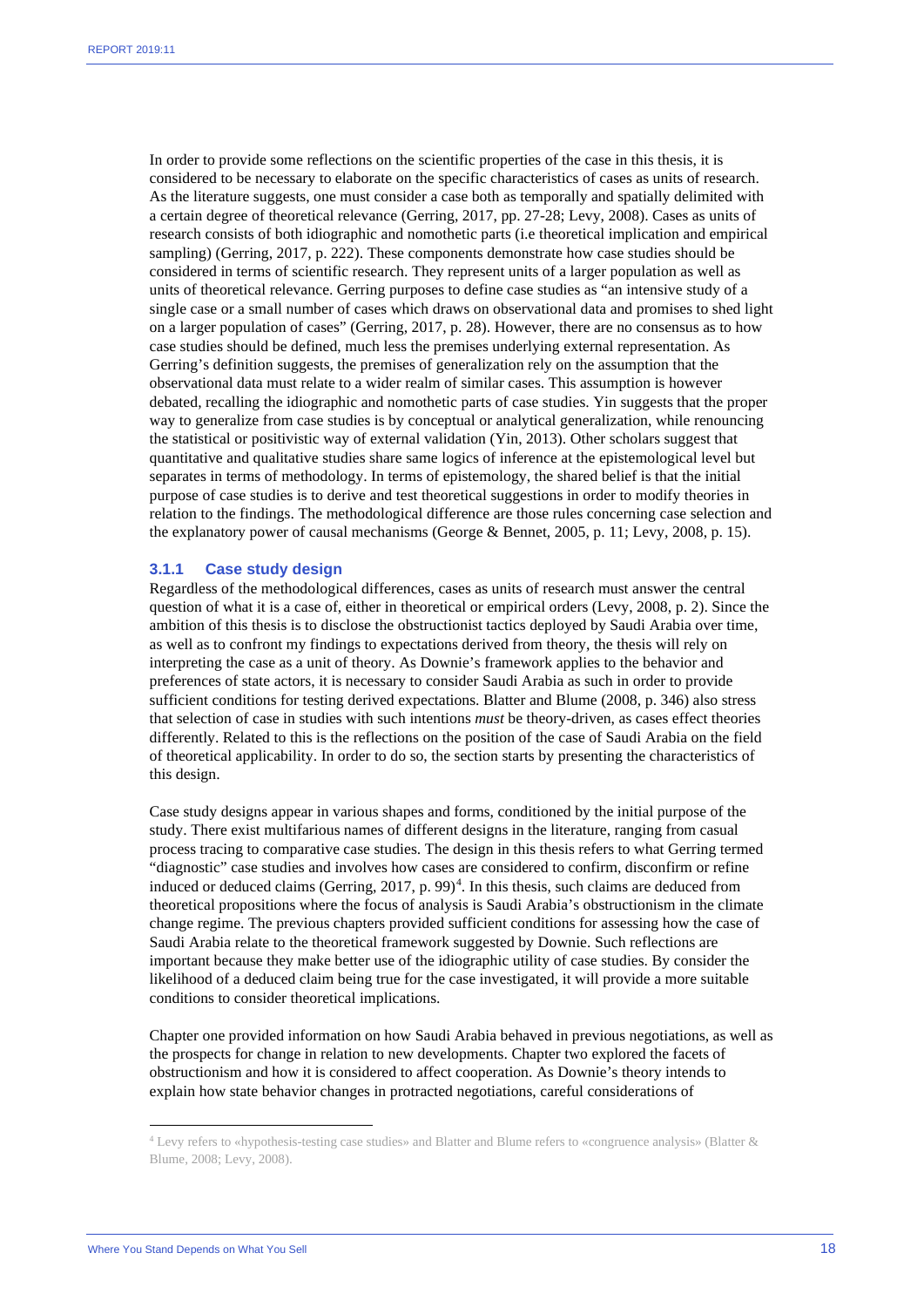In order to provide some reflections on the scientific properties of the case in this thesis, it is considered to be necessary to elaborate on the specific characteristics of cases as units of research. As the literature suggests, one must consider a case both as temporally and spatially delimited with a certain degree of theoretical relevance (Gerring, 2017, pp. 27-28; Levy, 2008). Cases as units of research consists of both idiographic and nomothetic parts (i.e theoretical implication and empirical sampling) (Gerring, 2017, p. 222). These components demonstrate how case studies should be considered in terms of scientific research. They represent units of a larger population as well as units of theoretical relevance. Gerring purposes to define case studies as "an intensive study of a single case or a small number of cases which draws on observational data and promises to shed light on a larger population of cases" (Gerring, 2017, p. 28). However, there are no consensus as to how case studies should be defined, much less the premises underlying external representation. As Gerring's definition suggests, the premises of generalization rely on the assumption that the observational data must relate to a wider realm of similar cases. This assumption is however debated, recalling the idiographic and nomothetic parts of case studies. Yin suggests that the proper way to generalize from case studies is by conceptual or analytical generalization, while renouncing the statistical or positivistic way of external validation (Yin, 2013). Other scholars suggest that quantitative and qualitative studies share same logics of inference at the epistemological level but separates in terms of methodology. In terms of epistemology, the shared belief is that the initial purpose of case studies is to derive and test theoretical suggestions in order to modify theories in relation to the findings. The methodological difference are those rules concerning case selection and the explanatory power of causal mechanisms (George & Bennet, 2005, p. 11; Levy, 2008, p. 15).

### 3.1.1 Case study design

Regardless of the methodological differences, cases as units of research must answer the central question of what it is a case of, either in theoretical or empirical orders (Levy, 2008, p. 2). Since the ambition of this thesis is to disclose the obstructionist tactics deployed by Saudi Arabia over time, as well as to confront my findings to expectations derived from theory, the thesis will rely on interpreting the case as a unit of theory. As Downie's framework applies to the behavior and preferences of state actors, it is necessary to consider Saudi Arabia as such in order to provide sufficient conditions for testing derived expectations. Blatter and Blume (2008, p. 346) also stress that selection of case in studies with such intentions *must* be theory-driven, as cases effect theories differently. Related to this is the reflections on the position of the case of Saudi Arabia on the field of theoretical applicability. In order to do so, the section starts by presenting the characteristics of this design.

Case study designs appear in various shapes and forms, conditioned by the initial purpose of the study. There exist multifarious names of different designs in the literature, ranging from casual process tracing to comparative case studies. The design in this thesis refers to what Gerring termed "diagnostic" case studies and involves how cases are considered to confirm, disconfirm or refine induced or deduced claims (Gerring, 2017, p. 99)[4]. In this thesis, such claims are deduced from theoretical propositions where the focus of analysis is Saudi Arabia's obstructionism in the climate change regime. The previous chapters provided sufficient conditions for assessing how the case of Saudi Arabia relate to the theoretical framework suggested by Downie. Such reflections are important because they make better use of the idiographic utility of case studies. By consider the likelihood of a deduced claim being true for the case investigated, it will provide a more suitable conditions to consider theoretical implications.

Chapter one provided information on how Saudi Arabia behaved in previous negotiations, as well as the prospects for change in relation to new developments. Chapter two explored the facets of obstructionism and how it is considered to affect cooperation. As Downie's theory intends to explain how state behavior changes in protracted negotiations, careful considerations of

[4] Levy refers to «hypothesis-testing case studies» and Blatter and Blume refers to «congruence analysis» (Blatter & Blume, 2008; Levy, 2008).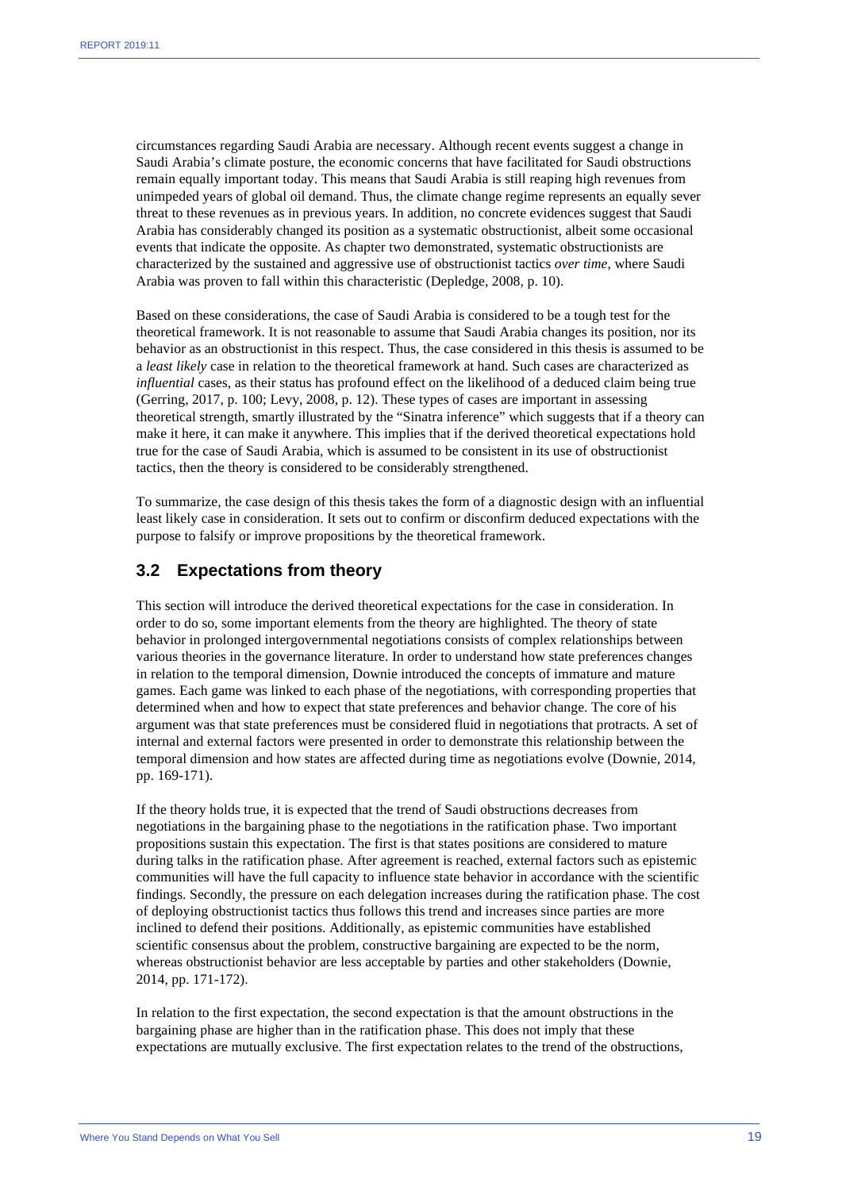circumstances regarding Saudi Arabia are necessary. Although recent events suggest a change in Saudi Arabia's climate posture, the economic concerns that have facilitated for Saudi obstructions remain equally important today. This means that Saudi Arabia is still reaping high revenues from unimpeded years of global oil demand. Thus, the climate change regime represents an equally sever threat to these revenues as in previous years. In addition, no concrete evidences suggest that Saudi Arabia has considerably changed its position as a systematic obstructionist, albeit some occasional events that indicate the opposite. As chapter two demonstrated, systematic obstructionists are characterized by the sustained and aggressive use of obstructionist tactics *over time*, where Saudi Arabia was proven to fall within this characteristic (Depledge, 2008, p. 10).

Based on these considerations, the case of Saudi Arabia is considered to be a tough test for the theoretical framework. It is not reasonable to assume that Saudi Arabia changes its position, nor its behavior as an obstructionist in this respect. Thus, the case considered in this thesis is assumed to be a *least likely* case in relation to the theoretical framework at hand. Such cases are characterized as *influential* cases, as their status has profound effect on the likelihood of a deduced claim being true (Gerring, 2017, p. 100; Levy, 2008, p. 12). These types of cases are important in assessing theoretical strength, smartly illustrated by the "Sinatra inference" which suggests that if a theory can make it here, it can make it anywhere. This implies that if the derived theoretical expectations hold true for the case of Saudi Arabia, which is assumed to be consistent in its use of obstructionist tactics, then the theory is considered to be considerably strengthened.

To summarize, the case design of this thesis takes the form of a diagnostic design with an influential least likely case in consideration. It sets out to confirm or disconfirm deduced expectations with the purpose to falsify or improve propositions by the theoretical framework.

## 3.2 Expectations from theory

This section will introduce the derived theoretical expectations for the case in consideration. In order to do so, some important elements from the theory are highlighted. The theory of state behavior in prolonged intergovernmental negotiations consists of complex relationships between various theories in the governance literature. In order to understand how state preferences changes in relation to the temporal dimension, Downie introduced the concepts of immature and mature games. Each game was linked to each phase of the negotiations, with corresponding properties that determined when and how to expect that state preferences and behavior change. The core of his argument was that state preferences must be considered fluid in negotiations that protracts. A set of internal and external factors were presented in order to demonstrate this relationship between the temporal dimension and how states are affected during time as negotiations evolve (Downie, 2014, pp. 169-171).

If the theory holds true, it is expected that the trend of Saudi obstructions decreases from negotiations in the bargaining phase to the negotiations in the ratification phase. Two important propositions sustain this expectation. The first is that states positions are considered to mature during talks in the ratification phase. After agreement is reached, external factors such as epistemic communities will have the full capacity to influence state behavior in accordance with the scientific findings. Secondly, the pressure on each delegation increases during the ratification phase. The cost of deploying obstructionist tactics thus follows this trend and increases since parties are more inclined to defend their positions. Additionally, as epistemic communities have established scientific consensus about the problem, constructive bargaining are expected to be the norm, whereas obstructionist behavior are less acceptable by parties and other stakeholders (Downie, 2014, pp. 171-172).

In relation to the first expectation, the second expectation is that the amount obstructions in the bargaining phase are higher than in the ratification phase. This does not imply that these expectations are mutually exclusive. The first expectation relates to the trend of the obstructions,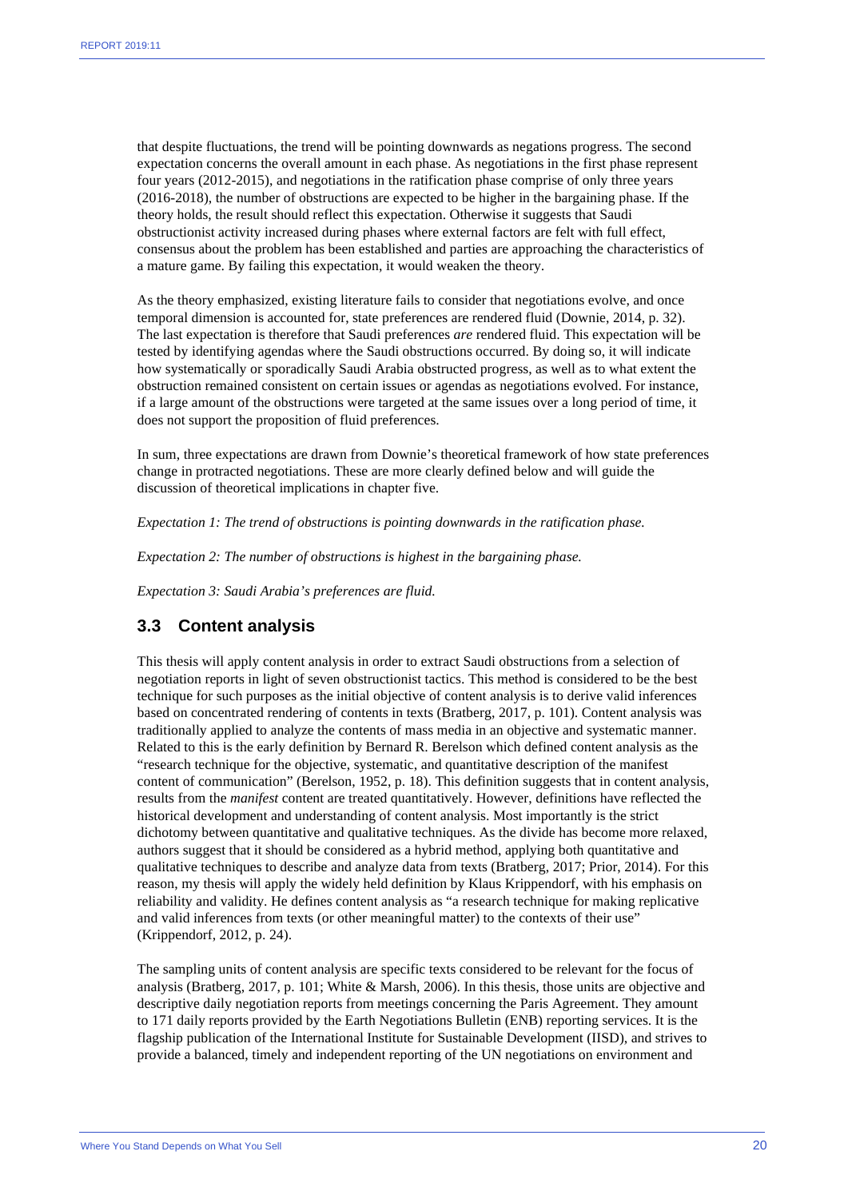that despite fluctuations, the trend will be pointing downwards as negations progress. The second expectation concerns the overall amount in each phase. As negotiations in the first phase represent four years (2012-2015), and negotiations in the ratification phase comprise of only three years (2016-2018), the number of obstructions are expected to be higher in the bargaining phase. If the theory holds, the result should reflect this expectation. Otherwise it suggests that Saudi obstructionist activity increased during phases where external factors are felt with full effect, consensus about the problem has been established and parties are approaching the characteristics of a mature game. By failing this expectation, it would weaken the theory.

As the theory emphasized, existing literature fails to consider that negotiations evolve, and once temporal dimension is accounted for, state preferences are rendered fluid (Downie, 2014, p. 32). The last expectation is therefore that Saudi preferences *are* rendered fluid. This expectation will be tested by identifying agendas where the Saudi obstructions occurred. By doing so, it will indicate how systematically or sporadically Saudi Arabia obstructed progress, as well as to what extent the obstruction remained consistent on certain issues or agendas as negotiations evolved. For instance, if a large amount of the obstructions were targeted at the same issues over a long period of time, it does not support the proposition of fluid preferences.

In sum, three expectations are drawn from Downie's theoretical framework of how state preferences change in protracted negotiations. These are more clearly defined below and will guide the discussion of theoretical implications in chapter five.

*Expectation 1: The trend of obstructions is pointing downwards in the ratification phase.*

*Expectation 2: The number of obstructions is highest in the bargaining phase.*

*Expectation 3: Saudi Arabia's preferences are fluid.*

## 3.3 Content analysis

This thesis will apply content analysis in order to extract Saudi obstructions from a selection of negotiation reports in light of seven obstructionist tactics. This method is considered to be the best technique for such purposes as the initial objective of content analysis is to derive valid inferences based on concentrated rendering of contents in texts (Bratberg, 2017, p. 101). Content analysis was traditionally applied to analyze the contents of mass media in an objective and systematic manner. Related to this is the early definition by Bernard R. Berelson which defined content analysis as the "research technique for the objective, systematic, and quantitative description of the manifest content of communication" (Berelson, 1952, p. 18). This definition suggests that in content analysis, results from the *manifest* content are treated quantitatively. However, definitions have reflected the historical development and understanding of content analysis. Most importantly is the strict dichotomy between quantitative and qualitative techniques. As the divide has become more relaxed, authors suggest that it should be considered as a hybrid method, applying both quantitative and qualitative techniques to describe and analyze data from texts (Bratberg, 2017; Prior, 2014). For this reason, my thesis will apply the widely held definition by Klaus Krippendorf, with his emphasis on reliability and validity. He defines content analysis as "a research technique for making replicative and valid inferences from texts (or other meaningful matter) to the contexts of their use" (Krippendorf, 2012, p. 24).

The sampling units of content analysis are specific texts considered to be relevant for the focus of analysis (Bratberg, 2017, p. 101; White & Marsh, 2006). In this thesis, those units are objective and descriptive daily negotiation reports from meetings concerning the Paris Agreement. They amount to 171 daily reports provided by the Earth Negotiations Bulletin (ENB) reporting services. It is the flagship publication of the International Institute for Sustainable Development (IISD), and strives to provide a balanced, timely and independent reporting of the UN negotiations on environment and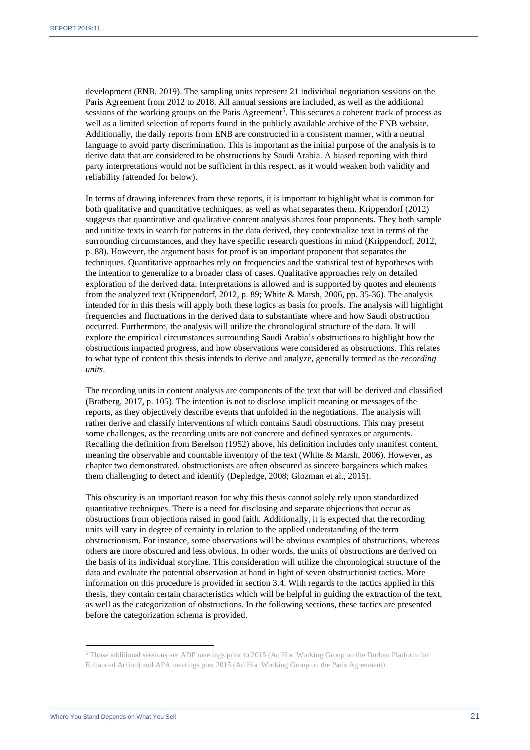development (ENB, 2019). The sampling units represent 21 individual negotiation sessions on the Paris Agreement from 2012 to 2018. All annual sessions are included, as well as the additional sessions of the working groups on the Paris Agreement[5]. This secures a coherent track of process as well as a limited selection of reports found in the publicly available archive of the ENB website. Additionally, the daily reports from ENB are constructed in a consistent manner, with a neutral language to avoid party discrimination. This is important as the initial purpose of the analysis is to derive data that are considered to be obstructions by Saudi Arabia. A biased reporting with third party interpretations would not be sufficient in this respect, as it would weaken both validity and reliability (attended for below).

In terms of drawing inferences from these reports, it is important to highlight what is common for both qualitative and quantitative techniques, as well as what separates them. Krippendorf (2012) suggests that quantitative and qualitative content analysis shares four proponents. They both sample and unitize texts in search for patterns in the data derived, they contextualize text in terms of the surrounding circumstances, and they have specific research questions in mind (Krippendorf, 2012, p. 88). However, the argument basis for proof is an important proponent that separates the techniques. Quantitative approaches rely on frequencies and the statistical test of hypotheses with the intention to generalize to a broader class of cases. Qualitative approaches rely on detailed exploration of the derived data. Interpretations is allowed and is supported by quotes and elements from the analyzed text (Krippendorf, 2012, p. 89; White & Marsh, 2006, pp. 35-36). The analysis intended for in this thesis will apply both these logics as basis for proofs. The analysis will highlight frequencies and fluctuations in the derived data to substantiate where and how Saudi obstruction occurred. Furthermore, the analysis will utilize the chronological structure of the data. It will explore the empirical circumstances surrounding Saudi Arabia's obstructions to highlight how the obstructions impacted progress, and how observations were considered as obstructions. This relates to what type of content this thesis intends to derive and analyze, generally termed as the *recording units*.

The recording units in content analysis are components of the text that will be derived and classified (Bratberg, 2017, p. 105). The intention is not to disclose implicit meaning or messages of the reports, as they objectively describe events that unfolded in the negotiations. The analysis will rather derive and classify interventions of which contains Saudi obstructions. This may present some challenges, as the recording units are not concrete and defined syntaxes or arguments. Recalling the definition from Berelson (1952) above, his definition includes only manifest content, meaning the observable and countable inventory of the text (White & Marsh, 2006). However, as chapter two demonstrated, obstructionists are often obscured as sincere bargainers which makes them challenging to detect and identify (Depledge, 2008; Glozman et al., 2015).

This obscurity is an important reason for why this thesis cannot solely rely upon standardized quantitative techniques. There is a need for disclosing and separate objections that occur as obstructions from objections raised in good faith. Additionally, it is expected that the recording units will vary in degree of certainty in relation to the applied understanding of the term obstructionism. For instance, some observations will be obvious examples of obstructions, whereas others are more obscured and less obvious. In other words, the units of obstructions are derived on the basis of its individual storyline. This consideration will utilize the chronological structure of the data and evaluate the potential observation at hand in light of seven obstructionist tactics. More information on this procedure is provided in section 3.4. With regards to the tactics applied in this thesis, they contain certain characteristics which will be helpful in guiding the extraction of the text, as well as the categorization of obstructions. In the following sections, these tactics are presented before the categorization schema is provided.

[5] Those additional sessions are ADP meetings prior to 2015 (Ad Hoc Working Group on the Durban Platform for Enhanced Action) and APA meetings post 2015 (Ad Hoc Working Group on the Paris Agreement).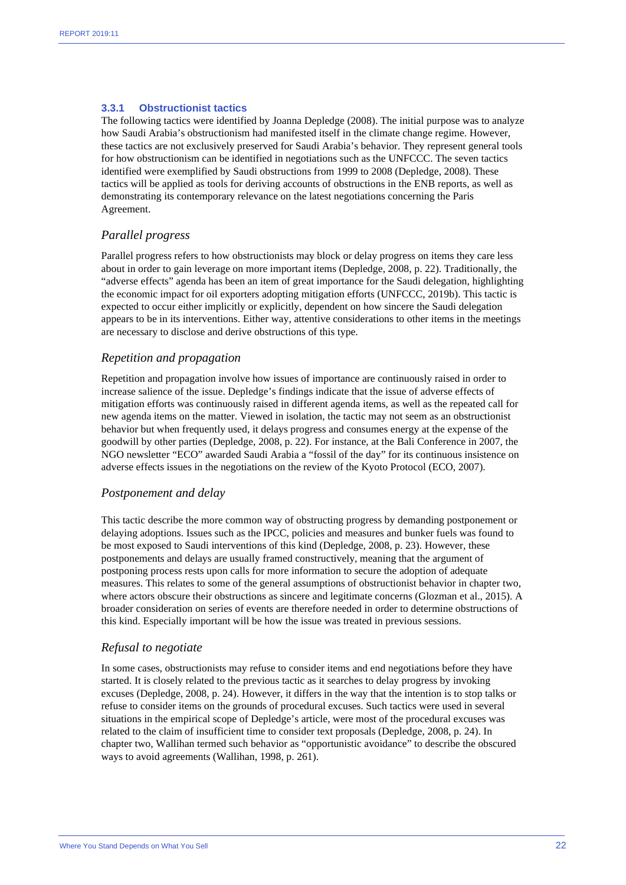### 3.3.1 Obstructionist tactics

The following tactics were identified by Joanna Depledge (2008). The initial purpose was to analyze how Saudi Arabia's obstructionism had manifested itself in the climate change regime. However, these tactics are not exclusively preserved for Saudi Arabia's behavior. They represent general tools for how obstructionism can be identified in negotiations such as the UNFCCC. The seven tactics identified were exemplified by Saudi obstructions from 1999 to 2008 (Depledge, 2008). These tactics will be applied as tools for deriving accounts of obstructions in the ENB reports, as well as demonstrating its contemporary relevance on the latest negotiations concerning the Paris Agreement.

#### *Parallel progress*

Parallel progress refers to how obstructionists may block or delay progress on items they care less about in order to gain leverage on more important items (Depledge, 2008, p. 22). Traditionally, the "adverse effects" agenda has been an item of great importance for the Saudi delegation, highlighting the economic impact for oil exporters adopting mitigation efforts (UNFCCC, 2019b). This tactic is expected to occur either implicitly or explicitly, dependent on how sincere the Saudi delegation appears to be in its interventions. Either way, attentive considerations to other items in the meetings are necessary to disclose and derive obstructions of this type.

#### *Repetition and propagation*

Repetition and propagation involve how issues of importance are continuously raised in order to increase salience of the issue. Depledge's findings indicate that the issue of adverse effects of mitigation efforts was continuously raised in different agenda items, as well as the repeated call for new agenda items on the matter. Viewed in isolation, the tactic may not seem as an obstructionist behavior but when frequently used, it delays progress and consumes energy at the expense of the goodwill by other parties (Depledge, 2008, p. 22). For instance, at the Bali Conference in 2007, the NGO newsletter "ECO" awarded Saudi Arabia a "fossil of the day" for its continuous insistence on adverse effects issues in the negotiations on the review of the Kyoto Protocol (ECO, 2007).

#### *Postponement and delay*

This tactic describe the more common way of obstructing progress by demanding postponement or delaying adoptions. Issues such as the IPCC, policies and measures and bunker fuels was found to be most exposed to Saudi interventions of this kind (Depledge, 2008, p. 23). However, these postponements and delays are usually framed constructively, meaning that the argument of postponing process rests upon calls for more information to secure the adoption of adequate measures. This relates to some of the general assumptions of obstructionist behavior in chapter two, where actors obscure their obstructions as sincere and legitimate concerns (Glozman et al., 2015). A broader consideration on series of events are therefore needed in order to determine obstructions of this kind. Especially important will be how the issue was treated in previous sessions.

#### *Refusal to negotiate*

In some cases, obstructionists may refuse to consider items and end negotiations before they have started. It is closely related to the previous tactic as it searches to delay progress by invoking excuses (Depledge, 2008, p. 24). However, it differs in the way that the intention is to stop talks or refuse to consider items on the grounds of procedural excuses. Such tactics were used in several situations in the empirical scope of Depledge's article, were most of the procedural excuses was related to the claim of insufficient time to consider text proposals (Depledge, 2008, p. 24). In chapter two, Wallihan termed such behavior as "opportunistic avoidance" to describe the obscured ways to avoid agreements (Wallihan, 1998, p. 261).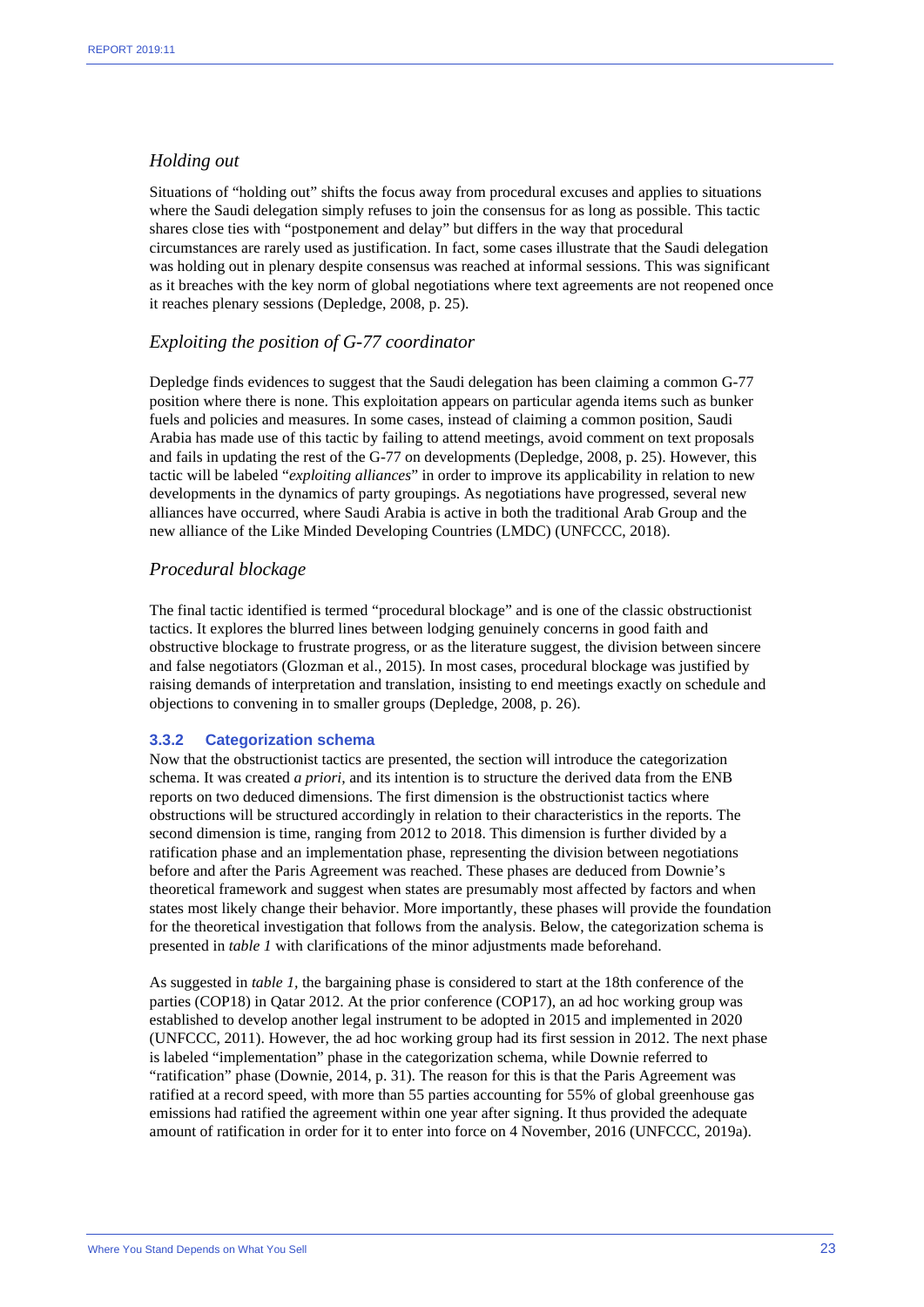### *Holding out*

Situations of "holding out" shifts the focus away from procedural excuses and applies to situations where the Saudi delegation simply refuses to join the consensus for as long as possible. This tactic shares close ties with "postponement and delay" but differs in the way that procedural circumstances are rarely used as justification. In fact, some cases illustrate that the Saudi delegation was holding out in plenary despite consensus was reached at informal sessions. This was significant as it breaches with the key norm of global negotiations where text agreements are not reopened once it reaches plenary sessions (Depledge, 2008, p. 25).

### *Exploiting the position of G-77 coordinator*

Depledge finds evidences to suggest that the Saudi delegation has been claiming a common G-77 position where there is none. This exploitation appears on particular agenda items such as bunker fuels and policies and measures. In some cases, instead of claiming a common position, Saudi Arabia has made use of this tactic by failing to attend meetings, avoid comment on text proposals and fails in updating the rest of the G-77 on developments (Depledge, 2008, p. 25). However, this tactic will be labeled "*exploiting alliances*" in order to improve its applicability in relation to new developments in the dynamics of party groupings. As negotiations have progressed, several new alliances have occurred, where Saudi Arabia is active in both the traditional Arab Group and the new alliance of the Like Minded Developing Countries (LMDC) (UNFCCC, 2018).

### *Procedural blockage*

The final tactic identified is termed "procedural blockage" and is one of the classic obstructionist tactics. It explores the blurred lines between lodging genuinely concerns in good faith and obstructive blockage to frustrate progress, or as the literature suggest, the division between sincere and false negotiators (Glozman et al., 2015). In most cases, procedural blockage was justified by raising demands of interpretation and translation, insisting to end meetings exactly on schedule and objections to convening in to smaller groups (Depledge, 2008, p. 26).

#### 3.3.2 Categorization schema

Now that the obstructionist tactics are presented, the section will introduce the categorization schema. It was created *a priori*, and its intention is to structure the derived data from the ENB reports on two deduced dimensions. The first dimension is the obstructionist tactics where obstructions will be structured accordingly in relation to their characteristics in the reports. The second dimension is time, ranging from 2012 to 2018. This dimension is further divided by a ratification phase and an implementation phase, representing the division between negotiations before and after the Paris Agreement was reached. These phases are deduced from Downie's theoretical framework and suggest when states are presumably most affected by factors and when states most likely change their behavior. More importantly, these phases will provide the foundation for the theoretical investigation that follows from the analysis. Below, the categorization schema is presented in *table 1* with clarifications of the minor adjustments made beforehand.

As suggested in *table 1*, the bargaining phase is considered to start at the 18th conference of the parties (COP18) in Qatar 2012. At the prior conference (COP17), an ad hoc working group was established to develop another legal instrument to be adopted in 2015 and implemented in 2020 (UNFCCC, 2011). However, the ad hoc working group had its first session in 2012. The next phase is labeled "implementation" phase in the categorization schema, while Downie referred to "ratification" phase (Downie, 2014, p. 31). The reason for this is that the Paris Agreement was ratified at a record speed, with more than 55 parties accounting for 55% of global greenhouse gas emissions had ratified the agreement within one year after signing. It thus provided the adequate amount of ratification in order for it to enter into force on 4 November, 2016 (UNFCCC, 2019a).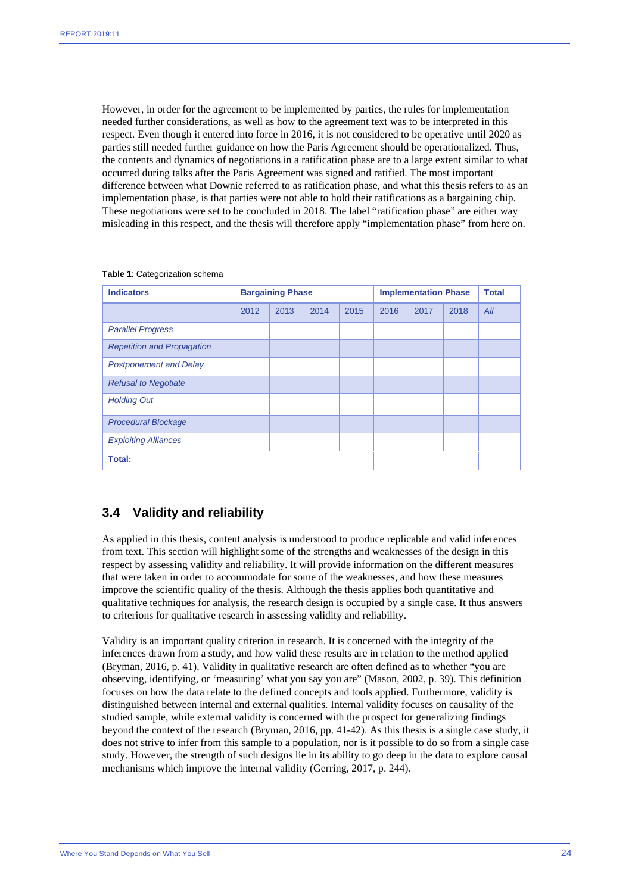However, in order for the agreement to be implemented by parties, the rules for implementation needed further considerations, as well as how to the agreement text was to be interpreted in this respect. Even though it entered into force in 2016, it is not considered to be operative until 2020 as parties still needed further guidance on how the Paris Agreement should be operationalized. Thus, the contents and dynamics of negotiations in a ratification phase are to a large extent similar to what occurred during talks after the Paris Agreement was signed and ratified. The most important difference between what Downie referred to as ratification phase, and what this thesis refers to as an implementation phase, is that parties were not able to hold their ratifications as a bargaining chip. These negotiations were set to be concluded in 2018. The label "ratification phase" are either way misleading in this respect, and the thesis will therefore apply "implementation phase" from here on.

**Table 1**: Categorization schema

| **Indicators** | **Bargaining Phase** | | | | **Implementation Phase** | | | **Total** |
|---|---|---|---|---|---|---|---|---|
| | 2012 | 2013 | 2014 | 2015 | 2016 | 2017 | 2018 | *All* |
| *Parallel Progress* | | | | | | | | |
| *Repetition and Propagation* | | | | | | | | |
| *Postponement and Delay* | | | | | | | | |
| *Refusal to Negotiate* | | | | | | | | |
| *Holding Out* | | | | | | | | |
| *Procedural Blockage* | | | | | | | | |
| *Exploiting Alliances* | | | | | | | | |
| **Total:** | | | | | | | | |

## 3.4 Validity and reliability

As applied in this thesis, content analysis is understood to produce replicable and valid inferences from text. This section will highlight some of the strengths and weaknesses of the design in this respect by assessing validity and reliability. It will provide information on the different measures that were taken in order to accommodate for some of the weaknesses, and how these measures improve the scientific quality of the thesis. Although the thesis applies both quantitative and qualitative techniques for analysis, the research design is occupied by a single case. It thus answers to criterions for qualitative research in assessing validity and reliability.

Validity is an important quality criterion in research. It is concerned with the integrity of the inferences drawn from a study, and how valid these results are in relation to the method applied (Bryman, 2016, p. 41). Validity in qualitative research are often defined as to whether "you are observing, identifying, or 'measuring' what you say you are" (Mason, 2002, p. 39). This definition focuses on how the data relate to the defined concepts and tools applied. Furthermore, validity is distinguished between internal and external qualities. Internal validity focuses on causality of the studied sample, while external validity is concerned with the prospect for generalizing findings beyond the context of the research (Bryman, 2016, pp. 41-42). As this thesis is a single case study, it does not strive to infer from this sample to a population, nor is it possible to do so from a single case study. However, the strength of such designs lie in its ability to go deep in the data to explore causal mechanisms which improve the internal validity (Gerring, 2017, p. 244).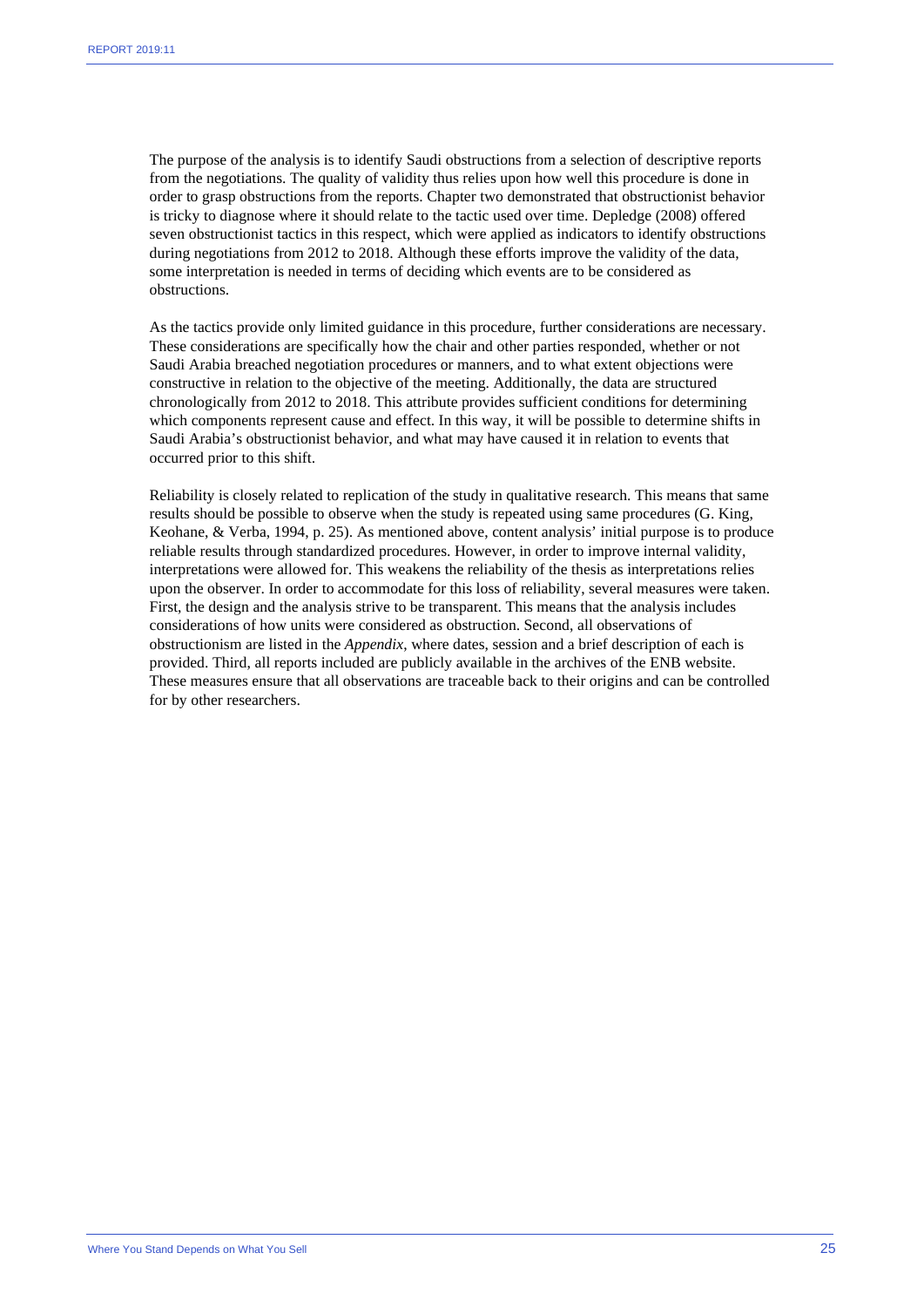The purpose of the analysis is to identify Saudi obstructions from a selection of descriptive reports from the negotiations. The quality of validity thus relies upon how well this procedure is done in order to grasp obstructions from the reports. Chapter two demonstrated that obstructionist behavior is tricky to diagnose where it should relate to the tactic used over time. Depledge (2008) offered seven obstructionist tactics in this respect, which were applied as indicators to identify obstructions during negotiations from 2012 to 2018. Although these efforts improve the validity of the data, some interpretation is needed in terms of deciding which events are to be considered as obstructions.

As the tactics provide only limited guidance in this procedure, further considerations are necessary. These considerations are specifically how the chair and other parties responded, whether or not Saudi Arabia breached negotiation procedures or manners, and to what extent objections were constructive in relation to the objective of the meeting. Additionally, the data are structured chronologically from 2012 to 2018. This attribute provides sufficient conditions for determining which components represent cause and effect. In this way, it will be possible to determine shifts in Saudi Arabia's obstructionist behavior, and what may have caused it in relation to events that occurred prior to this shift.

Reliability is closely related to replication of the study in qualitative research. This means that same results should be possible to observe when the study is repeated using same procedures (G. King, Keohane, & Verba, 1994, p. 25). As mentioned above, content analysis' initial purpose is to produce reliable results through standardized procedures. However, in order to improve internal validity, interpretations were allowed for. This weakens the reliability of the thesis as interpretations relies upon the observer. In order to accommodate for this loss of reliability, several measures were taken. First, the design and the analysis strive to be transparent. This means that the analysis includes considerations of how units were considered as obstruction. Second, all observations of obstructionism are listed in the *Appendix*, where dates, session and a brief description of each is provided. Third, all reports included are publicly available in the archives of the ENB website. These measures ensure that all observations are traceable back to their origins and can be controlled for by other researchers.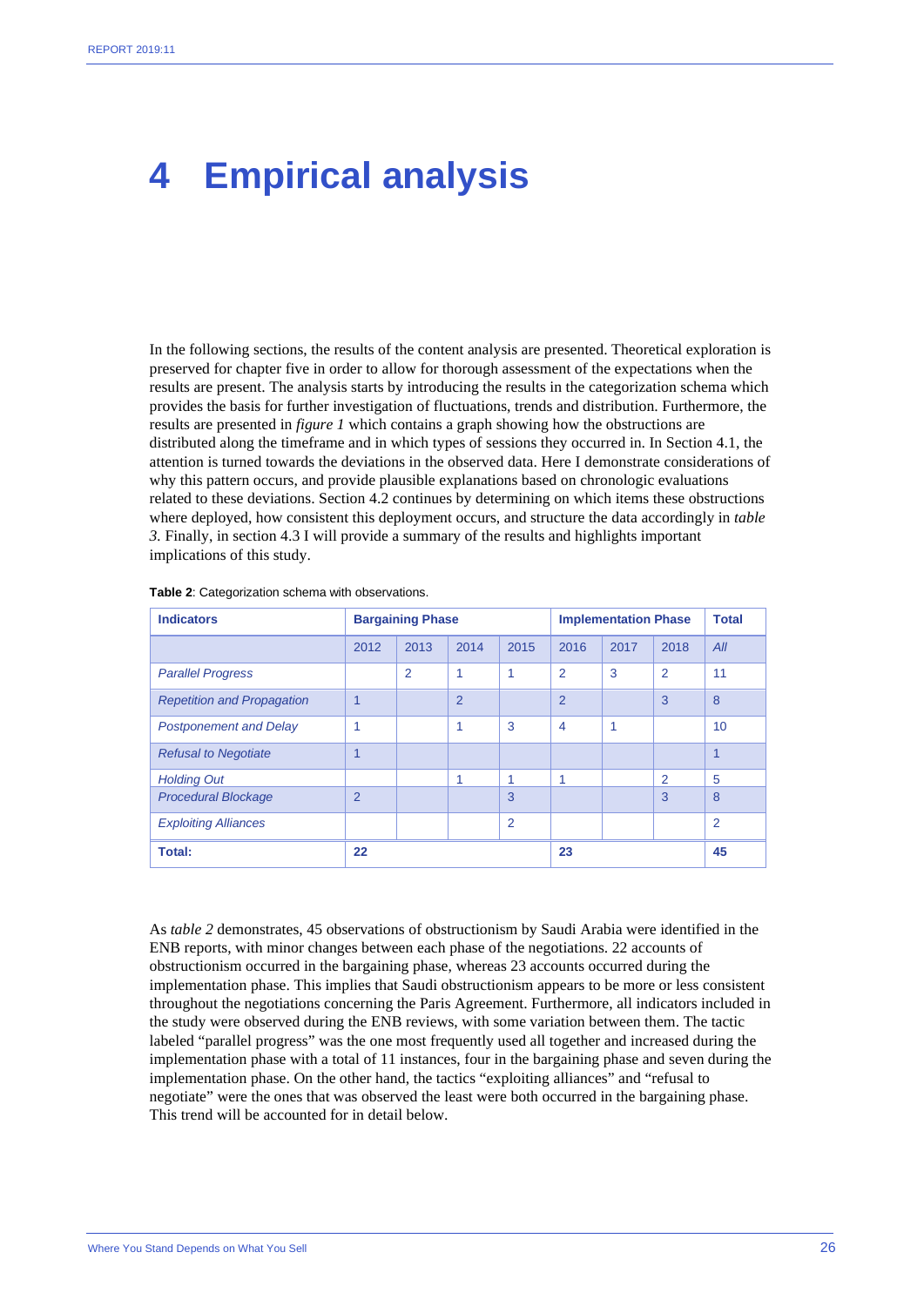# 4 Empirical analysis

In the following sections, the results of the content analysis are presented. Theoretical exploration is preserved for chapter five in order to allow for thorough assessment of the expectations when the results are present. The analysis starts by introducing the results in the categorization schema which provides the basis for further investigation of fluctuations, trends and distribution. Furthermore, the results are presented in *figure 1* which contains a graph showing how the obstructions are distributed along the timeframe and in which types of sessions they occurred in. In Section 4.1, the attention is turned towards the deviations in the observed data. Here I demonstrate considerations of why this pattern occurs, and provide plausible explanations based on chronologic evaluations related to these deviations. Section 4.2 continues by determining on which items these obstructions where deployed, how consistent this deployment occurs, and structure the data accordingly in *table 3*. Finally, in section 4.3 I will provide a summary of the results and highlights important implications of this study.

**Table 2**: Categorization schema with observations.

| **Indicators** | **Bargaining Phase** | | | | **Implementation Phase** | | | **Total** |
|---|---|---|---|---|---|---|---|---|
| | 2012 | 2013 | 2014 | 2015 | 2016 | 2017 | 2018 | *All* |
| *Parallel Progress* | | 2 | 1 | 1 | 2 | 3 | 2 | 11 |
| *Repetition and Propagation* | 1 | | 2 | | 2 | | 3 | 8 |
| *Postponement and Delay* | 1 | | 1 | 3 | 4 | 1 | | 10 |
| *Refusal to Negotiate* | 1 | | | | | | | 1 |
| *Holding Out* | | | 1 | 1 | 1 | | 2 | 5 |
| *Procedural Blockage* | 2 | | | 3 | | | 3 | 8 |
| *Exploiting Alliances* | | | | 2 | | | | 2 |
| **Total:** | **22** | | | | **23** | | | **45** |

As *table 2* demonstrates, 45 observations of obstructionism by Saudi Arabia were identified in the ENB reports, with minor changes between each phase of the negotiations. 22 accounts of obstructionism occurred in the bargaining phase, whereas 23 accounts occurred during the implementation phase. This implies that Saudi obstructionism appears to be more or less consistent throughout the negotiations concerning the Paris Agreement. Furthermore, all indicators included in the study were observed during the ENB reviews, with some variation between them. The tactic labeled "parallel progress" was the one most frequently used all together and increased during the implementation phase with a total of 11 instances, four in the bargaining phase and seven during the implementation phase. On the other hand, the tactics "exploiting alliances" and "refusal to negotiate" were the ones that was observed the least were both occurred in the bargaining phase. This trend will be accounted for in detail below.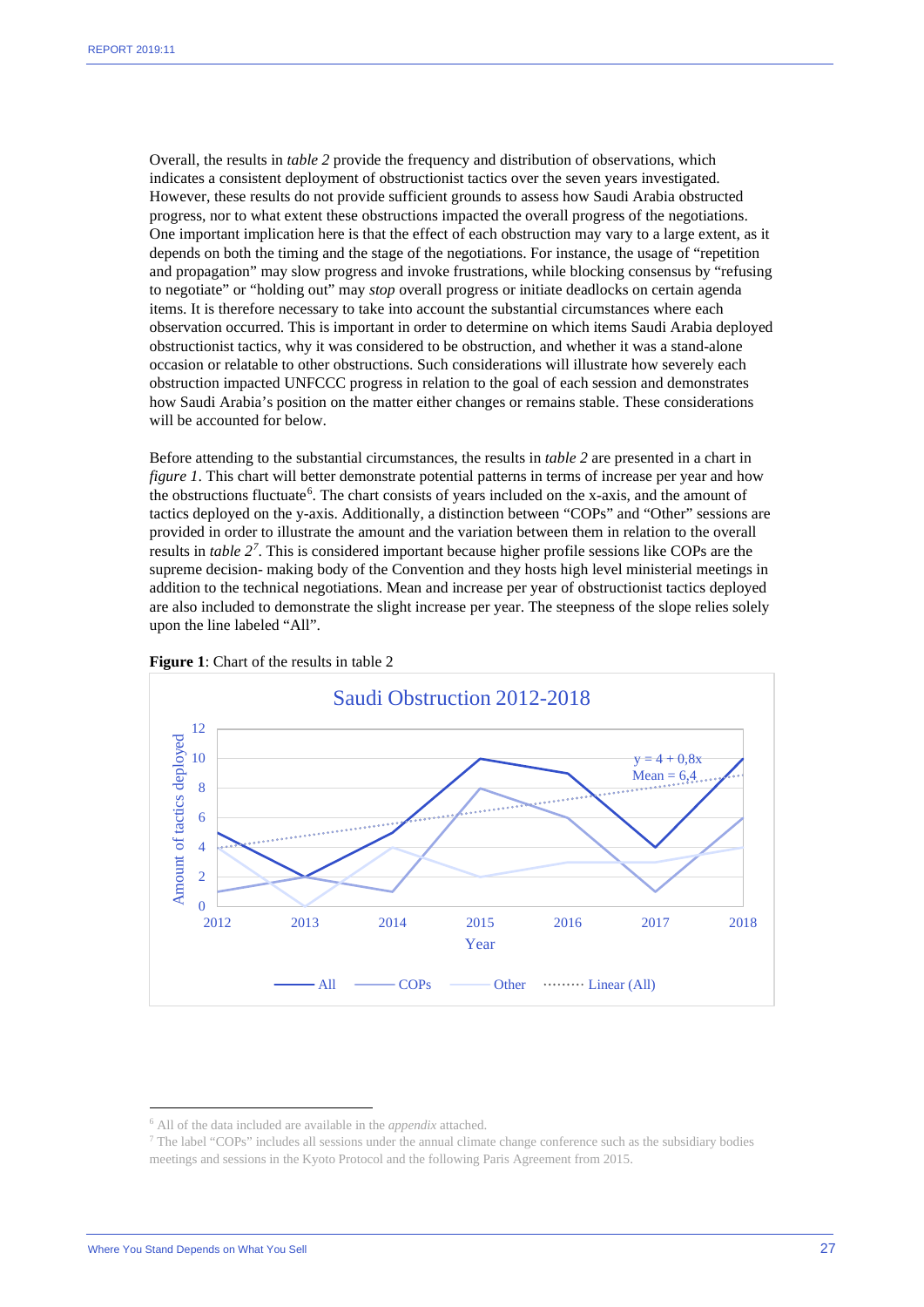Overall, the results in *table 2* provide the frequency and distribution of observations, which indicates a consistent deployment of obstructionist tactics over the seven years investigated. However, these results do not provide sufficient grounds to assess how Saudi Arabia obstructed progress, nor to what extent these obstructions impacted the overall progress of the negotiations. One important implication here is that the effect of each obstruction may vary to a large extent, as it depends on both the timing and the stage of the negotiations. For instance, the usage of "repetition and propagation" may slow progress and invoke frustrations, while blocking consensus by "refusing to negotiate" or "holding out" may *stop* overall progress or initiate deadlocks on certain agenda items. It is therefore necessary to take into account the substantial circumstances where each observation occurred. This is important in order to determine on which items Saudi Arabia deployed obstructionist tactics, why it was considered to be obstruction, and whether it was a stand-alone occasion or relatable to other obstructions. Such considerations will illustrate how severely each obstruction impacted UNFCCC progress in relation to the goal of each session and demonstrates how Saudi Arabia's position on the matter either changes or remains stable. These considerations will be accounted for below.

Before attending to the substantial circumstances, the results in *table 2* are presented in a chart in *figure 1*. This chart will better demonstrate potential patterns in terms of increase per year and how the obstructions fluctuate[6]. The chart consists of years included on the x-axis, and the amount of tactics deployed on the y-axis. Additionally, a distinction between "COPs" and "Other" sessions are provided in order to illustrate the amount and the variation between them in relation to the overall results in *table 2*[7]. This is considered important because higher profile sessions like COPs are the supreme decision- making body of the Convention and they hosts high level ministerial meetings in addition to the technical negotiations. Mean and increase per year of obstructionist tactics deployed are also included to demonstrate the slight increase per year. The steepness of the slope relies solely upon the line labeled "All".

**Figure 1**: Chart of the results in table 2

Saudi Obstruction 2012-2018

| Year | All | COPs | Other |
|---|---|---|---|
| 2012 | 5 | 1 | 4 |
| 2013 | 2 | 2 | 0 |
| 2014 | 5 | 1 | 4 |
| 2015 | 10 | 8 | 2 |
| 2016 | 9 | 6 | 3 |
| 2017 | 4 | 1 | 3 |
| 2018 | 10 | 6 | 4 |

Linear (All): y = 4 + 0,8x; Mean = 6,4

[6] All of the data included are available in the *appendix* attached.

[7] The label "COPs" includes all sessions under the annual climate change conference such as the subsidiary bodies meetings and sessions in the Kyoto Protocol and the following Paris Agreement from 2015.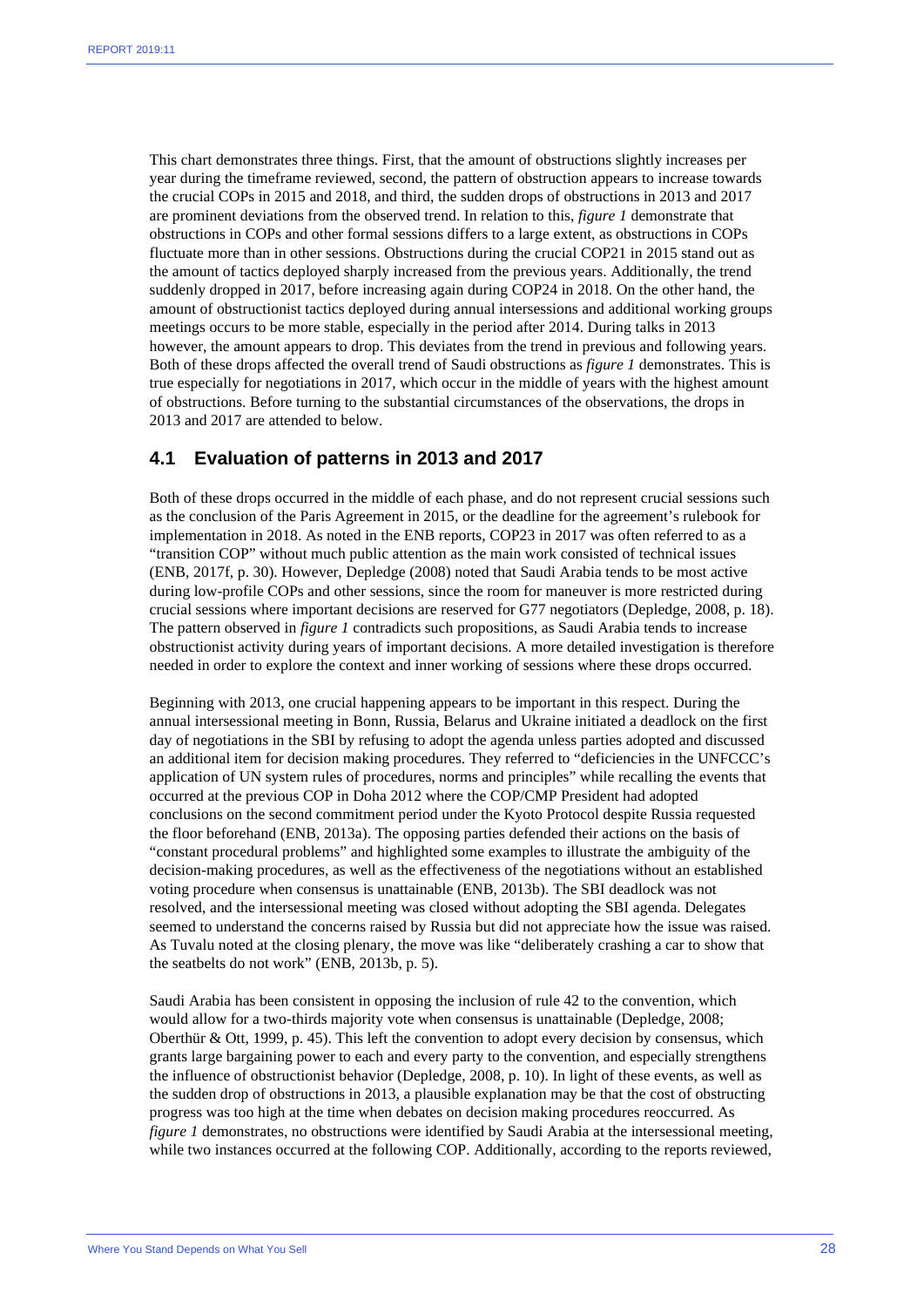This chart demonstrates three things. First, that the amount of obstructions slightly increases per year during the timeframe reviewed, second, the pattern of obstruction appears to increase towards the crucial COPs in 2015 and 2018, and third, the sudden drops of obstructions in 2013 and 2017 are prominent deviations from the observed trend. In relation to this, *figure 1* demonstrate that obstructions in COPs and other formal sessions differs to a large extent, as obstructions in COPs fluctuate more than in other sessions. Obstructions during the crucial COP21 in 2015 stand out as the amount of tactics deployed sharply increased from the previous years. Additionally, the trend suddenly dropped in 2017, before increasing again during COP24 in 2018. On the other hand, the amount of obstructionist tactics deployed during annual intersessions and additional working groups meetings occurs to be more stable, especially in the period after 2014. During talks in 2013 however, the amount appears to drop. This deviates from the trend in previous and following years. Both of these drops affected the overall trend of Saudi obstructions as *figure 1* demonstrates. This is true especially for negotiations in 2017, which occur in the middle of years with the highest amount of obstructions. Before turning to the substantial circumstances of the observations, the drops in 2013 and 2017 are attended to below.

## 4.1 Evaluation of patterns in 2013 and 2017

Both of these drops occurred in the middle of each phase, and do not represent crucial sessions such as the conclusion of the Paris Agreement in 2015, or the deadline for the agreement's rulebook for implementation in 2018. As noted in the ENB reports, COP23 in 2017 was often referred to as a "transition COP" without much public attention as the main work consisted of technical issues (ENB, 2017f, p. 30). However, Depledge (2008) noted that Saudi Arabia tends to be most active during low-profile COPs and other sessions, since the room for maneuver is more restricted during crucial sessions where important decisions are reserved for G77 negotiators (Depledge, 2008, p. 18). The pattern observed in *figure 1* contradicts such propositions, as Saudi Arabia tends to increase obstructionist activity during years of important decisions. A more detailed investigation is therefore needed in order to explore the context and inner working of sessions where these drops occurred.

Beginning with 2013, one crucial happening appears to be important in this respect. During the annual intersessional meeting in Bonn, Russia, Belarus and Ukraine initiated a deadlock on the first day of negotiations in the SBI by refusing to adopt the agenda unless parties adopted and discussed an additional item for decision making procedures. They referred to "deficiencies in the UNFCCC's application of UN system rules of procedures, norms and principles" while recalling the events that occurred at the previous COP in Doha 2012 where the COP/CMP President had adopted conclusions on the second commitment period under the Kyoto Protocol despite Russia requested the floor beforehand (ENB, 2013a). The opposing parties defended their actions on the basis of "constant procedural problems" and highlighted some examples to illustrate the ambiguity of the decision-making procedures, as well as the effectiveness of the negotiations without an established voting procedure when consensus is unattainable (ENB, 2013b). The SBI deadlock was not resolved, and the intersessional meeting was closed without adopting the SBI agenda. Delegates seemed to understand the concerns raised by Russia but did not appreciate how the issue was raised. As Tuvalu noted at the closing plenary, the move was like "deliberately crashing a car to show that the seatbelts do not work" (ENB, 2013b, p. 5).

Saudi Arabia has been consistent in opposing the inclusion of rule 42 to the convention, which would allow for a two-thirds majority vote when consensus is unattainable (Depledge, 2008; Oberthür & Ott, 1999, p. 45). This left the convention to adopt every decision by consensus, which grants large bargaining power to each and every party to the convention, and especially strengthens the influence of obstructionist behavior (Depledge, 2008, p. 10). In light of these events, as well as the sudden drop of obstructions in 2013, a plausible explanation may be that the cost of obstructing progress was too high at the time when debates on decision making procedures reoccurred. As *figure 1* demonstrates, no obstructions were identified by Saudi Arabia at the intersessional meeting, while two instances occurred at the following COP. Additionally, according to the reports reviewed,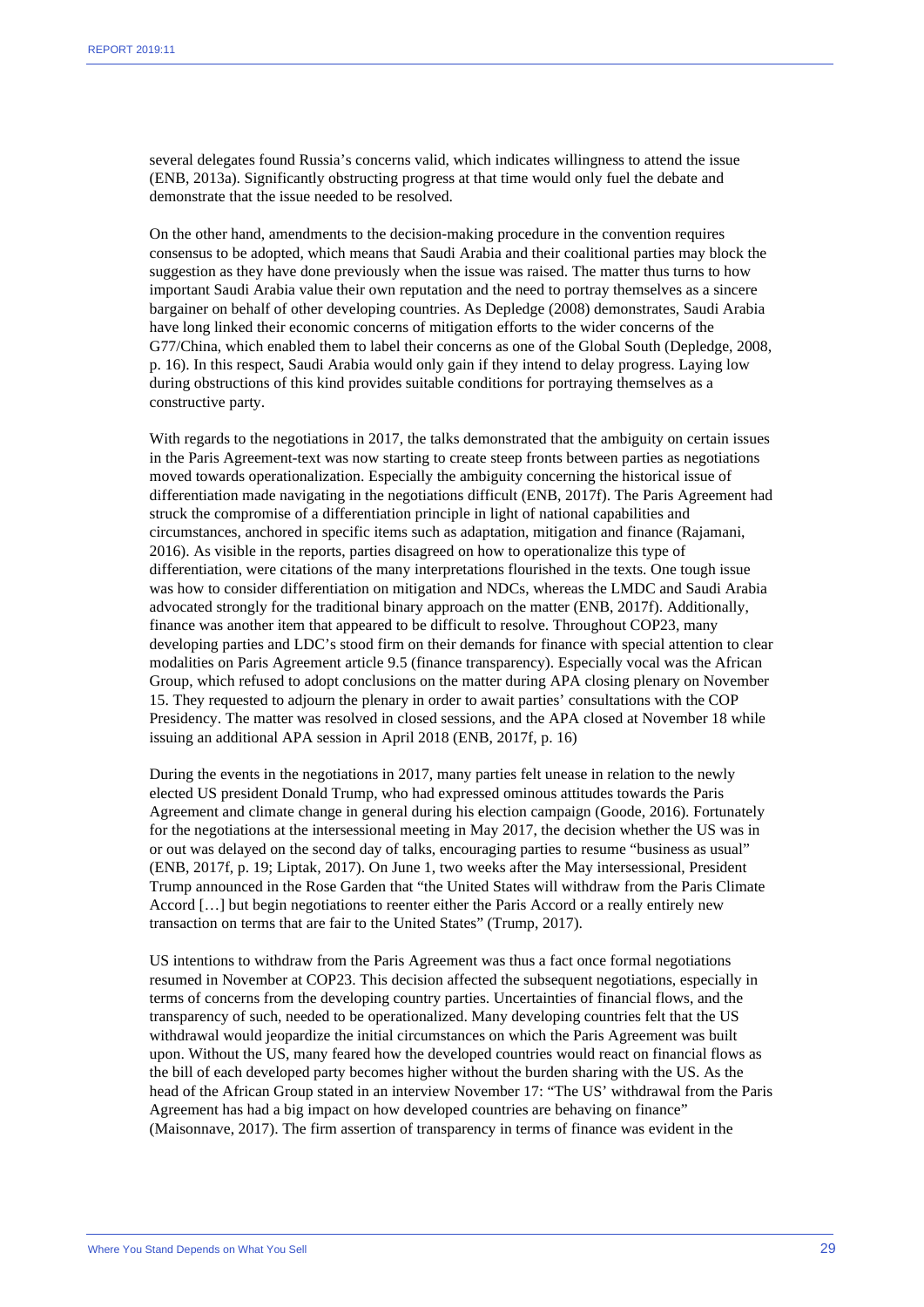several delegates found Russia's concerns valid, which indicates willingness to attend the issue (ENB, 2013a). Significantly obstructing progress at that time would only fuel the debate and demonstrate that the issue needed to be resolved.

On the other hand, amendments to the decision-making procedure in the convention requires consensus to be adopted, which means that Saudi Arabia and their coalitional parties may block the suggestion as they have done previously when the issue was raised. The matter thus turns to how important Saudi Arabia value their own reputation and the need to portray themselves as a sincere bargainer on behalf of other developing countries. As Depledge (2008) demonstrates, Saudi Arabia have long linked their economic concerns of mitigation efforts to the wider concerns of the G77/China, which enabled them to label their concerns as one of the Global South (Depledge, 2008, p. 16). In this respect, Saudi Arabia would only gain if they intend to delay progress. Laying low during obstructions of this kind provides suitable conditions for portraying themselves as a constructive party.

With regards to the negotiations in 2017, the talks demonstrated that the ambiguity on certain issues in the Paris Agreement-text was now starting to create steep fronts between parties as negotiations moved towards operationalization. Especially the ambiguity concerning the historical issue of differentiation made navigating in the negotiations difficult (ENB, 2017f). The Paris Agreement had struck the compromise of a differentiation principle in light of national capabilities and circumstances, anchored in specific items such as adaptation, mitigation and finance (Rajamani, 2016). As visible in the reports, parties disagreed on how to operationalize this type of differentiation, were citations of the many interpretations flourished in the texts. One tough issue was how to consider differentiation on mitigation and NDCs, whereas the LMDC and Saudi Arabia advocated strongly for the traditional binary approach on the matter (ENB, 2017f). Additionally, finance was another item that appeared to be difficult to resolve. Throughout COP23, many developing parties and LDC's stood firm on their demands for finance with special attention to clear modalities on Paris Agreement article 9.5 (finance transparency). Especially vocal was the African Group, which refused to adopt conclusions on the matter during APA closing plenary on November 15. They requested to adjourn the plenary in order to await parties' consultations with the COP Presidency. The matter was resolved in closed sessions, and the APA closed at November 18 while issuing an additional APA session in April 2018 (ENB, 2017f, p. 16)

During the events in the negotiations in 2017, many parties felt unease in relation to the newly elected US president Donald Trump, who had expressed ominous attitudes towards the Paris Agreement and climate change in general during his election campaign (Goode, 2016). Fortunately for the negotiations at the intersessional meeting in May 2017, the decision whether the US was in or out was delayed on the second day of talks, encouraging parties to resume "business as usual" (ENB, 2017f, p. 19; Liptak, 2017). On June 1, two weeks after the May intersessional, President Trump announced in the Rose Garden that "the United States will withdraw from the Paris Climate Accord […] but begin negotiations to reenter either the Paris Accord or a really entirely new transaction on terms that are fair to the United States" (Trump, 2017).

US intentions to withdraw from the Paris Agreement was thus a fact once formal negotiations resumed in November at COP23. This decision affected the subsequent negotiations, especially in terms of concerns from the developing country parties. Uncertainties of financial flows, and the transparency of such, needed to be operationalized. Many developing countries felt that the US withdrawal would jeopardize the initial circumstances on which the Paris Agreement was built upon. Without the US, many feared how the developed countries would react on financial flows as the bill of each developed party becomes higher without the burden sharing with the US. As the head of the African Group stated in an interview November 17: "The US' withdrawal from the Paris Agreement has had a big impact on how developed countries are behaving on finance" (Maisonnave, 2017). The firm assertion of transparency in terms of finance was evident in the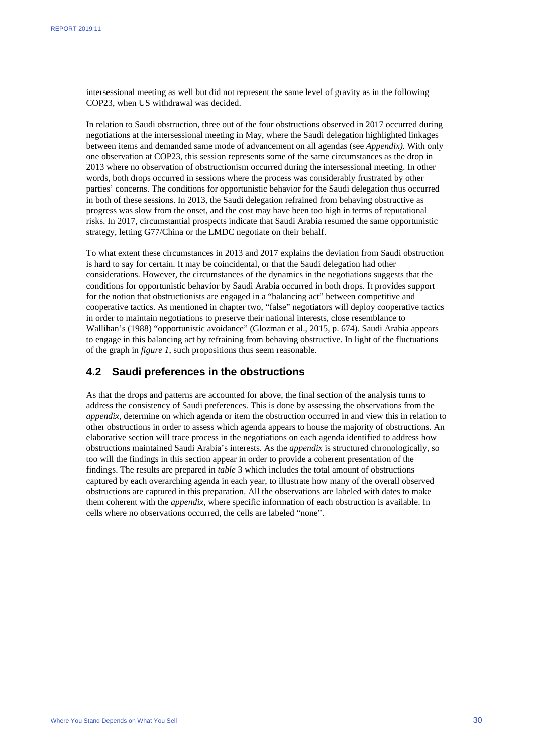intersessional meeting as well but did not represent the same level of gravity as in the following COP23, when US withdrawal was decided.

In relation to Saudi obstruction, three out of the four obstructions observed in 2017 occurred during negotiations at the intersessional meeting in May, where the Saudi delegation highlighted linkages between items and demanded same mode of advancement on all agendas (see *Appendix)*. With only one observation at COP23, this session represents some of the same circumstances as the drop in 2013 where no observation of obstructionism occurred during the intersessional meeting. In other words, both drops occurred in sessions where the process was considerably frustrated by other parties' concerns. The conditions for opportunistic behavior for the Saudi delegation thus occurred in both of these sessions. In 2013, the Saudi delegation refrained from behaving obstructive as progress was slow from the onset, and the cost may have been too high in terms of reputational risks. In 2017, circumstantial prospects indicate that Saudi Arabia resumed the same opportunistic strategy, letting G77/China or the LMDC negotiate on their behalf.

To what extent these circumstances in 2013 and 2017 explains the deviation from Saudi obstruction is hard to say for certain. It may be coincidental, or that the Saudi delegation had other considerations. However, the circumstances of the dynamics in the negotiations suggests that the conditions for opportunistic behavior by Saudi Arabia occurred in both drops. It provides support for the notion that obstructionists are engaged in a "balancing act" between competitive and cooperative tactics. As mentioned in chapter two, "false" negotiators will deploy cooperative tactics in order to maintain negotiations to preserve their national interests, close resemblance to Wallihan's (1988) "opportunistic avoidance" (Glozman et al., 2015, p. 674). Saudi Arabia appears to engage in this balancing act by refraining from behaving obstructive. In light of the fluctuations of the graph in *figure 1*, such propositions thus seem reasonable.

## 4.2 Saudi preferences in the obstructions

As that the drops and patterns are accounted for above, the final section of the analysis turns to address the consistency of Saudi preferences. This is done by assessing the observations from the *appendix*, determine on which agenda or item the obstruction occurred in and view this in relation to other obstructions in order to assess which agenda appears to house the majority of obstructions. An elaborative section will trace process in the negotiations on each agenda identified to address how obstructions maintained Saudi Arabia's interests. As the *appendix* is structured chronologically, so too will the findings in this section appear in order to provide a coherent presentation of the findings. The results are prepared in *table* 3 which includes the total amount of obstructions captured by each overarching agenda in each year, to illustrate how many of the overall observed obstructions are captured in this preparation. All the observations are labeled with dates to make them coherent with the *appendix*, where specific information of each obstruction is available. In cells where no observations occurred, the cells are labeled "none".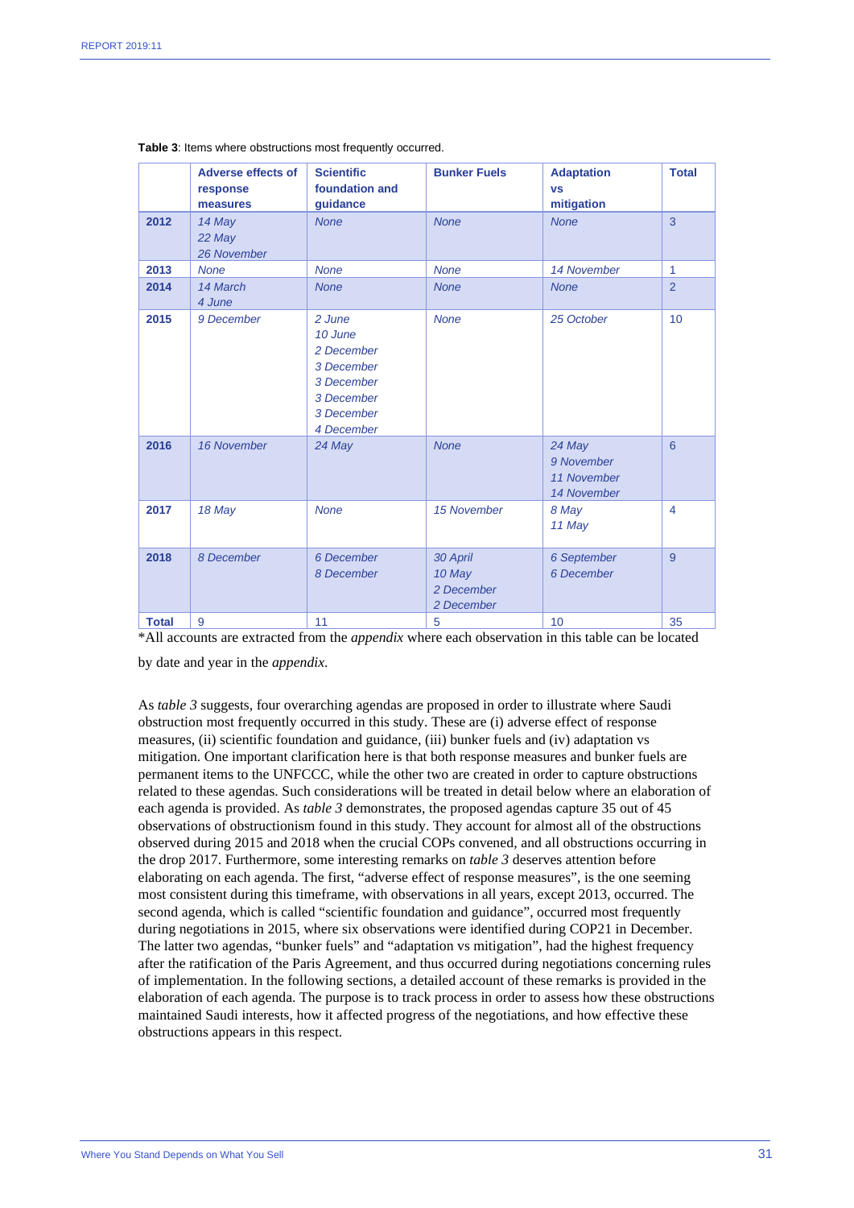**Table 3**: Items where obstructions most frequently occurred.

| | Adverse effects of response measures | Scientific foundation and guidance | Bunker Fuels | Adaptation vs mitigation | Total |
|---|---|---|---|---|---|
| **2012** | *14 May*<br>*22 May*<br>*26 November* | *None* | *None* | *None* | 3 |
| **2013** | *None* | *None* | *None* | *14 November* | 1 |
| **2014** | *14 March*<br>*4 June* | *None* | *None* | *None* | 2 |
| **2015** | *9 December* | *2 June*<br>*10 June*<br>*2 December*<br>*3 December*<br>*3 December*<br>*3 December*<br>*3 December*<br>*4 December* | *None* | *25 October* | 10 |
| **2016** | *16 November* | *24 May* | *None* | *24 May*<br>*9 November*<br>*11 November*<br>*14 November* | 6 |
| **2017** | *18 May* | *None* | *15 November* | *8 May*<br>*11 May* | 4 |
| **2018** | *8 December* | *6 December*<br>*8 December* | *30 April*<br>*10 May*<br>*2 December*<br>*2 December* | *6 September*<br>*6 December* | 9 |
| **Total** | 9 | 11 | 5 | 10 | 35 |

*All accounts are extracted from the *appendix* where each observation in this table can be located by date and year in the *appendix.*

As *table 3* suggests, four overarching agendas are proposed in order to illustrate where Saudi obstruction most frequently occurred in this study. These are (i) adverse effect of response measures, (ii) scientific foundation and guidance, (iii) bunker fuels and (iv) adaptation vs mitigation. One important clarification here is that both response measures and bunker fuels are permanent items to the UNFCCC, while the other two are created in order to capture obstructions related to these agendas. Such considerations will be treated in detail below where an elaboration of each agenda is provided. As *table 3* demonstrates, the proposed agendas capture 35 out of 45 observations of obstructionism found in this study. They account for almost all of the obstructions observed during 2015 and 2018 when the crucial COPs convened, and all obstructions occurring in the drop 2017. Furthermore, some interesting remarks on *table 3* deserves attention before elaborating on each agenda. The first, "adverse effect of response measures", is the one seeming most consistent during this timeframe, with observations in all years, except 2013, occurred. The second agenda, which is called "scientific foundation and guidance", occurred most frequently during negotiations in 2015, where six observations were identified during COP21 in December. The latter two agendas, "bunker fuels" and "adaptation vs mitigation", had the highest frequency after the ratification of the Paris Agreement, and thus occurred during negotiations concerning rules of implementation. In the following sections, a detailed account of these remarks is provided in the elaboration of each agenda. The purpose is to track process in order to assess how these obstructions maintained Saudi interests, how it affected progress of the negotiations, and how effective these obstructions appears in this respect.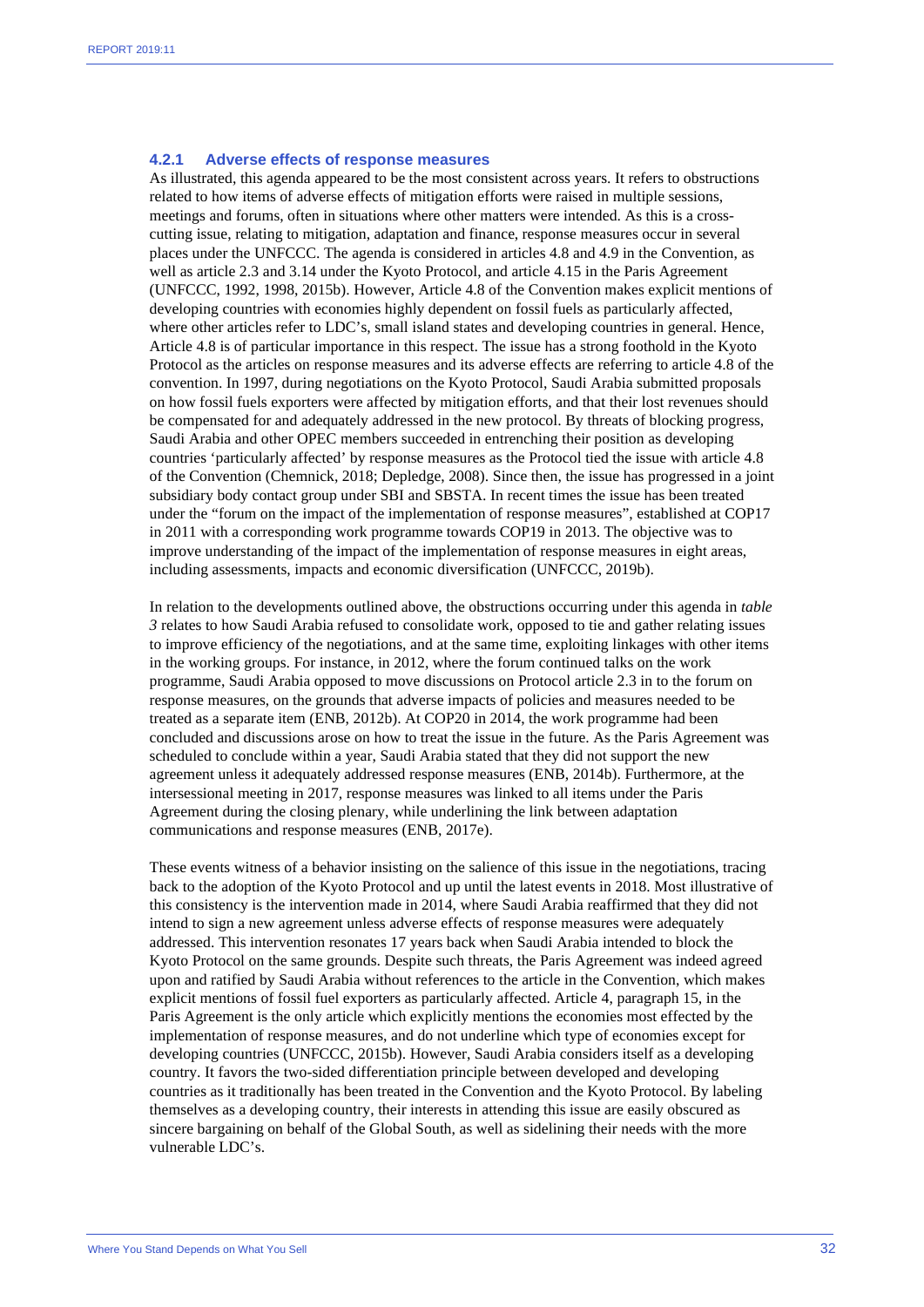### 4.2.1 Adverse effects of response measures

As illustrated, this agenda appeared to be the most consistent across years. It refers to obstructions related to how items of adverse effects of mitigation efforts were raised in multiple sessions, meetings and forums, often in situations where other matters were intended. As this is a cross-cutting issue, relating to mitigation, adaptation and finance, response measures occur in several places under the UNFCCC. The agenda is considered in articles 4.8 and 4.9 in the Convention, as well as article 2.3 and 3.14 under the Kyoto Protocol, and article 4.15 in the Paris Agreement (UNFCCC, 1992, 1998, 2015b). However, Article 4.8 of the Convention makes explicit mentions of developing countries with economies highly dependent on fossil fuels as particularly affected, where other articles refer to LDC's, small island states and developing countries in general. Hence, Article 4.8 is of particular importance in this respect. The issue has a strong foothold in the Kyoto Protocol as the articles on response measures and its adverse effects are referring to article 4.8 of the convention. In 1997, during negotiations on the Kyoto Protocol, Saudi Arabia submitted proposals on how fossil fuels exporters were affected by mitigation efforts, and that their lost revenues should be compensated for and adequately addressed in the new protocol. By threats of blocking progress, Saudi Arabia and other OPEC members succeeded in entrenching their position as developing countries 'particularly affected' by response measures as the Protocol tied the issue with article 4.8 of the Convention (Chemnick, 2018; Depledge, 2008). Since then, the issue has progressed in a joint subsidiary body contact group under SBI and SBSTA. In recent times the issue has been treated under the "forum on the impact of the implementation of response measures", established at COP17 in 2011 with a corresponding work programme towards COP19 in 2013. The objective was to improve understanding of the impact of the implementation of response measures in eight areas, including assessments, impacts and economic diversification (UNFCCC, 2019b).

In relation to the developments outlined above, the obstructions occurring under this agenda in *table 3* relates to how Saudi Arabia refused to consolidate work, opposed to tie and gather relating issues to improve efficiency of the negotiations, and at the same time, exploiting linkages with other items in the working groups. For instance, in 2012, where the forum continued talks on the work programme, Saudi Arabia opposed to move discussions on Protocol article 2.3 in to the forum on response measures, on the grounds that adverse impacts of policies and measures needed to be treated as a separate item (ENB, 2012b). At COP20 in 2014, the work programme had been concluded and discussions arose on how to treat the issue in the future. As the Paris Agreement was scheduled to conclude within a year, Saudi Arabia stated that they did not support the new agreement unless it adequately addressed response measures (ENB, 2014b). Furthermore, at the intersessional meeting in 2017, response measures was linked to all items under the Paris Agreement during the closing plenary, while underlining the link between adaptation communications and response measures (ENB, 2017e).

These events witness of a behavior insisting on the salience of this issue in the negotiations, tracing back to the adoption of the Kyoto Protocol and up until the latest events in 2018. Most illustrative of this consistency is the intervention made in 2014, where Saudi Arabia reaffirmed that they did not intend to sign a new agreement unless adverse effects of response measures were adequately addressed. This intervention resonates 17 years back when Saudi Arabia intended to block the Kyoto Protocol on the same grounds. Despite such threats, the Paris Agreement was indeed agreed upon and ratified by Saudi Arabia without references to the article in the Convention, which makes explicit mentions of fossil fuel exporters as particularly affected. Article 4, paragraph 15, in the Paris Agreement is the only article which explicitly mentions the economies most effected by the implementation of response measures, and do not underline which type of economies except for developing countries (UNFCCC, 2015b). However, Saudi Arabia considers itself as a developing country. It favors the two-sided differentiation principle between developed and developing countries as it traditionally has been treated in the Convention and the Kyoto Protocol. By labeling themselves as a developing country, their interests in attending this issue are easily obscured as sincere bargaining on behalf of the Global South, as well as sidelining their needs with the more vulnerable LDC's.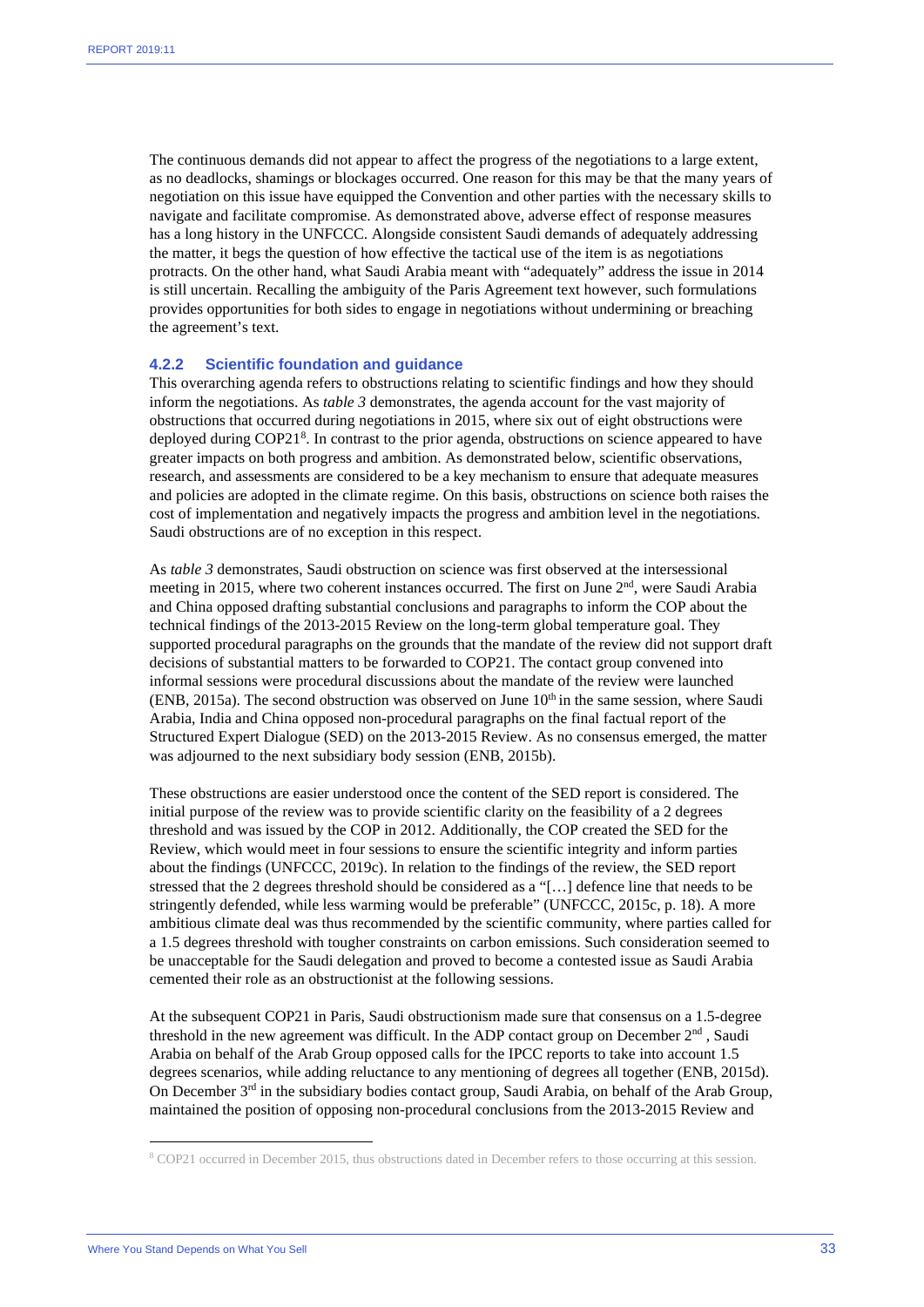The continuous demands did not appear to affect the progress of the negotiations to a large extent, as no deadlocks, shamings or blockages occurred. One reason for this may be that the many years of negotiation on this issue have equipped the Convention and other parties with the necessary skills to navigate and facilitate compromise. As demonstrated above, adverse effect of response measures has a long history in the UNFCCC. Alongside consistent Saudi demands of adequately addressing the matter, it begs the question of how effective the tactical use of the item is as negotiations protracts. On the other hand, what Saudi Arabia meant with "adequately" address the issue in 2014 is still uncertain. Recalling the ambiguity of the Paris Agreement text however, such formulations provides opportunities for both sides to engage in negotiations without undermining or breaching the agreement's text.

### 4.2.2 Scientific foundation and guidance

This overarching agenda refers to obstructions relating to scientific findings and how they should inform the negotiations. As *table 3* demonstrates, the agenda account for the vast majority of obstructions that occurred during negotiations in 2015, where six out of eight obstructions were deployed during COP21[8]. In contrast to the prior agenda, obstructions on science appeared to have greater impacts on both progress and ambition. As demonstrated below, scientific observations, research, and assessments are considered to be a key mechanism to ensure that adequate measures and policies are adopted in the climate regime. On this basis, obstructions on science both raises the cost of implementation and negatively impacts the progress and ambition level in the negotiations. Saudi obstructions are of no exception in this respect.

As *table 3* demonstrates, Saudi obstruction on science was first observed at the intersessional meeting in 2015, where two coherent instances occurred. The first on June 2nd, were Saudi Arabia and China opposed drafting substantial conclusions and paragraphs to inform the COP about the technical findings of the 2013-2015 Review on the long-term global temperature goal. They supported procedural paragraphs on the grounds that the mandate of the review did not support draft decisions of substantial matters to be forwarded to COP21. The contact group convened into informal sessions were procedural discussions about the mandate of the review were launched (ENB, 2015a). The second obstruction was observed on June 10th in the same session, where Saudi Arabia, India and China opposed non-procedural paragraphs on the final factual report of the Structured Expert Dialogue (SED) on the 2013-2015 Review. As no consensus emerged, the matter was adjourned to the next subsidiary body session (ENB, 2015b).

These obstructions are easier understood once the content of the SED report is considered. The initial purpose of the review was to provide scientific clarity on the feasibility of a 2 degrees threshold and was issued by the COP in 2012. Additionally, the COP created the SED for the Review, which would meet in four sessions to ensure the scientific integrity and inform parties about the findings (UNFCCC, 2019c). In relation to the findings of the review, the SED report stressed that the 2 degrees threshold should be considered as a "[…] defence line that needs to be stringently defended, while less warming would be preferable" (UNFCCC, 2015c, p. 18). A more ambitious climate deal was thus recommended by the scientific community, where parties called for a 1.5 degrees threshold with tougher constraints on carbon emissions. Such consideration seemed to be unacceptable for the Saudi delegation and proved to become a contested issue as Saudi Arabia cemented their role as an obstructionist at the following sessions.

At the subsequent COP21 in Paris, Saudi obstructionism made sure that consensus on a 1.5-degree threshold in the new agreement was difficult. In the ADP contact group on December 2nd, Saudi Arabia on behalf of the Arab Group opposed calls for the IPCC reports to take into account 1.5 degrees scenarios, while adding reluctance to any mentioning of degrees all together (ENB, 2015d). On December 3rd in the subsidiary bodies contact group, Saudi Arabia, on behalf of the Arab Group, maintained the position of opposing non-procedural conclusions from the 2013-2015 Review and

[8] COP21 occurred in December 2015, thus obstructions dated in December refers to those occurring at this session.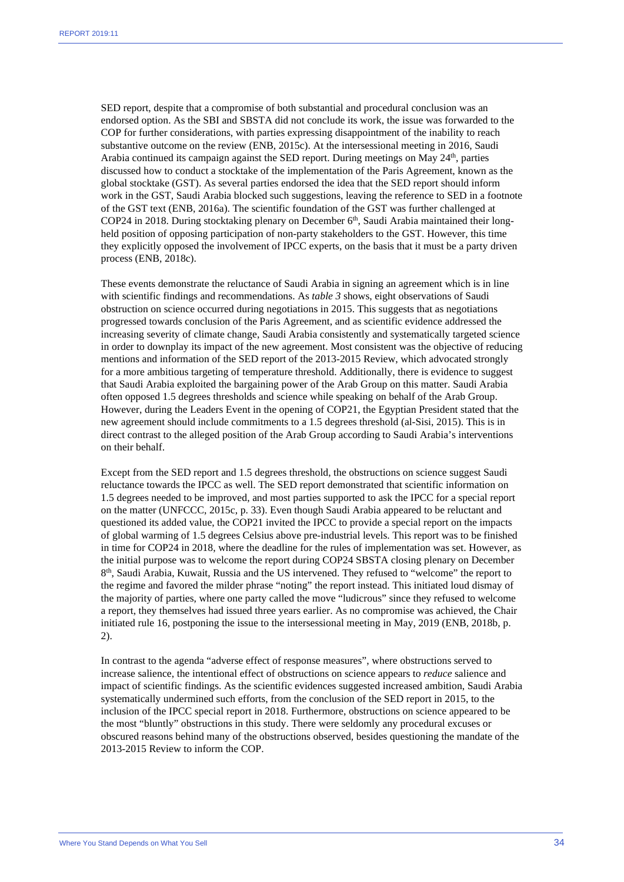SED report, despite that a compromise of both substantial and procedural conclusion was an endorsed option. As the SBI and SBSTA did not conclude its work, the issue was forwarded to the COP for further considerations, with parties expressing disappointment of the inability to reach substantive outcome on the review (ENB, 2015c). At the intersessional meeting in 2016, Saudi Arabia continued its campaign against the SED report. During meetings on May 24th, parties discussed how to conduct a stocktake of the implementation of the Paris Agreement, known as the global stocktake (GST). As several parties endorsed the idea that the SED report should inform work in the GST, Saudi Arabia blocked such suggestions, leaving the reference to SED in a footnote of the GST text (ENB, 2016a). The scientific foundation of the GST was further challenged at COP24 in 2018. During stocktaking plenary on December 6th, Saudi Arabia maintained their long-held position of opposing participation of non-party stakeholders to the GST. However, this time they explicitly opposed the involvement of IPCC experts, on the basis that it must be a party driven process (ENB, 2018c).

These events demonstrate the reluctance of Saudi Arabia in signing an agreement which is in line with scientific findings and recommendations. As *table 3* shows, eight observations of Saudi obstruction on science occurred during negotiations in 2015. This suggests that as negotiations progressed towards conclusion of the Paris Agreement, and as scientific evidence addressed the increasing severity of climate change, Saudi Arabia consistently and systematically targeted science in order to downplay its impact of the new agreement. Most consistent was the objective of reducing mentions and information of the SED report of the 2013-2015 Review, which advocated strongly for a more ambitious targeting of temperature threshold. Additionally, there is evidence to suggest that Saudi Arabia exploited the bargaining power of the Arab Group on this matter. Saudi Arabia often opposed 1.5 degrees thresholds and science while speaking on behalf of the Arab Group. However, during the Leaders Event in the opening of COP21, the Egyptian President stated that the new agreement should include commitments to a 1.5 degrees threshold (al-Sisi, 2015). This is in direct contrast to the alleged position of the Arab Group according to Saudi Arabia's interventions on their behalf.

Except from the SED report and 1.5 degrees threshold, the obstructions on science suggest Saudi reluctance towards the IPCC as well. The SED report demonstrated that scientific information on 1.5 degrees needed to be improved, and most parties supported to ask the IPCC for a special report on the matter (UNFCCC, 2015c, p. 33). Even though Saudi Arabia appeared to be reluctant and questioned its added value, the COP21 invited the IPCC to provide a special report on the impacts of global warming of 1.5 degrees Celsius above pre-industrial levels. This report was to be finished in time for COP24 in 2018, where the deadline for the rules of implementation was set. However, as the initial purpose was to welcome the report during COP24 SBSTA closing plenary on December 8th, Saudi Arabia, Kuwait, Russia and the US intervened. They refused to "welcome" the report to the regime and favored the milder phrase "noting" the report instead. This initiated loud dismay of the majority of parties, where one party called the move "ludicrous" since they refused to welcome a report, they themselves had issued three years earlier. As no compromise was achieved, the Chair initiated rule 16, postponing the issue to the intersessional meeting in May, 2019 (ENB, 2018b, p. 2).

In contrast to the agenda "adverse effect of response measures", where obstructions served to increase salience, the intentional effect of obstructions on science appears to *reduce* salience and impact of scientific findings. As the scientific evidences suggested increased ambition, Saudi Arabia systematically undermined such efforts, from the conclusion of the SED report in 2015, to the inclusion of the IPCC special report in 2018. Furthermore, obstructions on science appeared to be the most "bluntly" obstructions in this study. There were seldomly any procedural excuses or obscured reasons behind many of the obstructions observed, besides questioning the mandate of the 2013-2015 Review to inform the COP.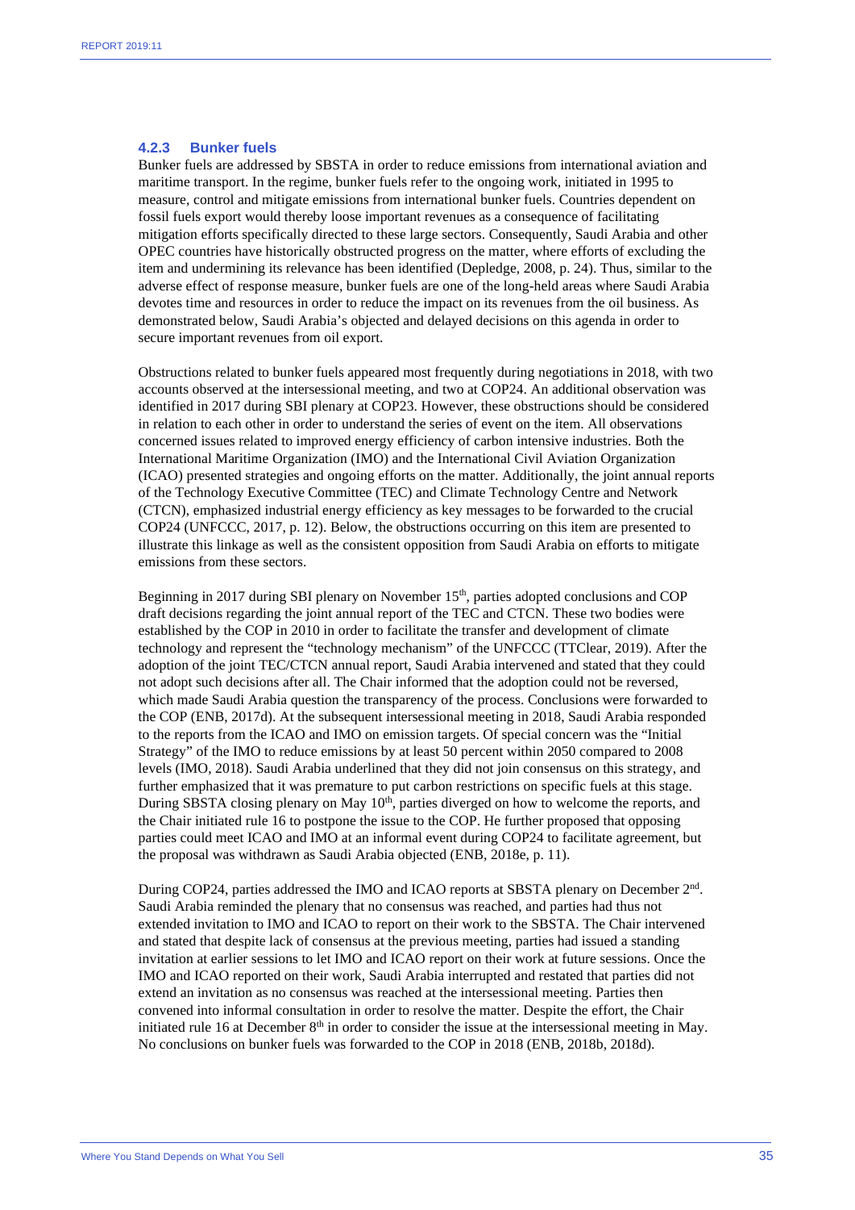### 4.2.3 Bunker fuels

Bunker fuels are addressed by SBSTA in order to reduce emissions from international aviation and maritime transport. In the regime, bunker fuels refer to the ongoing work, initiated in 1995 to measure, control and mitigate emissions from international bunker fuels. Countries dependent on fossil fuels export would thereby loose important revenues as a consequence of facilitating mitigation efforts specifically directed to these large sectors. Consequently, Saudi Arabia and other OPEC countries have historically obstructed progress on the matter, where efforts of excluding the item and undermining its relevance has been identified (Depledge, 2008, p. 24). Thus, similar to the adverse effect of response measure, bunker fuels are one of the long-held areas where Saudi Arabia devotes time and resources in order to reduce the impact on its revenues from the oil business. As demonstrated below, Saudi Arabia's objected and delayed decisions on this agenda in order to secure important revenues from oil export.

Obstructions related to bunker fuels appeared most frequently during negotiations in 2018, with two accounts observed at the intersessional meeting, and two at COP24. An additional observation was identified in 2017 during SBI plenary at COP23. However, these obstructions should be considered in relation to each other in order to understand the series of event on the item. All observations concerned issues related to improved energy efficiency of carbon intensive industries. Both the International Maritime Organization (IMO) and the International Civil Aviation Organization (ICAO) presented strategies and ongoing efforts on the matter. Additionally, the joint annual reports of the Technology Executive Committee (TEC) and Climate Technology Centre and Network (CTCN), emphasized industrial energy efficiency as key messages to be forwarded to the crucial COP24 (UNFCCC, 2017, p. 12). Below, the obstructions occurring on this item are presented to illustrate this linkage as well as the consistent opposition from Saudi Arabia on efforts to mitigate emissions from these sectors.

Beginning in 2017 during SBI plenary on November 15th, parties adopted conclusions and COP draft decisions regarding the joint annual report of the TEC and CTCN. These two bodies were established by the COP in 2010 in order to facilitate the transfer and development of climate technology and represent the "technology mechanism" of the UNFCCC (TTClear, 2019). After the adoption of the joint TEC/CTCN annual report, Saudi Arabia intervened and stated that they could not adopt such decisions after all. The Chair informed that the adoption could not be reversed, which made Saudi Arabia question the transparency of the process. Conclusions were forwarded to the COP (ENB, 2017d). At the subsequent intersessional meeting in 2018, Saudi Arabia responded to the reports from the ICAO and IMO on emission targets. Of special concern was the "Initial Strategy" of the IMO to reduce emissions by at least 50 percent within 2050 compared to 2008 levels (IMO, 2018). Saudi Arabia underlined that they did not join consensus on this strategy, and further emphasized that it was premature to put carbon restrictions on specific fuels at this stage. During SBSTA closing plenary on May 10th, parties diverged on how to welcome the reports, and the Chair initiated rule 16 to postpone the issue to the COP. He further proposed that opposing parties could meet ICAO and IMO at an informal event during COP24 to facilitate agreement, but the proposal was withdrawn as Saudi Arabia objected (ENB, 2018e, p. 11).

During COP24, parties addressed the IMO and ICAO reports at SBSTA plenary on December 2nd. Saudi Arabia reminded the plenary that no consensus was reached, and parties had thus not extended invitation to IMO and ICAO to report on their work to the SBSTA. The Chair intervened and stated that despite lack of consensus at the previous meeting, parties had issued a standing invitation at earlier sessions to let IMO and ICAO report on their work at future sessions. Once the IMO and ICAO reported on their work, Saudi Arabia interrupted and restated that parties did not extend an invitation as no consensus was reached at the intersessional meeting. Parties then convened into informal consultation in order to resolve the matter. Despite the effort, the Chair initiated rule 16 at December 8th in order to consider the issue at the intersessional meeting in May. No conclusions on bunker fuels was forwarded to the COP in 2018 (ENB, 2018b, 2018d).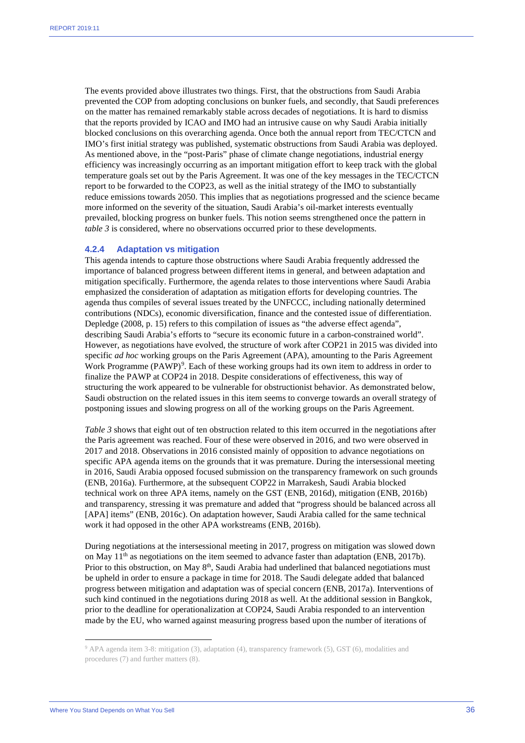The events provided above illustrates two things. First, that the obstructions from Saudi Arabia prevented the COP from adopting conclusions on bunker fuels, and secondly, that Saudi preferences on the matter has remained remarkably stable across decades of negotiations. It is hard to dismiss that the reports provided by ICAO and IMO had an intrusive cause on why Saudi Arabia initially blocked conclusions on this overarching agenda. Once both the annual report from TEC/CTCN and IMO's first initial strategy was published, systematic obstructions from Saudi Arabia was deployed. As mentioned above, in the "post-Paris" phase of climate change negotiations, industrial energy efficiency was increasingly occurring as an important mitigation effort to keep track with the global temperature goals set out by the Paris Agreement. It was one of the key messages in the TEC/CTCN report to be forwarded to the COP23, as well as the initial strategy of the IMO to substantially reduce emissions towards 2050. This implies that as negotiations progressed and the science became more informed on the severity of the situation, Saudi Arabia's oil-market interests eventually prevailed, blocking progress on bunker fuels. This notion seems strengthened once the pattern in *table 3* is considered, where no observations occurred prior to these developments.

#### 4.2.4 Adaptation vs mitigation

This agenda intends to capture those obstructions where Saudi Arabia frequently addressed the importance of balanced progress between different items in general, and between adaptation and mitigation specifically. Furthermore, the agenda relates to those interventions where Saudi Arabia emphasized the consideration of adaptation as mitigation efforts for developing countries. The agenda thus compiles of several issues treated by the UNFCCC, including nationally determined contributions (NDCs), economic diversification, finance and the contested issue of differentiation. Depledge (2008, p. 15) refers to this compilation of issues as "the adverse effect agenda", describing Saudi Arabia's efforts to "secure its economic future in a carbon-constrained world". However, as negotiations have evolved, the structure of work after COP21 in 2015 was divided into specific *ad hoc* working groups on the Paris Agreement (APA), amounting to the Paris Agreement Work Programme (PAWP)[9]. Each of these working groups had its own item to address in order to finalize the PAWP at COP24 in 2018. Despite considerations of effectiveness, this way of structuring the work appeared to be vulnerable for obstructionist behavior. As demonstrated below, Saudi obstruction on the related issues in this item seems to converge towards an overall strategy of postponing issues and slowing progress on all of the working groups on the Paris Agreement.

*Table 3* shows that eight out of ten obstruction related to this item occurred in the negotiations after the Paris agreement was reached. Four of these were observed in 2016, and two were observed in 2017 and 2018. Observations in 2016 consisted mainly of opposition to advance negotiations on specific APA agenda items on the grounds that it was premature. During the intersessional meeting in 2016, Saudi Arabia opposed focused submission on the transparency framework on such grounds (ENB, 2016a). Furthermore, at the subsequent COP22 in Marrakesh, Saudi Arabia blocked technical work on three APA items, namely on the GST (ENB, 2016d), mitigation (ENB, 2016b) and transparency, stressing it was premature and added that "progress should be balanced across all [APA] items" (ENB, 2016c). On adaptation however, Saudi Arabia called for the same technical work it had opposed in the other APA workstreams (ENB, 2016b).

During negotiations at the intersessional meeting in 2017, progress on mitigation was slowed down on May 11th as negotiations on the item seemed to advance faster than adaptation (ENB, 2017b). Prior to this obstruction, on May 8th, Saudi Arabia had underlined that balanced negotiations must be upheld in order to ensure a package in time for 2018. The Saudi delegate added that balanced progress between mitigation and adaptation was of special concern (ENB, 2017a). Interventions of such kind continued in the negotiations during 2018 as well. At the additional session in Bangkok, prior to the deadline for operationalization at COP24, Saudi Arabia responded to an intervention made by the EU, who warned against measuring progress based upon the number of iterations of

---

[9] APA agenda item 3-8: mitigation (3), adaptation (4), transparency framework (5), GST (6), modalities and procedures (7) and further matters (8).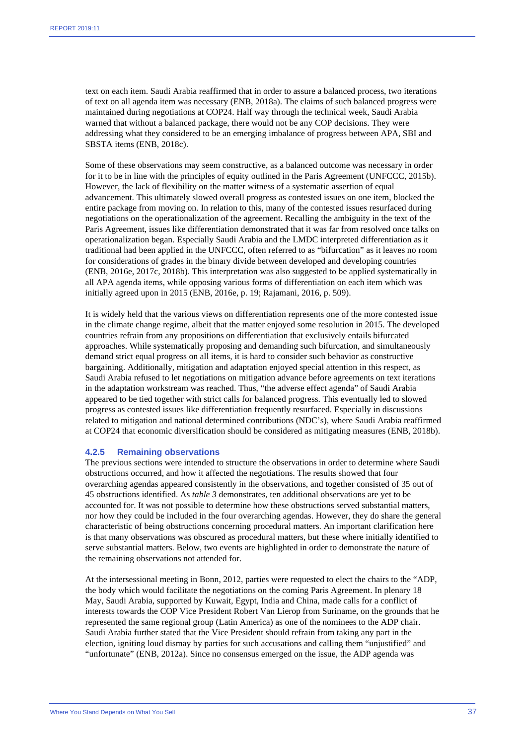text on each item. Saudi Arabia reaffirmed that in order to assure a balanced process, two iterations of text on all agenda item was necessary (ENB, 2018a). The claims of such balanced progress were maintained during negotiations at COP24. Half way through the technical week, Saudi Arabia warned that without a balanced package, there would not be any COP decisions. They were addressing what they considered to be an emerging imbalance of progress between APA, SBI and SBSTA items (ENB, 2018c).

Some of these observations may seem constructive, as a balanced outcome was necessary in order for it to be in line with the principles of equity outlined in the Paris Agreement (UNFCCC, 2015b). However, the lack of flexibility on the matter witness of a systematic assertion of equal advancement. This ultimately slowed overall progress as contested issues on one item, blocked the entire package from moving on. In relation to this, many of the contested issues resurfaced during negotiations on the operationalization of the agreement. Recalling the ambiguity in the text of the Paris Agreement, issues like differentiation demonstrated that it was far from resolved once talks on operationalization began. Especially Saudi Arabia and the LMDC interpreted differentiation as it traditional had been applied in the UNFCCC, often referred to as "bifurcation" as it leaves no room for considerations of grades in the binary divide between developed and developing countries (ENB, 2016e, 2017c, 2018b). This interpretation was also suggested to be applied systematically in all APA agenda items, while opposing various forms of differentiation on each item which was initially agreed upon in 2015 (ENB, 2016e, p. 19; Rajamani, 2016, p. 509).

It is widely held that the various views on differentiation represents one of the more contested issue in the climate change regime, albeit that the matter enjoyed some resolution in 2015. The developed countries refrain from any propositions on differentiation that exclusively entails bifurcated approaches. While systematically proposing and demanding such bifurcation, and simultaneously demand strict equal progress on all items, it is hard to consider such behavior as constructive bargaining. Additionally, mitigation and adaptation enjoyed special attention in this respect, as Saudi Arabia refused to let negotiations on mitigation advance before agreements on text iterations in the adaptation workstream was reached. Thus, "the adverse effect agenda" of Saudi Arabia appeared to be tied together with strict calls for balanced progress. This eventually led to slowed progress as contested issues like differentiation frequently resurfaced. Especially in discussions related to mitigation and national determined contributions (NDC's), where Saudi Arabia reaffirmed at COP24 that economic diversification should be considered as mitigating measures (ENB, 2018b).

### 4.2.5 Remaining observations

The previous sections were intended to structure the observations in order to determine where Saudi obstructions occurred, and how it affected the negotiations. The results showed that four overarching agendas appeared consistently in the observations, and together consisted of 35 out of 45 obstructions identified. As *table 3* demonstrates, ten additional observations are yet to be accounted for. It was not possible to determine how these obstructions served substantial matters, nor how they could be included in the four overarching agendas. However, they do share the general characteristic of being obstructions concerning procedural matters. An important clarification here is that many observations was obscured as procedural matters, but these where initially identified to serve substantial matters. Below, two events are highlighted in order to demonstrate the nature of the remaining observations not attended for.

At the intersessional meeting in Bonn, 2012, parties were requested to elect the chairs to the "ADP, the body which would facilitate the negotiations on the coming Paris Agreement. In plenary 18 May, Saudi Arabia, supported by Kuwait, Egypt, India and China, made calls for a conflict of interests towards the COP Vice President Robert Van Lierop from Suriname, on the grounds that he represented the same regional group (Latin America) as one of the nominees to the ADP chair. Saudi Arabia further stated that the Vice President should refrain from taking any part in the election, igniting loud dismay by parties for such accusations and calling them "unjustified" and "unfortunate" (ENB, 2012a). Since no consensus emerged on the issue, the ADP agenda was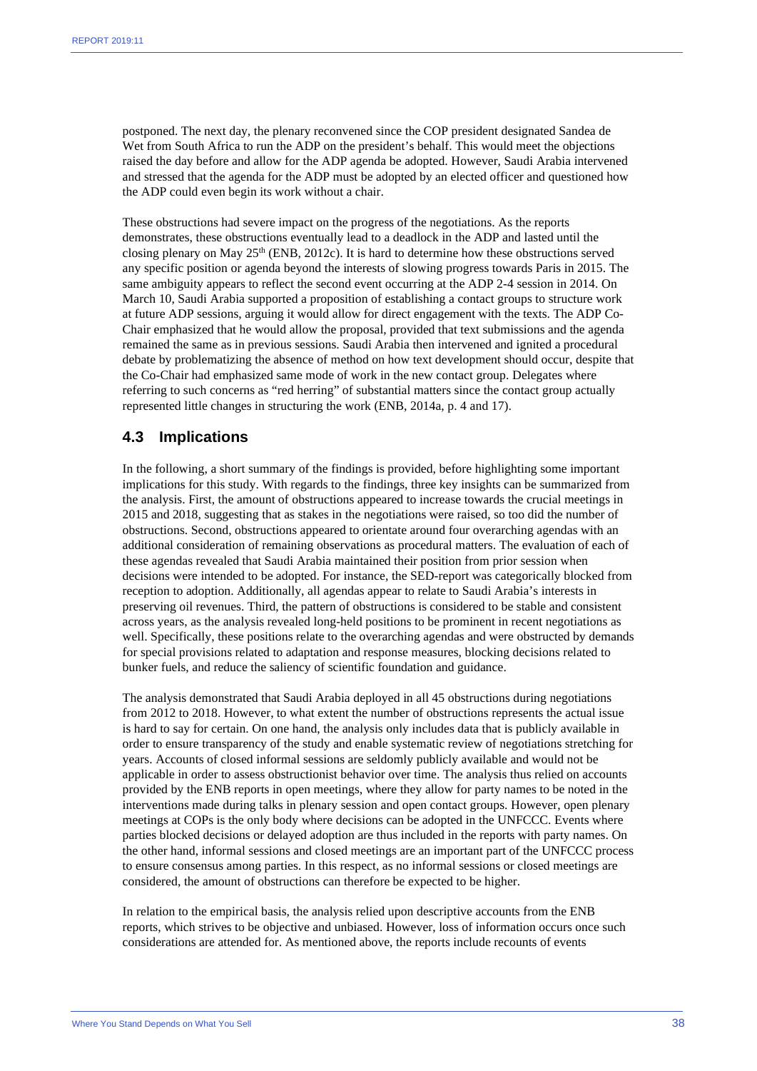postponed. The next day, the plenary reconvened since the COP president designated Sandea de Wet from South Africa to run the ADP on the president's behalf. This would meet the objections raised the day before and allow for the ADP agenda be adopted. However, Saudi Arabia intervened and stressed that the agenda for the ADP must be adopted by an elected officer and questioned how the ADP could even begin its work without a chair.

These obstructions had severe impact on the progress of the negotiations. As the reports demonstrates, these obstructions eventually lead to a deadlock in the ADP and lasted until the closing plenary on May 25th (ENB, 2012c). It is hard to determine how these obstructions served any specific position or agenda beyond the interests of slowing progress towards Paris in 2015. The same ambiguity appears to reflect the second event occurring at the ADP 2-4 session in 2014. On March 10, Saudi Arabia supported a proposition of establishing a contact groups to structure work at future ADP sessions, arguing it would allow for direct engagement with the texts. The ADP Co-Chair emphasized that he would allow the proposal, provided that text submissions and the agenda remained the same as in previous sessions. Saudi Arabia then intervened and ignited a procedural debate by problematizing the absence of method on how text development should occur, despite that the Co-Chair had emphasized same mode of work in the new contact group. Delegates where referring to such concerns as "red herring" of substantial matters since the contact group actually represented little changes in structuring the work (ENB, 2014a, p. 4 and 17).

## 4.3 Implications

In the following, a short summary of the findings is provided, before highlighting some important implications for this study. With regards to the findings, three key insights can be summarized from the analysis. First, the amount of obstructions appeared to increase towards the crucial meetings in 2015 and 2018, suggesting that as stakes in the negotiations were raised, so too did the number of obstructions. Second, obstructions appeared to orientate around four overarching agendas with an additional consideration of remaining observations as procedural matters. The evaluation of each of these agendas revealed that Saudi Arabia maintained their position from prior session when decisions were intended to be adopted. For instance, the SED-report was categorically blocked from reception to adoption. Additionally, all agendas appear to relate to Saudi Arabia's interests in preserving oil revenues. Third, the pattern of obstructions is considered to be stable and consistent across years, as the analysis revealed long-held positions to be prominent in recent negotiations as well. Specifically, these positions relate to the overarching agendas and were obstructed by demands for special provisions related to adaptation and response measures, blocking decisions related to bunker fuels, and reduce the saliency of scientific foundation and guidance.

The analysis demonstrated that Saudi Arabia deployed in all 45 obstructions during negotiations from 2012 to 2018. However, to what extent the number of obstructions represents the actual issue is hard to say for certain. On one hand, the analysis only includes data that is publicly available in order to ensure transparency of the study and enable systematic review of negotiations stretching for years. Accounts of closed informal sessions are seldomly publicly available and would not be applicable in order to assess obstructionist behavior over time. The analysis thus relied on accounts provided by the ENB reports in open meetings, where they allow for party names to be noted in the interventions made during talks in plenary session and open contact groups. However, open plenary meetings at COPs is the only body where decisions can be adopted in the UNFCCC. Events where parties blocked decisions or delayed adoption are thus included in the reports with party names. On the other hand, informal sessions and closed meetings are an important part of the UNFCCC process to ensure consensus among parties. In this respect, as no informal sessions or closed meetings are considered, the amount of obstructions can therefore be expected to be higher.

In relation to the empirical basis, the analysis relied upon descriptive accounts from the ENB reports, which strives to be objective and unbiased. However, loss of information occurs once such considerations are attended for. As mentioned above, the reports include recounts of events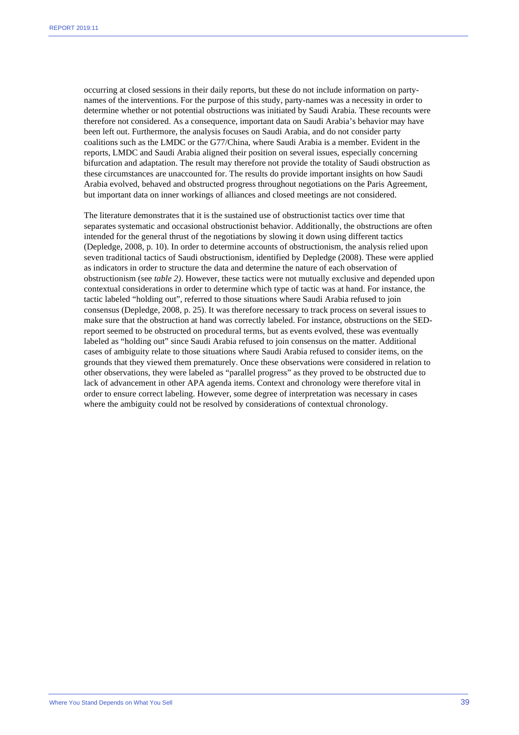occurring at closed sessions in their daily reports, but these do not include information on party-names of the interventions. For the purpose of this study, party-names was a necessity in order to determine whether or not potential obstructions was initiated by Saudi Arabia. These recounts were therefore not considered. As a consequence, important data on Saudi Arabia's behavior may have been left out. Furthermore, the analysis focuses on Saudi Arabia, and do not consider party coalitions such as the LMDC or the G77/China, where Saudi Arabia is a member. Evident in the reports, LMDC and Saudi Arabia aligned their position on several issues, especially concerning bifurcation and adaptation. The result may therefore not provide the totality of Saudi obstruction as these circumstances are unaccounted for. The results do provide important insights on how Saudi Arabia evolved, behaved and obstructed progress throughout negotiations on the Paris Agreement, but important data on inner workings of alliances and closed meetings are not considered.

The literature demonstrates that it is the sustained use of obstructionist tactics over time that separates systematic and occasional obstructionist behavior. Additionally, the obstructions are often intended for the general thrust of the negotiations by slowing it down using different tactics (Depledge, 2008, p. 10). In order to determine accounts of obstructionism, the analysis relied upon seven traditional tactics of Saudi obstructionism, identified by Depledge (2008). These were applied as indicators in order to structure the data and determine the nature of each observation of obstructionism (see *table 2)*. However, these tactics were not mutually exclusive and depended upon contextual considerations in order to determine which type of tactic was at hand. For instance, the tactic labeled "holding out", referred to those situations where Saudi Arabia refused to join consensus (Depledge, 2008, p. 25). It was therefore necessary to track process on several issues to make sure that the obstruction at hand was correctly labeled. For instance, obstructions on the SED-report seemed to be obstructed on procedural terms, but as events evolved, these was eventually labeled as "holding out" since Saudi Arabia refused to join consensus on the matter. Additional cases of ambiguity relate to those situations where Saudi Arabia refused to consider items, on the grounds that they viewed them prematurely. Once these observations were considered in relation to other observations, they were labeled as "parallel progress" as they proved to be obstructed due to lack of advancement in other APA agenda items. Context and chronology were therefore vital in order to ensure correct labeling. However, some degree of interpretation was necessary in cases where the ambiguity could not be resolved by considerations of contextual chronology.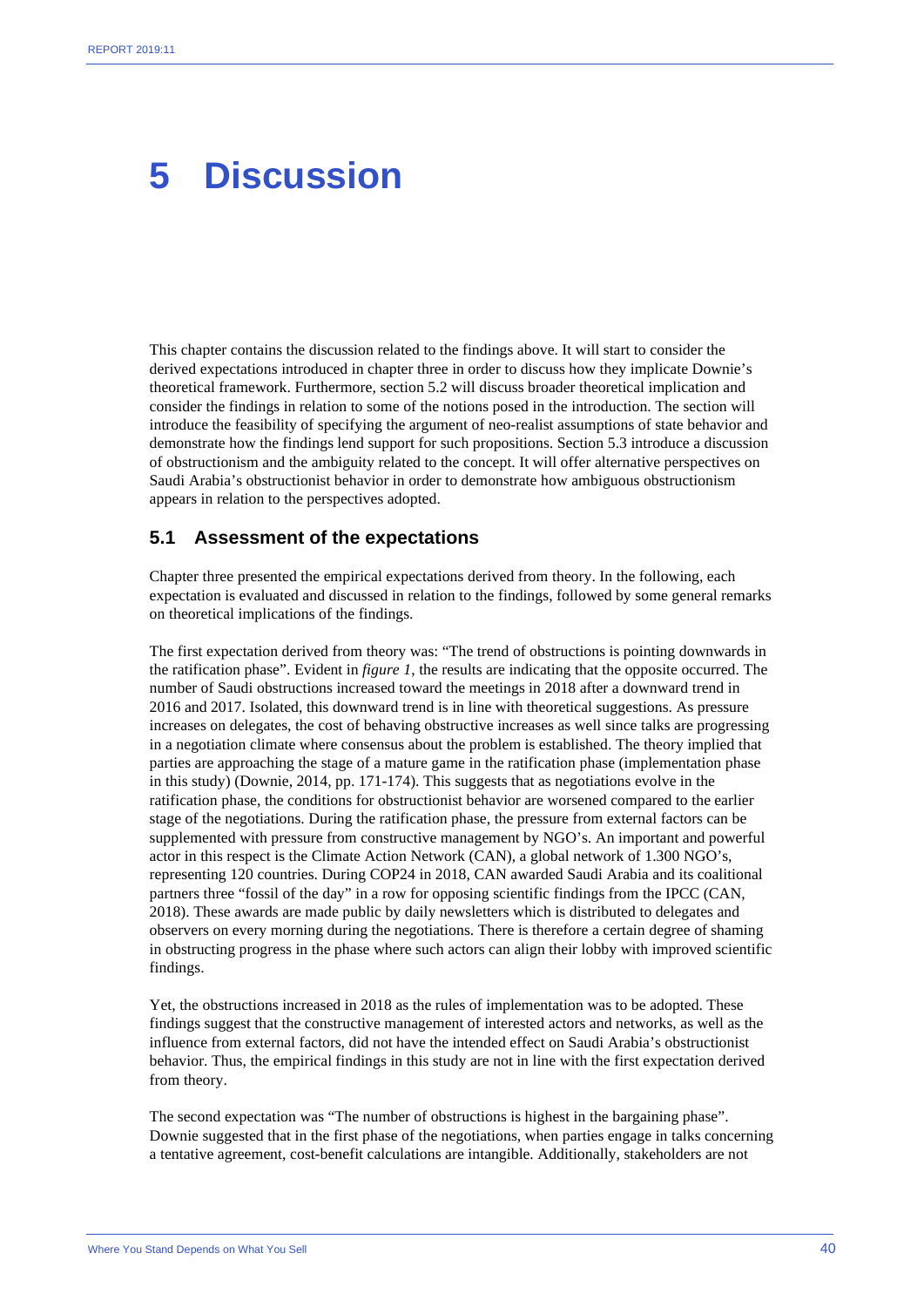# 5 Discussion

This chapter contains the discussion related to the findings above. It will start to consider the derived expectations introduced in chapter three in order to discuss how they implicate Downie's theoretical framework. Furthermore, section 5.2 will discuss broader theoretical implication and consider the findings in relation to some of the notions posed in the introduction. The section will introduce the feasibility of specifying the argument of neo-realist assumptions of state behavior and demonstrate how the findings lend support for such propositions. Section 5.3 introduce a discussion of obstructionism and the ambiguity related to the concept. It will offer alternative perspectives on Saudi Arabia's obstructionist behavior in order to demonstrate how ambiguous obstructionism appears in relation to the perspectives adopted.

## 5.1 Assessment of the expectations

Chapter three presented the empirical expectations derived from theory. In the following, each expectation is evaluated and discussed in relation to the findings, followed by some general remarks on theoretical implications of the findings.

The first expectation derived from theory was: "The trend of obstructions is pointing downwards in the ratification phase". Evident in *figure 1*, the results are indicating that the opposite occurred. The number of Saudi obstructions increased toward the meetings in 2018 after a downward trend in 2016 and 2017. Isolated, this downward trend is in line with theoretical suggestions. As pressure increases on delegates, the cost of behaving obstructive increases as well since talks are progressing in a negotiation climate where consensus about the problem is established. The theory implied that parties are approaching the stage of a mature game in the ratification phase (implementation phase in this study) (Downie, 2014, pp. 171-174). This suggests that as negotiations evolve in the ratification phase, the conditions for obstructionist behavior are worsened compared to the earlier stage of the negotiations. During the ratification phase, the pressure from external factors can be supplemented with pressure from constructive management by NGO's. An important and powerful actor in this respect is the Climate Action Network (CAN), a global network of 1.300 NGO's, representing 120 countries. During COP24 in 2018, CAN awarded Saudi Arabia and its coalitional partners three "fossil of the day" in a row for opposing scientific findings from the IPCC (CAN, 2018). These awards are made public by daily newsletters which is distributed to delegates and observers on every morning during the negotiations. There is therefore a certain degree of shaming in obstructing progress in the phase where such actors can align their lobby with improved scientific findings.

Yet, the obstructions increased in 2018 as the rules of implementation was to be adopted. These findings suggest that the constructive management of interested actors and networks, as well as the influence from external factors, did not have the intended effect on Saudi Arabia's obstructionist behavior. Thus, the empirical findings in this study are not in line with the first expectation derived from theory.

The second expectation was "The number of obstructions is highest in the bargaining phase". Downie suggested that in the first phase of the negotiations, when parties engage in talks concerning a tentative agreement, cost-benefit calculations are intangible. Additionally, stakeholders are not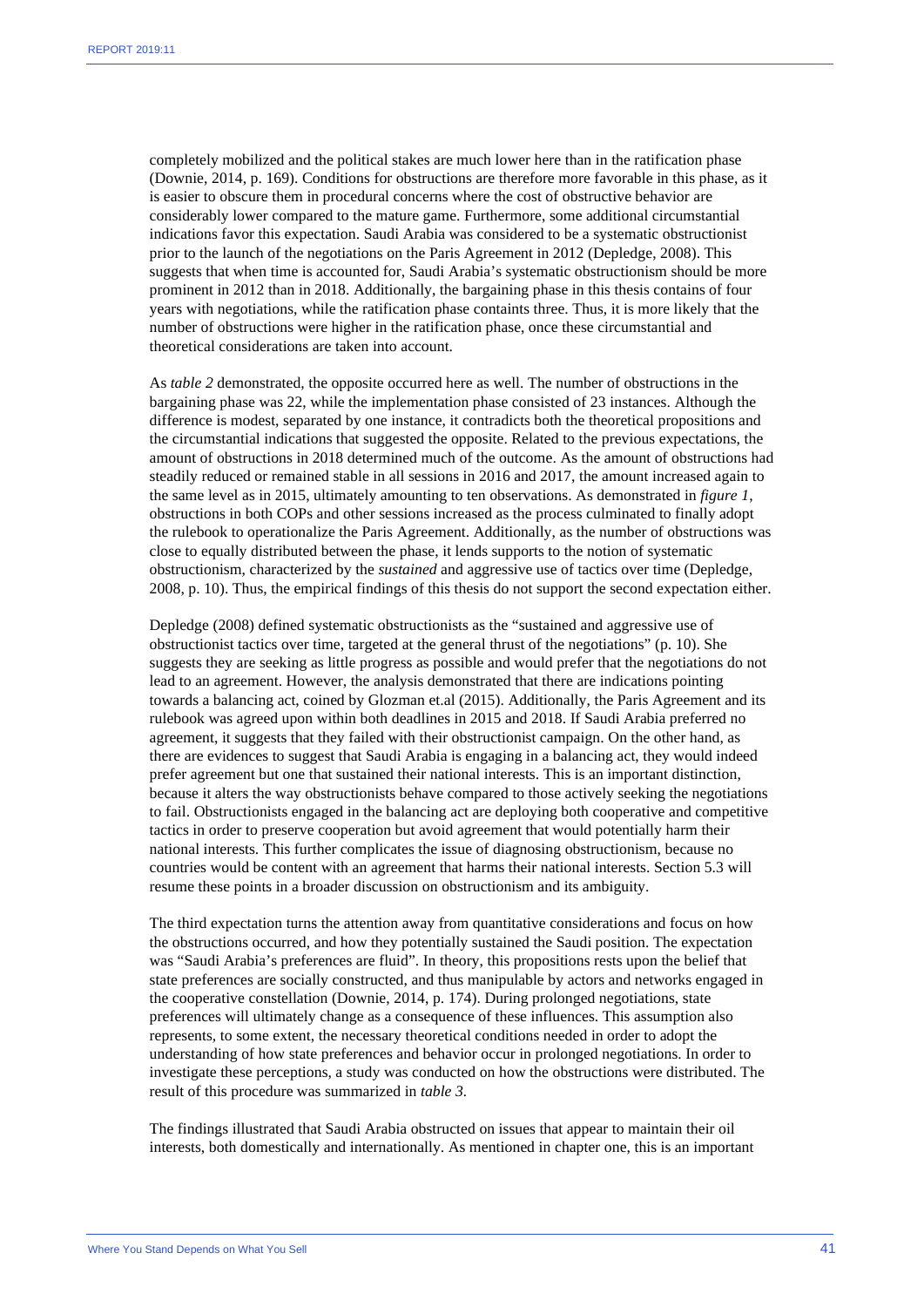completely mobilized and the political stakes are much lower here than in the ratification phase (Downie, 2014, p. 169). Conditions for obstructions are therefore more favorable in this phase, as it is easier to obscure them in procedural concerns where the cost of obstructive behavior are considerably lower compared to the mature game. Furthermore, some additional circumstantial indications favor this expectation. Saudi Arabia was considered to be a systematic obstructionist prior to the launch of the negotiations on the Paris Agreement in 2012 (Depledge, 2008). This suggests that when time is accounted for, Saudi Arabia's systematic obstructionism should be more prominent in 2012 than in 2018. Additionally, the bargaining phase in this thesis contains of four years with negotiations, while the ratification phase containts three. Thus, it is more likely that the number of obstructions were higher in the ratification phase, once these circumstantial and theoretical considerations are taken into account.

As *table 2* demonstrated, the opposite occurred here as well. The number of obstructions in the bargaining phase was 22, while the implementation phase consisted of 23 instances. Although the difference is modest, separated by one instance, it contradicts both the theoretical propositions and the circumstantial indications that suggested the opposite. Related to the previous expectations, the amount of obstructions in 2018 determined much of the outcome. As the amount of obstructions had steadily reduced or remained stable in all sessions in 2016 and 2017, the amount increased again to the same level as in 2015, ultimately amounting to ten observations. As demonstrated in *figure 1*, obstructions in both COPs and other sessions increased as the process culminated to finally adopt the rulebook to operationalize the Paris Agreement. Additionally, as the number of obstructions was close to equally distributed between the phase, it lends supports to the notion of systematic obstructionism, characterized by the *sustained* and aggressive use of tactics over time (Depledge, 2008, p. 10). Thus, the empirical findings of this thesis do not support the second expectation either.

Depledge (2008) defined systematic obstructionists as the "sustained and aggressive use of obstructionist tactics over time, targeted at the general thrust of the negotiations" (p. 10). She suggests they are seeking as little progress as possible and would prefer that the negotiations do not lead to an agreement. However, the analysis demonstrated that there are indications pointing towards a balancing act, coined by Glozman et.al (2015). Additionally, the Paris Agreement and its rulebook was agreed upon within both deadlines in 2015 and 2018. If Saudi Arabia preferred no agreement, it suggests that they failed with their obstructionist campaign. On the other hand, as there are evidences to suggest that Saudi Arabia is engaging in a balancing act, they would indeed prefer agreement but one that sustained their national interests. This is an important distinction, because it alters the way obstructionists behave compared to those actively seeking the negotiations to fail. Obstructionists engaged in the balancing act are deploying both cooperative and competitive tactics in order to preserve cooperation but avoid agreement that would potentially harm their national interests. This further complicates the issue of diagnosing obstructionism, because no countries would be content with an agreement that harms their national interests. Section 5.3 will resume these points in a broader discussion on obstructionism and its ambiguity.

The third expectation turns the attention away from quantitative considerations and focus on how the obstructions occurred, and how they potentially sustained the Saudi position. The expectation was "Saudi Arabia's preferences are fluid". In theory, this propositions rests upon the belief that state preferences are socially constructed, and thus manipulable by actors and networks engaged in the cooperative constellation (Downie, 2014, p. 174). During prolonged negotiations, state preferences will ultimately change as a consequence of these influences. This assumption also represents, to some extent, the necessary theoretical conditions needed in order to adopt the understanding of how state preferences and behavior occur in prolonged negotiations. In order to investigate these perceptions, a study was conducted on how the obstructions were distributed. The result of this procedure was summarized in *table 3*.

The findings illustrated that Saudi Arabia obstructed on issues that appear to maintain their oil interests, both domestically and internationally. As mentioned in chapter one, this is an important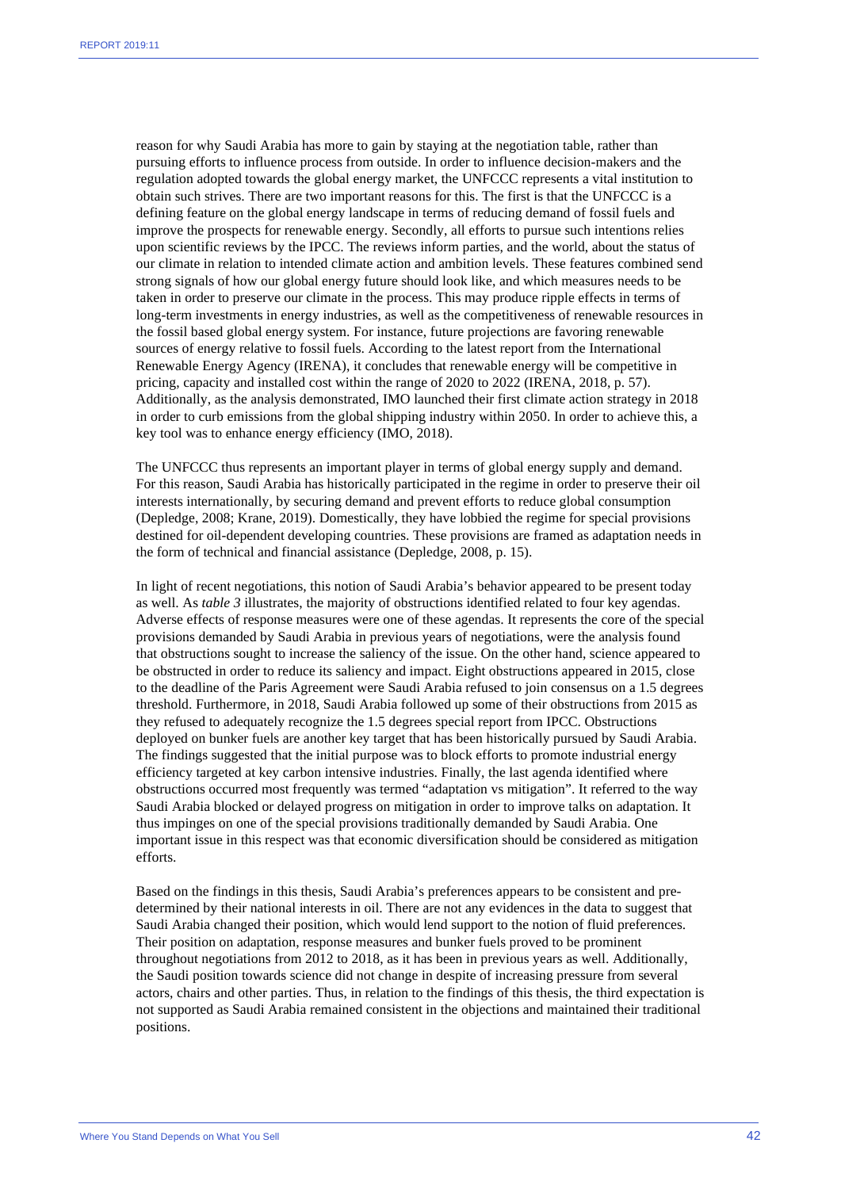reason for why Saudi Arabia has more to gain by staying at the negotiation table, rather than pursuing efforts to influence process from outside. In order to influence decision-makers and the regulation adopted towards the global energy market, the UNFCCC represents a vital institution to obtain such strives. There are two important reasons for this. The first is that the UNFCCC is a defining feature on the global energy landscape in terms of reducing demand of fossil fuels and improve the prospects for renewable energy. Secondly, all efforts to pursue such intentions relies upon scientific reviews by the IPCC. The reviews inform parties, and the world, about the status of our climate in relation to intended climate action and ambition levels. These features combined send strong signals of how our global energy future should look like, and which measures needs to be taken in order to preserve our climate in the process. This may produce ripple effects in terms of long-term investments in energy industries, as well as the competitiveness of renewable resources in the fossil based global energy system. For instance, future projections are favoring renewable sources of energy relative to fossil fuels. According to the latest report from the International Renewable Energy Agency (IRENA), it concludes that renewable energy will be competitive in pricing, capacity and installed cost within the range of 2020 to 2022 (IRENA, 2018, p. 57). Additionally, as the analysis demonstrated, IMO launched their first climate action strategy in 2018 in order to curb emissions from the global shipping industry within 2050. In order to achieve this, a key tool was to enhance energy efficiency (IMO, 2018).

The UNFCCC thus represents an important player in terms of global energy supply and demand. For this reason, Saudi Arabia has historically participated in the regime in order to preserve their oil interests internationally, by securing demand and prevent efforts to reduce global consumption (Depledge, 2008; Krane, 2019). Domestically, they have lobbied the regime for special provisions destined for oil-dependent developing countries. These provisions are framed as adaptation needs in the form of technical and financial assistance (Depledge, 2008, p. 15).

In light of recent negotiations, this notion of Saudi Arabia's behavior appeared to be present today as well. As *table 3* illustrates, the majority of obstructions identified related to four key agendas. Adverse effects of response measures were one of these agendas. It represents the core of the special provisions demanded by Saudi Arabia in previous years of negotiations, were the analysis found that obstructions sought to increase the saliency of the issue. On the other hand, science appeared to be obstructed in order to reduce its saliency and impact. Eight obstructions appeared in 2015, close to the deadline of the Paris Agreement were Saudi Arabia refused to join consensus on a 1.5 degrees threshold. Furthermore, in 2018, Saudi Arabia followed up some of their obstructions from 2015 as they refused to adequately recognize the 1.5 degrees special report from IPCC. Obstructions deployed on bunker fuels are another key target that has been historically pursued by Saudi Arabia. The findings suggested that the initial purpose was to block efforts to promote industrial energy efficiency targeted at key carbon intensive industries. Finally, the last agenda identified where obstructions occurred most frequently was termed "adaptation vs mitigation". It referred to the way Saudi Arabia blocked or delayed progress on mitigation in order to improve talks on adaptation. It thus impinges on one of the special provisions traditionally demanded by Saudi Arabia. One important issue in this respect was that economic diversification should be considered as mitigation efforts.

Based on the findings in this thesis, Saudi Arabia's preferences appears to be consistent and pre-determined by their national interests in oil. There are not any evidences in the data to suggest that Saudi Arabia changed their position, which would lend support to the notion of fluid preferences. Their position on adaptation, response measures and bunker fuels proved to be prominent throughout negotiations from 2012 to 2018, as it has been in previous years as well. Additionally, the Saudi position towards science did not change in despite of increasing pressure from several actors, chairs and other parties. Thus, in relation to the findings of this thesis, the third expectation is not supported as Saudi Arabia remained consistent in the objections and maintained their traditional positions.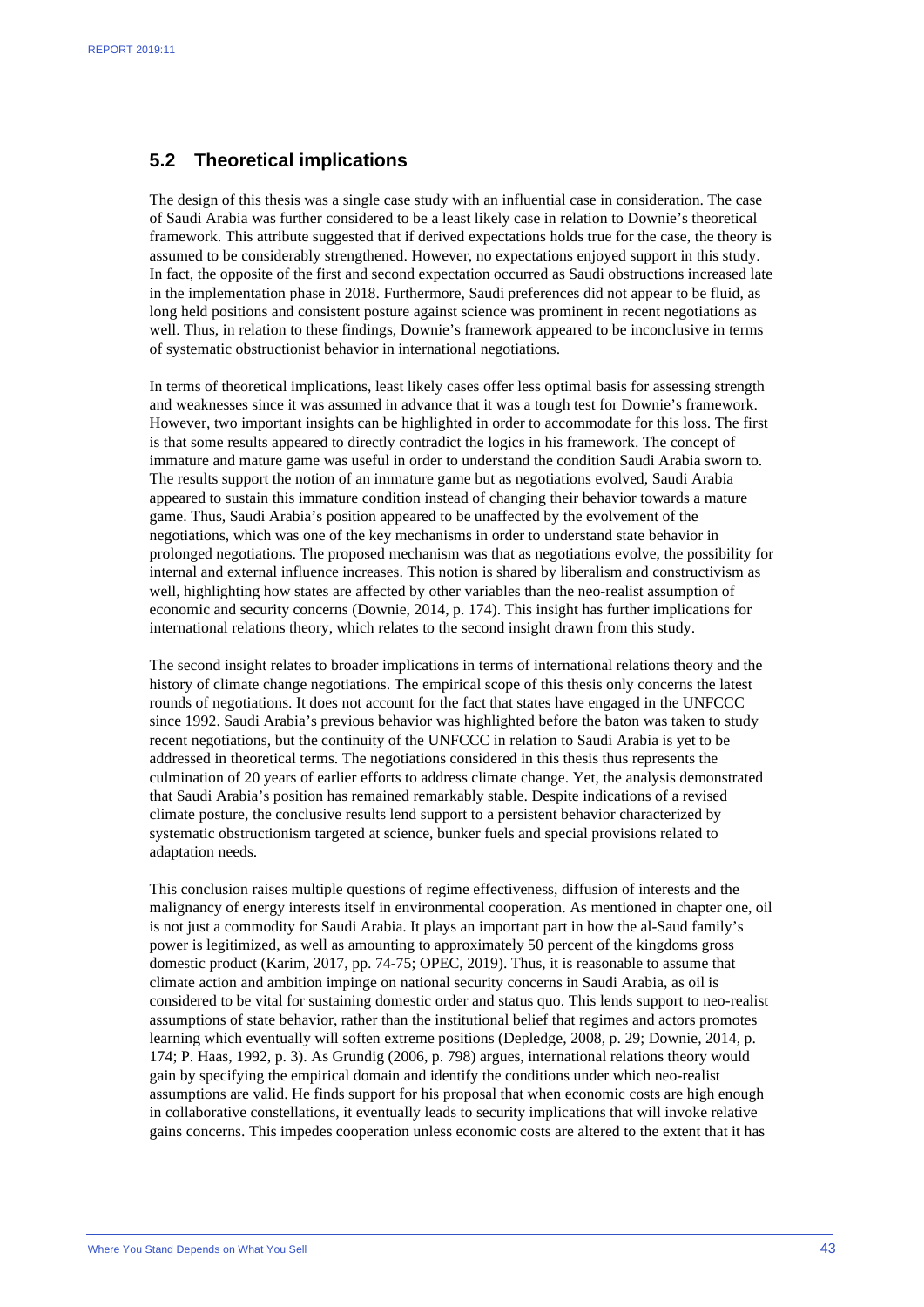## 5.2 Theoretical implications

The design of this thesis was a single case study with an influential case in consideration. The case of Saudi Arabia was further considered to be a least likely case in relation to Downie's theoretical framework. This attribute suggested that if derived expectations holds true for the case, the theory is assumed to be considerably strengthened. However, no expectations enjoyed support in this study. In fact, the opposite of the first and second expectation occurred as Saudi obstructions increased late in the implementation phase in 2018. Furthermore, Saudi preferences did not appear to be fluid, as long held positions and consistent posture against science was prominent in recent negotiations as well. Thus, in relation to these findings, Downie's framework appeared to be inconclusive in terms of systematic obstructionist behavior in international negotiations.

In terms of theoretical implications, least likely cases offer less optimal basis for assessing strength and weaknesses since it was assumed in advance that it was a tough test for Downie's framework. However, two important insights can be highlighted in order to accommodate for this loss. The first is that some results appeared to directly contradict the logics in his framework. The concept of immature and mature game was useful in order to understand the condition Saudi Arabia sworn to. The results support the notion of an immature game but as negotiations evolved, Saudi Arabia appeared to sustain this immature condition instead of changing their behavior towards a mature game. Thus, Saudi Arabia's position appeared to be unaffected by the evolvement of the negotiations, which was one of the key mechanisms in order to understand state behavior in prolonged negotiations. The proposed mechanism was that as negotiations evolve, the possibility for internal and external influence increases. This notion is shared by liberalism and constructivism as well, highlighting how states are affected by other variables than the neo-realist assumption of economic and security concerns (Downie, 2014, p. 174). This insight has further implications for international relations theory, which relates to the second insight drawn from this study.

The second insight relates to broader implications in terms of international relations theory and the history of climate change negotiations. The empirical scope of this thesis only concerns the latest rounds of negotiations. It does not account for the fact that states have engaged in the UNFCCC since 1992. Saudi Arabia's previous behavior was highlighted before the baton was taken to study recent negotiations, but the continuity of the UNFCCC in relation to Saudi Arabia is yet to be addressed in theoretical terms. The negotiations considered in this thesis thus represents the culmination of 20 years of earlier efforts to address climate change. Yet, the analysis demonstrated that Saudi Arabia's position has remained remarkably stable. Despite indications of a revised climate posture, the conclusive results lend support to a persistent behavior characterized by systematic obstructionism targeted at science, bunker fuels and special provisions related to adaptation needs.

This conclusion raises multiple questions of regime effectiveness, diffusion of interests and the malignancy of energy interests itself in environmental cooperation. As mentioned in chapter one, oil is not just a commodity for Saudi Arabia. It plays an important part in how the al-Saud family's power is legitimized, as well as amounting to approximately 50 percent of the kingdoms gross domestic product (Karim, 2017, pp. 74-75; OPEC, 2019). Thus, it is reasonable to assume that climate action and ambition impinge on national security concerns in Saudi Arabia, as oil is considered to be vital for sustaining domestic order and status quo. This lends support to neo-realist assumptions of state behavior, rather than the institutional belief that regimes and actors promotes learning which eventually will soften extreme positions (Depledge, 2008, p. 29; Downie, 2014, p. 174; P. Haas, 1992, p. 3). As Grundig (2006, p. 798) argues, international relations theory would gain by specifying the empirical domain and identify the conditions under which neo-realist assumptions are valid. He finds support for his proposal that when economic costs are high enough in collaborative constellations, it eventually leads to security implications that will invoke relative gains concerns. This impedes cooperation unless economic costs are altered to the extent that it has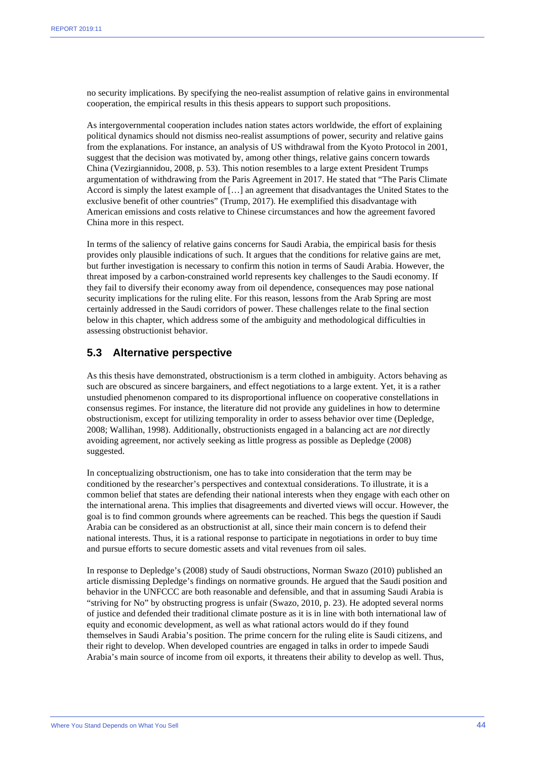no security implications. By specifying the neo-realist assumption of relative gains in environmental cooperation, the empirical results in this thesis appears to support such propositions.

As intergovernmental cooperation includes nation states actors worldwide, the effort of explaining political dynamics should not dismiss neo-realist assumptions of power, security and relative gains from the explanations. For instance, an analysis of US withdrawal from the Kyoto Protocol in 2001, suggest that the decision was motivated by, among other things, relative gains concern towards China (Vezirgiannidou, 2008, p. 53). This notion resembles to a large extent President Trumps argumentation of withdrawing from the Paris Agreement in 2017. He stated that "The Paris Climate Accord is simply the latest example of […] an agreement that disadvantages the United States to the exclusive benefit of other countries" (Trump, 2017). He exemplified this disadvantage with American emissions and costs relative to Chinese circumstances and how the agreement favored China more in this respect.

In terms of the saliency of relative gains concerns for Saudi Arabia, the empirical basis for thesis provides only plausible indications of such. It argues that the conditions for relative gains are met, but further investigation is necessary to confirm this notion in terms of Saudi Arabia. However, the threat imposed by a carbon-constrained world represents key challenges to the Saudi economy. If they fail to diversify their economy away from oil dependence, consequences may pose national security implications for the ruling elite. For this reason, lessons from the Arab Spring are most certainly addressed in the Saudi corridors of power. These challenges relate to the final section below in this chapter, which address some of the ambiguity and methodological difficulties in assessing obstructionist behavior.

## 5.3 Alternative perspective

As this thesis have demonstrated, obstructionism is a term clothed in ambiguity. Actors behaving as such are obscured as sincere bargainers, and effect negotiations to a large extent. Yet, it is a rather unstudied phenomenon compared to its disproportional influence on cooperative constellations in consensus regimes. For instance, the literature did not provide any guidelines in how to determine obstructionism, except for utilizing temporality in order to assess behavior over time (Depledge, 2008; Wallihan, 1998). Additionally, obstructionists engaged in a balancing act are *not* directly avoiding agreement, nor actively seeking as little progress as possible as Depledge (2008) suggested.

In conceptualizing obstructionism, one has to take into consideration that the term may be conditioned by the researcher's perspectives and contextual considerations. To illustrate, it is a common belief that states are defending their national interests when they engage with each other on the international arena. This implies that disagreements and diverted views will occur. However, the goal is to find common grounds where agreements can be reached. This begs the question if Saudi Arabia can be considered as an obstructionist at all, since their main concern is to defend their national interests. Thus, it is a rational response to participate in negotiations in order to buy time and pursue efforts to secure domestic assets and vital revenues from oil sales.

In response to Depledge's (2008) study of Saudi obstructions, Norman Swazo (2010) published an article dismissing Depledge's findings on normative grounds. He argued that the Saudi position and behavior in the UNFCCC are both reasonable and defensible, and that in assuming Saudi Arabia is "striving for No" by obstructing progress is unfair (Swazo, 2010, p. 23). He adopted several norms of justice and defended their traditional climate posture as it is in line with both international law of equity and economic development, as well as what rational actors would do if they found themselves in Saudi Arabia's position. The prime concern for the ruling elite is Saudi citizens, and their right to develop. When developed countries are engaged in talks in order to impede Saudi Arabia's main source of income from oil exports, it threatens their ability to develop as well. Thus,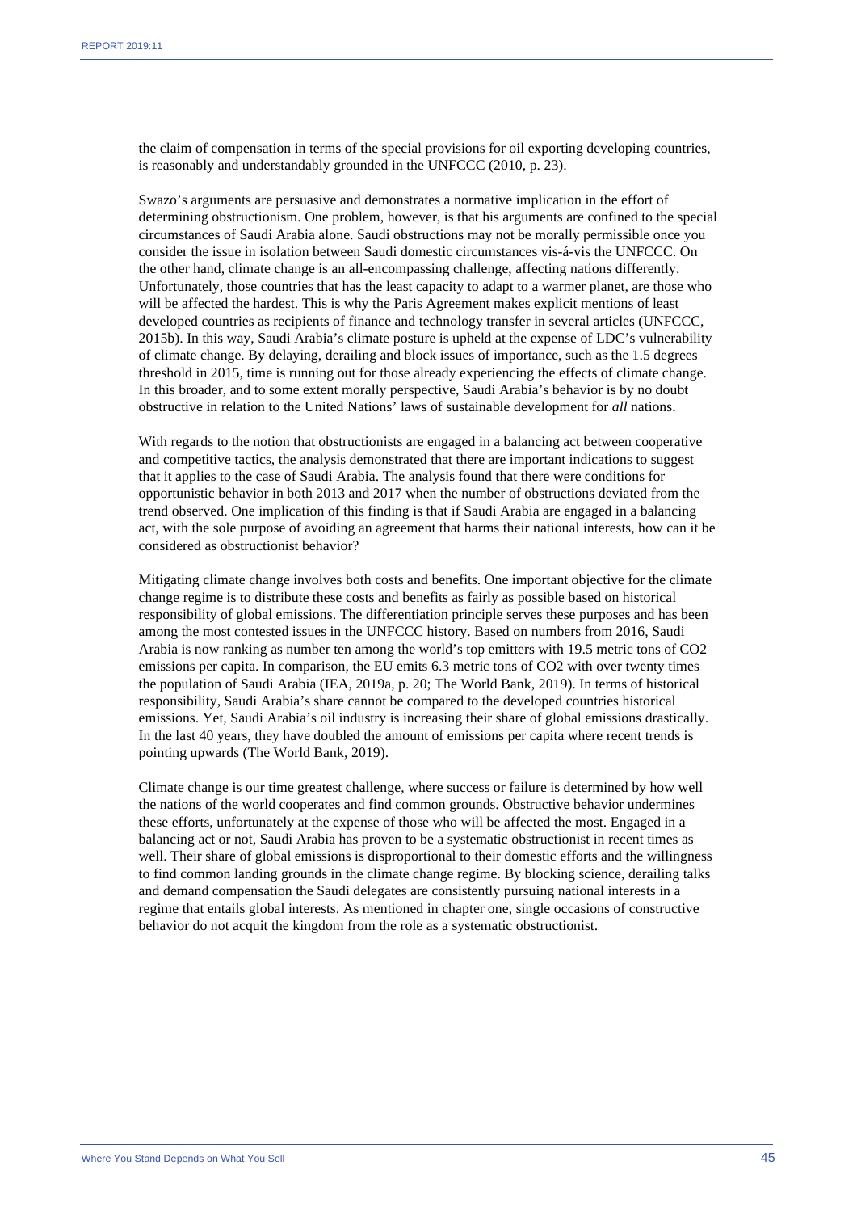the claim of compensation in terms of the special provisions for oil exporting developing countries, is reasonably and understandably grounded in the UNFCCC (2010, p. 23).

Swazo's arguments are persuasive and demonstrates a normative implication in the effort of determining obstructionism. One problem, however, is that his arguments are confined to the special circumstances of Saudi Arabia alone. Saudi obstructions may not be morally permissible once you consider the issue in isolation between Saudi domestic circumstances vis-á-vis the UNFCCC. On the other hand, climate change is an all-encompassing challenge, affecting nations differently. Unfortunately, those countries that has the least capacity to adapt to a warmer planet, are those who will be affected the hardest. This is why the Paris Agreement makes explicit mentions of least developed countries as recipients of finance and technology transfer in several articles (UNFCCC, 2015b). In this way, Saudi Arabia's climate posture is upheld at the expense of LDC's vulnerability of climate change. By delaying, derailing and block issues of importance, such as the 1.5 degrees threshold in 2015, time is running out for those already experiencing the effects of climate change. In this broader, and to some extent morally perspective, Saudi Arabia's behavior is by no doubt obstructive in relation to the United Nations' laws of sustainable development for *all* nations.

With regards to the notion that obstructionists are engaged in a balancing act between cooperative and competitive tactics, the analysis demonstrated that there are important indications to suggest that it applies to the case of Saudi Arabia. The analysis found that there were conditions for opportunistic behavior in both 2013 and 2017 when the number of obstructions deviated from the trend observed. One implication of this finding is that if Saudi Arabia are engaged in a balancing act, with the sole purpose of avoiding an agreement that harms their national interests, how can it be considered as obstructionist behavior?

Mitigating climate change involves both costs and benefits. One important objective for the climate change regime is to distribute these costs and benefits as fairly as possible based on historical responsibility of global emissions. The differentiation principle serves these purposes and has been among the most contested issues in the UNFCCC history. Based on numbers from 2016, Saudi Arabia is now ranking as number ten among the world's top emitters with 19.5 metric tons of $CO_2$ emissions per capita. In comparison, the EU emits 6.3 metric tons of $CO_2$ with over twenty times the population of Saudi Arabia (IEA, 2019a, p. 20; The World Bank, 2019). In terms of historical responsibility, Saudi Arabia's share cannot be compared to the developed countries historical emissions. Yet, Saudi Arabia's oil industry is increasing their share of global emissions drastically. In the last 40 years, they have doubled the amount of emissions per capita where recent trends is pointing upwards (The World Bank, 2019).

Climate change is our time greatest challenge, where success or failure is determined by how well the nations of the world cooperates and find common grounds. Obstructive behavior undermines these efforts, unfortunately at the expense of those who will be affected the most. Engaged in a balancing act or not, Saudi Arabia has proven to be a systematic obstructionist in recent times as well. Their share of global emissions is disproportional to their domestic efforts and the willingness to find common landing grounds in the climate change regime. By blocking science, derailing talks and demand compensation the Saudi delegates are consistently pursuing national interests in a regime that entails global interests. As mentioned in chapter one, single occasions of constructive behavior do not acquit the kingdom from the role as a systematic obstructionist.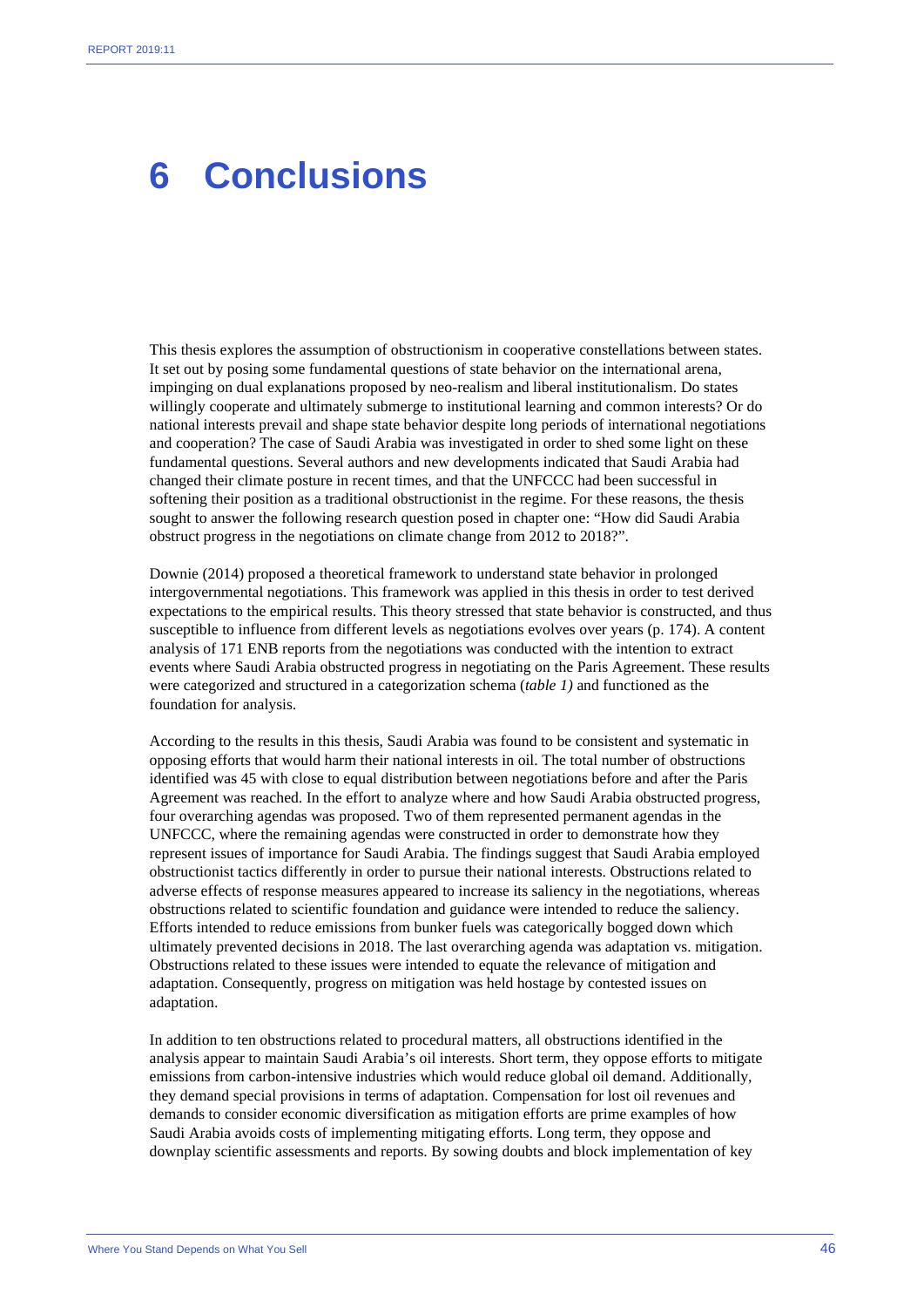# 6 Conclusions

This thesis explores the assumption of obstructionism in cooperative constellations between states. It set out by posing some fundamental questions of state behavior on the international arena, impinging on dual explanations proposed by neo-realism and liberal institutionalism. Do states willingly cooperate and ultimately submerge to institutional learning and common interests? Or do national interests prevail and shape state behavior despite long periods of international negotiations and cooperation? The case of Saudi Arabia was investigated in order to shed some light on these fundamental questions. Several authors and new developments indicated that Saudi Arabia had changed their climate posture in recent times, and that the UNFCCC had been successful in softening their position as a traditional obstructionist in the regime. For these reasons, the thesis sought to answer the following research question posed in chapter one: "How did Saudi Arabia obstruct progress in the negotiations on climate change from 2012 to 2018?".

Downie (2014) proposed a theoretical framework to understand state behavior in prolonged intergovernmental negotiations. This framework was applied in this thesis in order to test derived expectations to the empirical results. This theory stressed that state behavior is constructed, and thus susceptible to influence from different levels as negotiations evolves over years (p. 174). A content analysis of 171 ENB reports from the negotiations was conducted with the intention to extract events where Saudi Arabia obstructed progress in negotiating on the Paris Agreement. These results were categorized and structured in a categorization schema (*table 1)* and functioned as the foundation for analysis.

According to the results in this thesis, Saudi Arabia was found to be consistent and systematic in opposing efforts that would harm their national interests in oil. The total number of obstructions identified was 45 with close to equal distribution between negotiations before and after the Paris Agreement was reached. In the effort to analyze where and how Saudi Arabia obstructed progress, four overarching agendas was proposed. Two of them represented permanent agendas in the UNFCCC, where the remaining agendas were constructed in order to demonstrate how they represent issues of importance for Saudi Arabia. The findings suggest that Saudi Arabia employed obstructionist tactics differently in order to pursue their national interests. Obstructions related to adverse effects of response measures appeared to increase its saliency in the negotiations, whereas obstructions related to scientific foundation and guidance were intended to reduce the saliency. Efforts intended to reduce emissions from bunker fuels was categorically bogged down which ultimately prevented decisions in 2018. The last overarching agenda was adaptation vs. mitigation. Obstructions related to these issues were intended to equate the relevance of mitigation and adaptation. Consequently, progress on mitigation was held hostage by contested issues on adaptation.

In addition to ten obstructions related to procedural matters, all obstructions identified in the analysis appear to maintain Saudi Arabia's oil interests. Short term, they oppose efforts to mitigate emissions from carbon-intensive industries which would reduce global oil demand. Additionally, they demand special provisions in terms of adaptation. Compensation for lost oil revenues and demands to consider economic diversification as mitigation efforts are prime examples of how Saudi Arabia avoids costs of implementing mitigating efforts. Long term, they oppose and downplay scientific assessments and reports. By sowing doubts and block implementation of key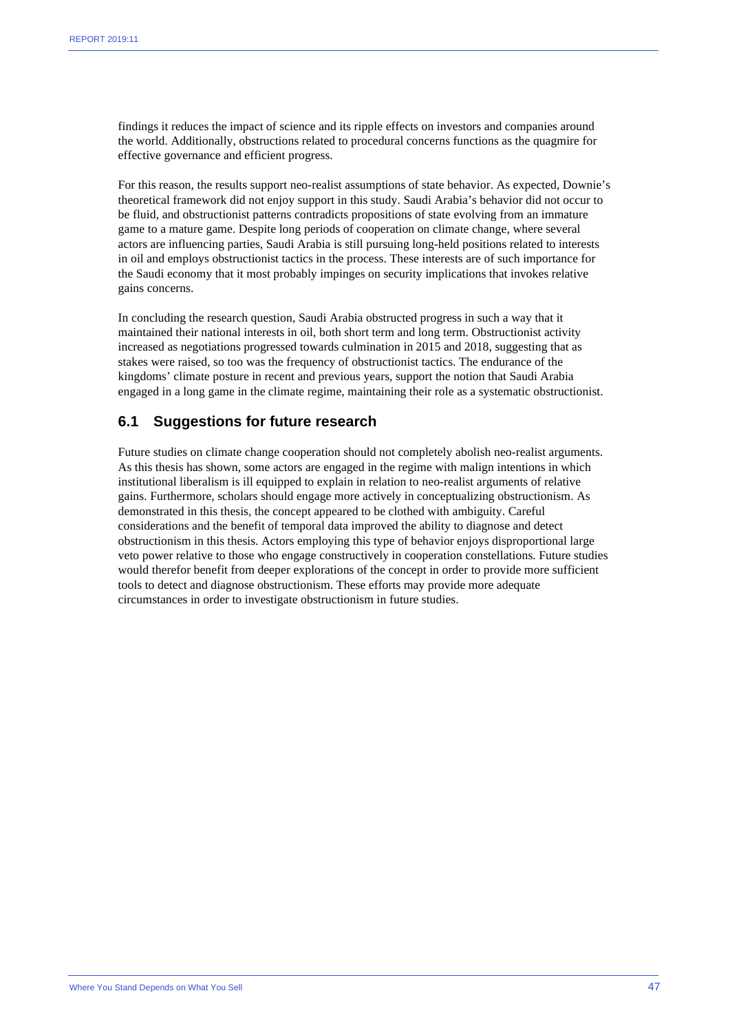findings it reduces the impact of science and its ripple effects on investors and companies around the world. Additionally, obstructions related to procedural concerns functions as the quagmire for effective governance and efficient progress.

For this reason, the results support neo-realist assumptions of state behavior. As expected, Downie's theoretical framework did not enjoy support in this study. Saudi Arabia's behavior did not occur to be fluid, and obstructionist patterns contradicts propositions of state evolving from an immature game to a mature game. Despite long periods of cooperation on climate change, where several actors are influencing parties, Saudi Arabia is still pursuing long-held positions related to interests in oil and employs obstructionist tactics in the process. These interests are of such importance for the Saudi economy that it most probably impinges on security implications that invokes relative gains concerns.

In concluding the research question, Saudi Arabia obstructed progress in such a way that it maintained their national interests in oil, both short term and long term. Obstructionist activity increased as negotiations progressed towards culmination in 2015 and 2018, suggesting that as stakes were raised, so too was the frequency of obstructionist tactics. The endurance of the kingdoms' climate posture in recent and previous years, support the notion that Saudi Arabia engaged in a long game in the climate regime, maintaining their role as a systematic obstructionist.

## 6.1 Suggestions for future research

Future studies on climate change cooperation should not completely abolish neo-realist arguments. As this thesis has shown, some actors are engaged in the regime with malign intentions in which institutional liberalism is ill equipped to explain in relation to neo-realist arguments of relative gains. Furthermore, scholars should engage more actively in conceptualizing obstructionism. As demonstrated in this thesis, the concept appeared to be clothed with ambiguity. Careful considerations and the benefit of temporal data improved the ability to diagnose and detect obstructionism in this thesis. Actors employing this type of behavior enjoys disproportional large veto power relative to those who engage constructively in cooperation constellations. Future studies would therefor benefit from deeper explorations of the concept in order to provide more sufficient tools to detect and diagnose obstructionism. These efforts may provide more adequate circumstances in order to investigate obstructionism in future studies.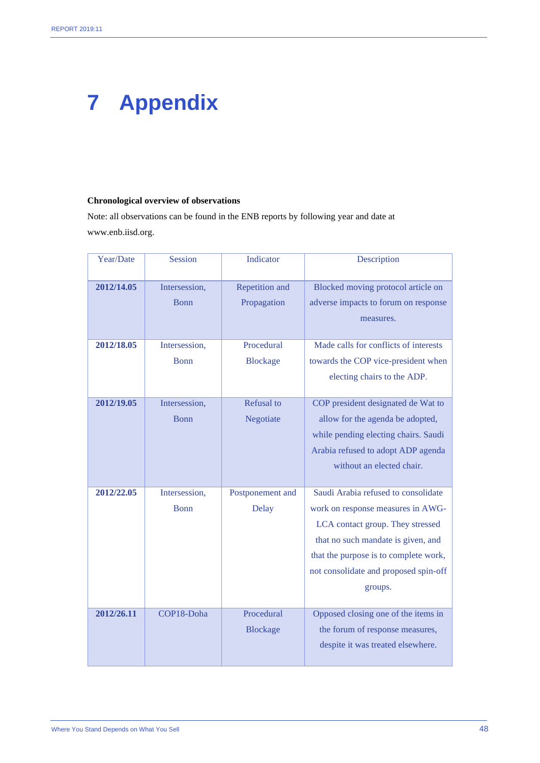# 7 Appendix

**Chronological overview of observations**

Note: all observations can be found in the ENB reports by following year and date at www.enb.iisd.org.

| Year/Date | Session | Indicator | Description |
|---|---|---|---|
| **2012/14.05** | Intersession, Bonn | Repetition and Propagation | Blocked moving protocol article on adverse impacts to forum on response measures. |
| **2012/18.05** | Intersession, Bonn | Procedural Blockage | Made calls for conflicts of interests towards the COP vice-president when electing chairs to the ADP. |
| **2012/19.05** | Intersession, Bonn | Refusal to Negotiate | COP president designated de Wat to allow for the agenda be adopted, while pending electing chairs. Saudi Arabia refused to adopt ADP agenda without an elected chair. |
| **2012/22.05** | Intersession, Bonn | Postponement and Delay | Saudi Arabia refused to consolidate work on response measures in AWG-LCA contact group. They stressed that no such mandate is given, and that the purpose is to complete work, not consolidate and proposed spin-off groups. |
| **2012/26.11** | COP18-Doha | Procedural Blockage | Opposed closing one of the items in the forum of response measures, despite it was treated elsewhere. |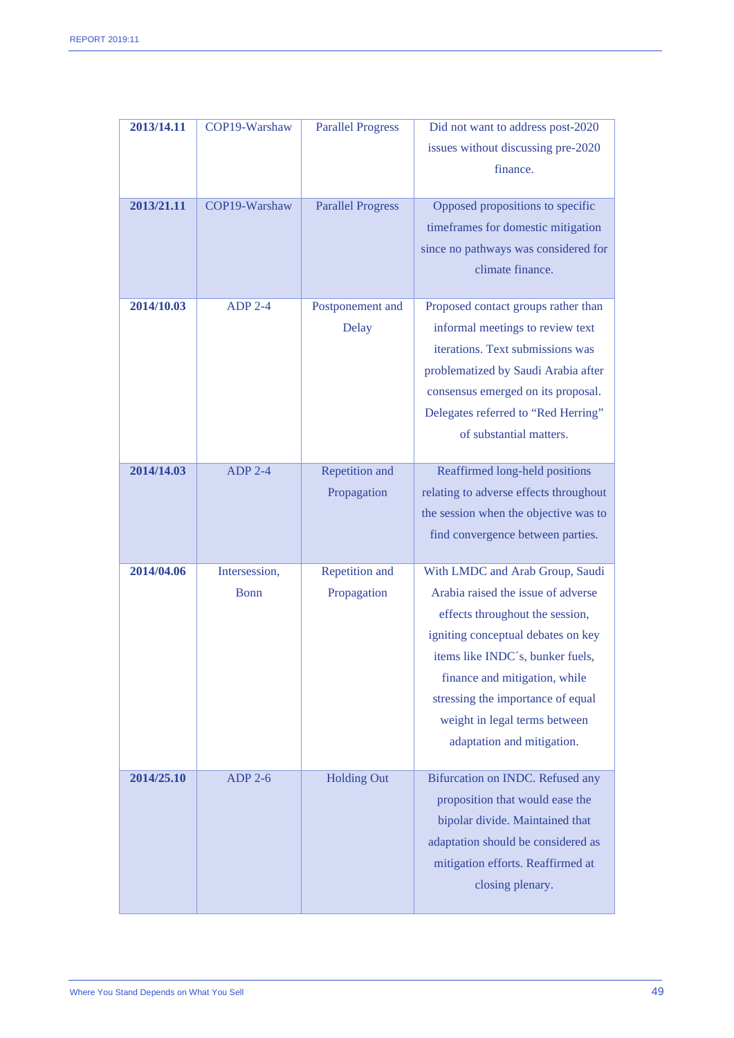| **2013/14.11** | COP19-Warshaw | Parallel Progress | Did not want to address post-2020 issues without discussing pre-2020 finance. |
|---|---|---|---|
| **2013/21.11** | COP19-Warshaw | Parallel Progress | Opposed propositions to specific timeframes for domestic mitigation since no pathways was considered for climate finance. |
| **2014/10.03** | ADP 2-4 | Postponement and Delay | Proposed contact groups rather than informal meetings to review text iterations. Text submissions was problematized by Saudi Arabia after consensus emerged on its proposal. Delegates referred to "Red Herring" of substantial matters. |
| **2014/14.03** | ADP 2-4 | Repetition and Propagation | Reaffirmed long-held positions relating to adverse effects throughout the session when the objective was to find convergence between parties. |
| **2014/04.06** | Intersession, Bonn | Repetition and Propagation | With LMDC and Arab Group, Saudi Arabia raised the issue of adverse effects throughout the session, igniting conceptual debates on key items like INDC´s, bunker fuels, finance and mitigation, while stressing the importance of equal weight in legal terms between adaptation and mitigation. |
| **2014/25.10** | ADP 2-6 | Holding Out | Bifurcation on INDC. Refused any proposition that would ease the bipolar divide. Maintained that adaptation should be considered as mitigation efforts. Reaffirmed at closing plenary. |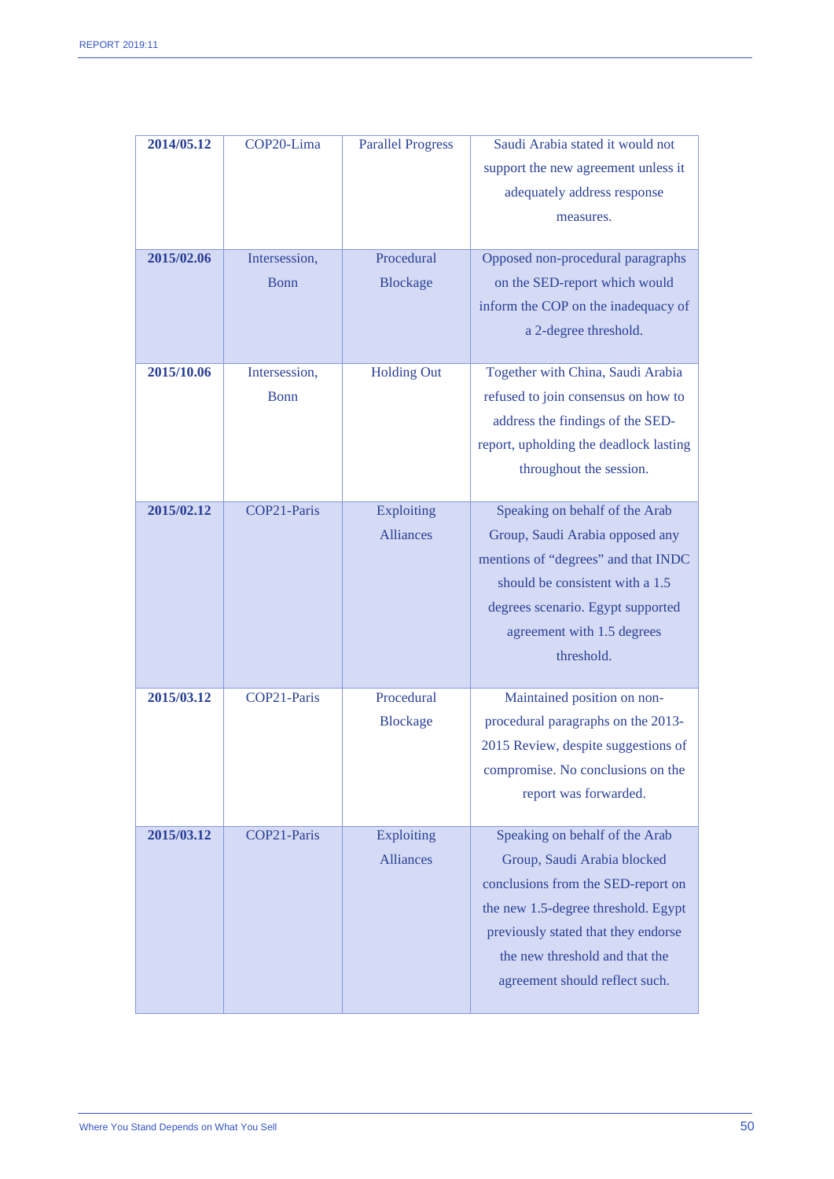| **2014/05.12** | COP20-Lima | Parallel Progress | Saudi Arabia stated it would not support the new agreement unless it adequately address response measures. |
|---|---|---|---|
| **2015/02.06** | Intersession, Bonn | Procedural Blockage | Opposed non-procedural paragraphs on the SED-report which would inform the COP on the inadequacy of a 2-degree threshold. |
| **2015/10.06** | Intersession, Bonn | Holding Out | Together with China, Saudi Arabia refused to join consensus on how to address the findings of the SED-report, upholding the deadlock lasting throughout the session. |
| **2015/02.12** | COP21-Paris | Exploiting Alliances | Speaking on behalf of the Arab Group, Saudi Arabia opposed any mentions of "degrees" and that INDC should be consistent with a 1.5 degrees scenario. Egypt supported agreement with 1.5 degrees threshold. |
| **2015/03.12** | COP21-Paris | Procedural Blockage | Maintained position on non-procedural paragraphs on the 2013-2015 Review, despite suggestions of compromise. No conclusions on the report was forwarded. |
| **2015/03.12** | COP21-Paris | Exploiting Alliances | Speaking on behalf of the Arab Group, Saudi Arabia blocked conclusions from the SED-report on the new 1.5-degree threshold. Egypt previously stated that they endorse the new threshold and that the agreement should reflect such. |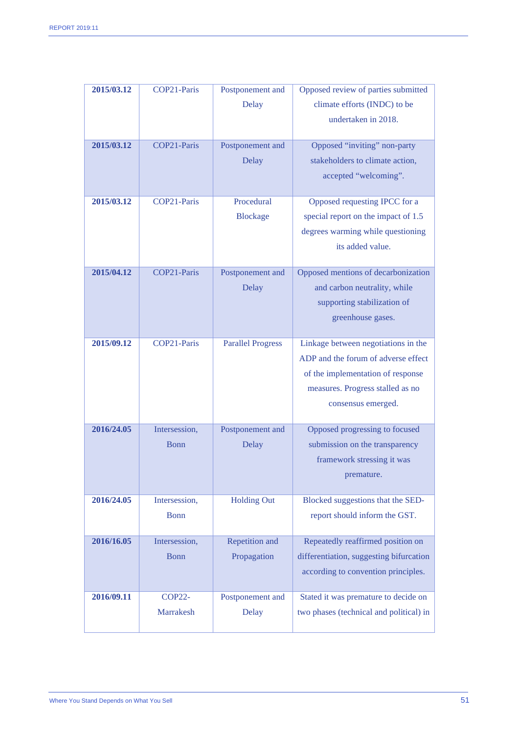| | | | |
|---|---|---|---|
| **2015/03.12** | COP21-Paris | Postponement and Delay | Opposed review of parties submitted climate efforts (INDC) to be undertaken in 2018. |
| **2015/03.12** | COP21-Paris | Postponement and Delay | Opposed "inviting" non-party stakeholders to climate action, accepted "welcoming". |
| **2015/03.12** | COP21-Paris | Procedural Blockage | Opposed requesting IPCC for a special report on the impact of 1.5 degrees warming while questioning its added value. |
| **2015/04.12** | COP21-Paris | Postponement and Delay | Opposed mentions of decarbonization and carbon neutrality, while supporting stabilization of greenhouse gases. |
| **2015/09.12** | COP21-Paris | Parallel Progress | Linkage between negotiations in the ADP and the forum of adverse effect of the implementation of response measures. Progress stalled as no consensus emerged. |
| **2016/24.05** | Intersession, Bonn | Postponement and Delay | Opposed progressing to focused submission on the transparency framework stressing it was premature. |
| **2016/24.05** | Intersession, Bonn | Holding Out | Blocked suggestions that the SED-report should inform the GST. |
| **2016/16.05** | Intersession, Bonn | Repetition and Propagation | Repeatedly reaffirmed position on differentiation, suggesting bifurcation according to convention principles. |
| **2016/09.11** | COP22-Marrakesh | Postponement and Delay | Stated it was premature to decide on two phases (technical and political) in |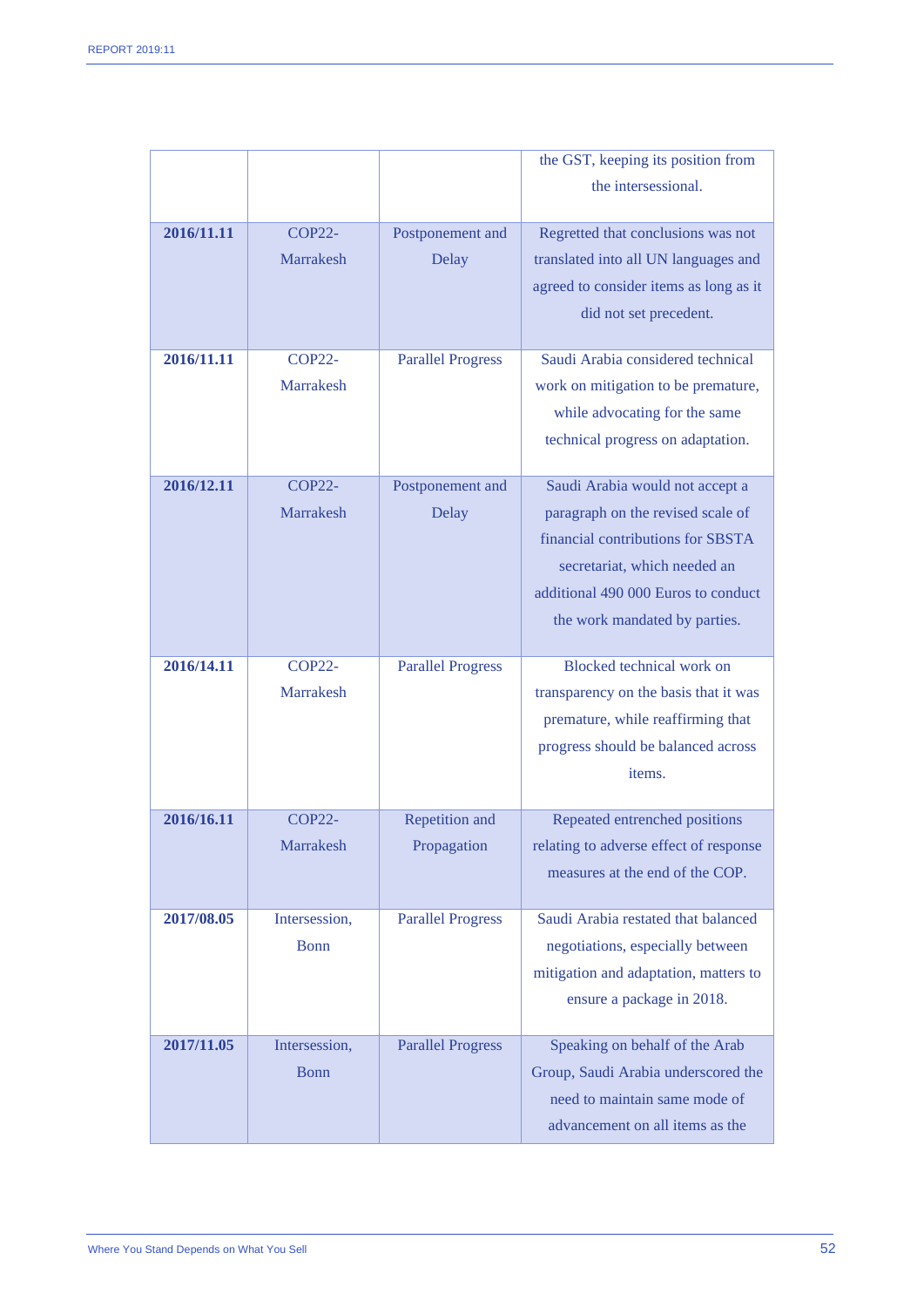| | | | the GST, keeping its position from the intersessional. |
|---|---|---|---|
| **2016/11.11** | COP22-Marrakesh | Postponement and Delay | Regretted that conclusions was not translated into all UN languages and agreed to consider items as long as it did not set precedent. |
| **2016/11.11** | COP22-Marrakesh | Parallel Progress | Saudi Arabia considered technical work on mitigation to be premature, while advocating for the same technical progress on adaptation. |
| **2016/12.11** | COP22-Marrakesh | Postponement and Delay | Saudi Arabia would not accept a paragraph on the revised scale of financial contributions for SBSTA secretariat, which needed an additional 490 000 Euros to conduct the work mandated by parties. |
| **2016/14.11** | COP22-Marrakesh | Parallel Progress | Blocked technical work on transparency on the basis that it was premature, while reaffirming that progress should be balanced across items. |
| **2016/16.11** | COP22-Marrakesh | Repetition and Propagation | Repeated entrenched positions relating to adverse effect of response measures at the end of the COP. |
| **2017/08.05** | Intersession, Bonn | Parallel Progress | Saudi Arabia restated that balanced negotiations, especially between mitigation and adaptation, matters to ensure a package in 2018. |
| **2017/11.05** | Intersession, Bonn | Parallel Progress | Speaking on behalf of the Arab Group, Saudi Arabia underscored the need to maintain same mode of advancement on all items as the |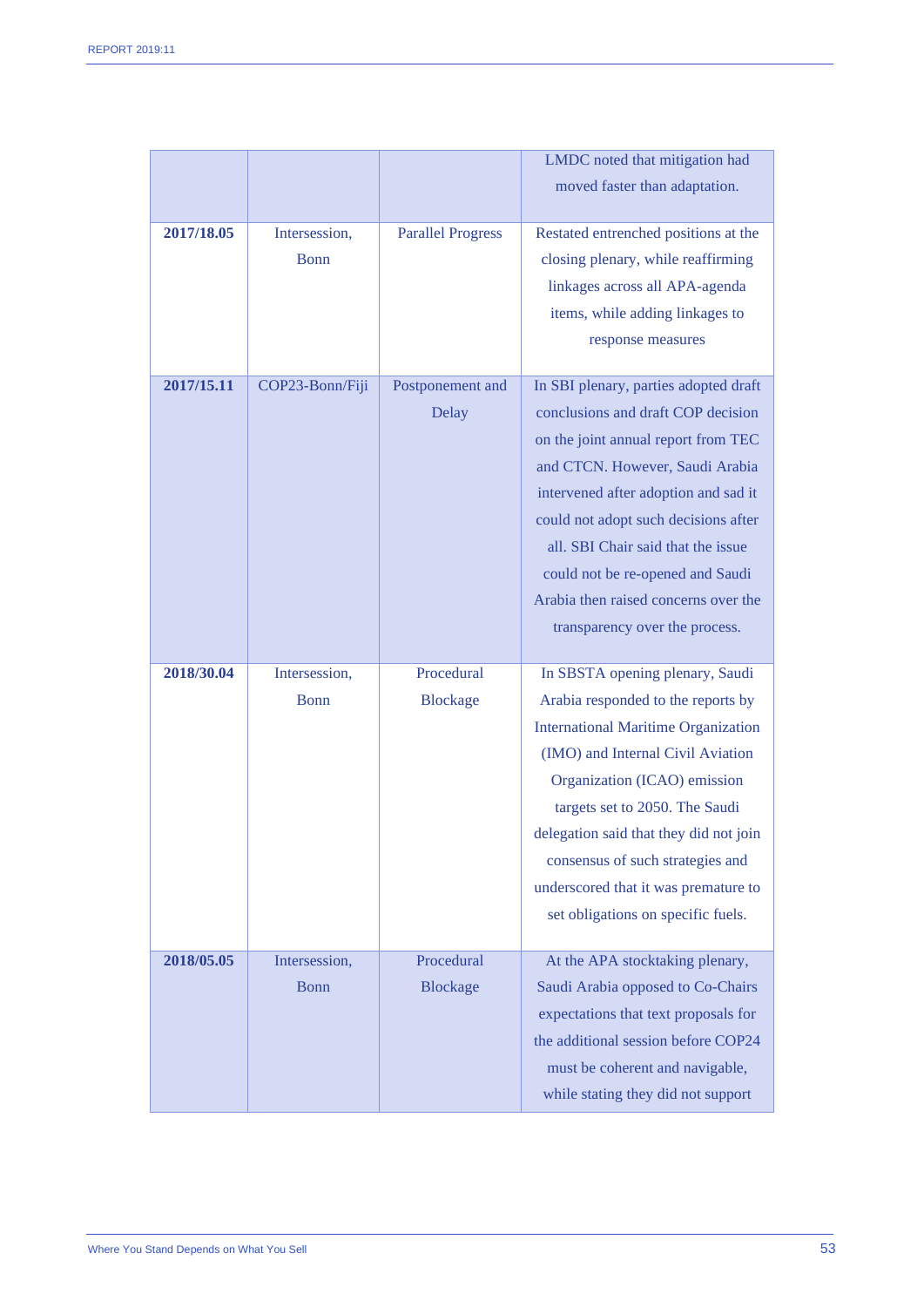| | | | |
|---|---|---|---|
| | | | LMDC noted that mitigation had moved faster than adaptation. |
| **2017/18.05** | Intersession, Bonn | Parallel Progress | Restated entrenched positions at the closing plenary, while reaffirming linkages across all APA-agenda items, while adding linkages to response measures |
| **2017/15.11** | COP23-Bonn/Fiji | Postponement and Delay | In SBI plenary, parties adopted draft conclusions and draft COP decision on the joint annual report from TEC and CTCN. However, Saudi Arabia intervened after adoption and sad it could not adopt such decisions after all. SBI Chair said that the issue could not be re-opened and Saudi Arabia then raised concerns over the transparency over the process. |
| **2018/30.04** | Intersession, Bonn | Procedural Blockage | In SBSTA opening plenary, Saudi Arabia responded to the reports by International Maritime Organization (IMO) and Internal Civil Aviation Organization (ICAO) emission targets set to 2050. The Saudi delegation said that they did not join consensus of such strategies and underscored that it was premature to set obligations on specific fuels. |
| **2018/05.05** | Intersession, Bonn | Procedural Blockage | At the APA stocktaking plenary, Saudi Arabia opposed to Co-Chairs expectations that text proposals for the additional session before COP24 must be coherent and navigable, while stating they did not support |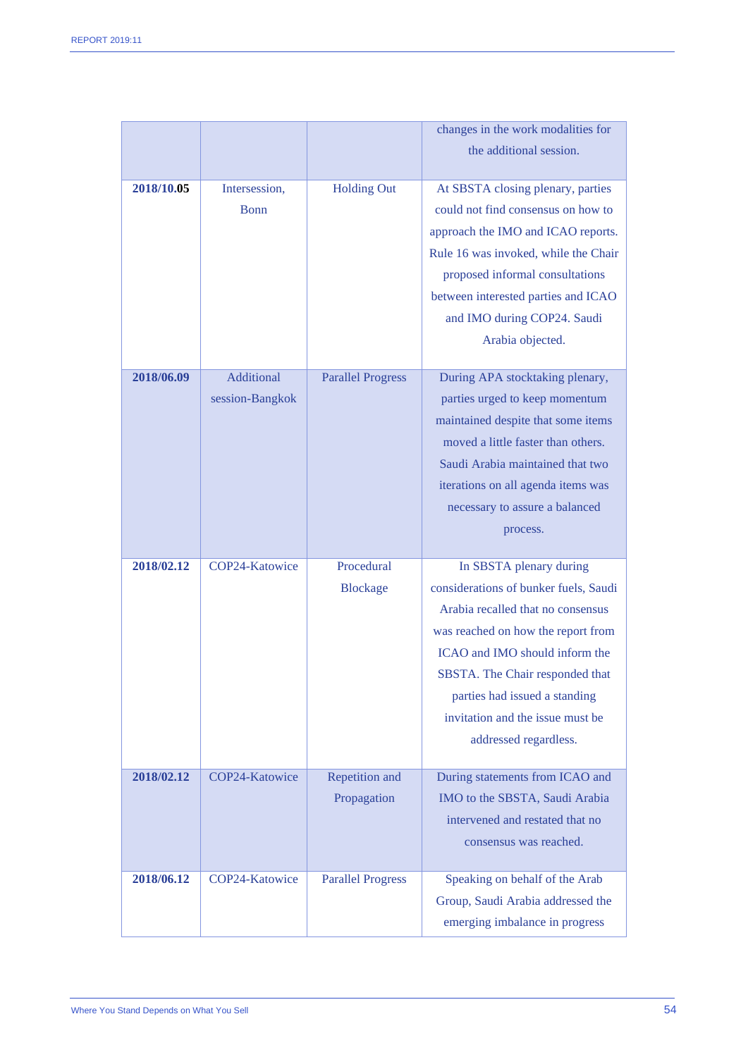| | | | changes in the work modalities for the additional session. |
|---|---|---|---|
| **2018/10.05** | Intersession, Bonn | Holding Out | At SBSTA closing plenary, parties could not find consensus on how to approach the IMO and ICAO reports. Rule 16 was invoked, while the Chair proposed informal consultations between interested parties and ICAO and IMO during COP24. Saudi Arabia objected. |
| **2018/06.09** | Additional session-Bangkok | Parallel Progress | During APA stocktaking plenary, parties urged to keep momentum maintained despite that some items moved a little faster than others. Saudi Arabia maintained that two iterations on all agenda items was necessary to assure a balanced process. |
| **2018/02.12** | COP24-Katowice | Procedural Blockage | In SBSTA plenary during considerations of bunker fuels, Saudi Arabia recalled that no consensus was reached on how the report from ICAO and IMO should inform the SBSTA. The Chair responded that parties had issued a standing invitation and the issue must be addressed regardless. |
| **2018/02.12** | COP24-Katowice | Repetition and Propagation | During statements from ICAO and IMO to the SBSTA, Saudi Arabia intervened and restated that no consensus was reached. |
| **2018/06.12** | COP24-Katowice | Parallel Progress | Speaking on behalf of the Arab Group, Saudi Arabia addressed the emerging imbalance in progress |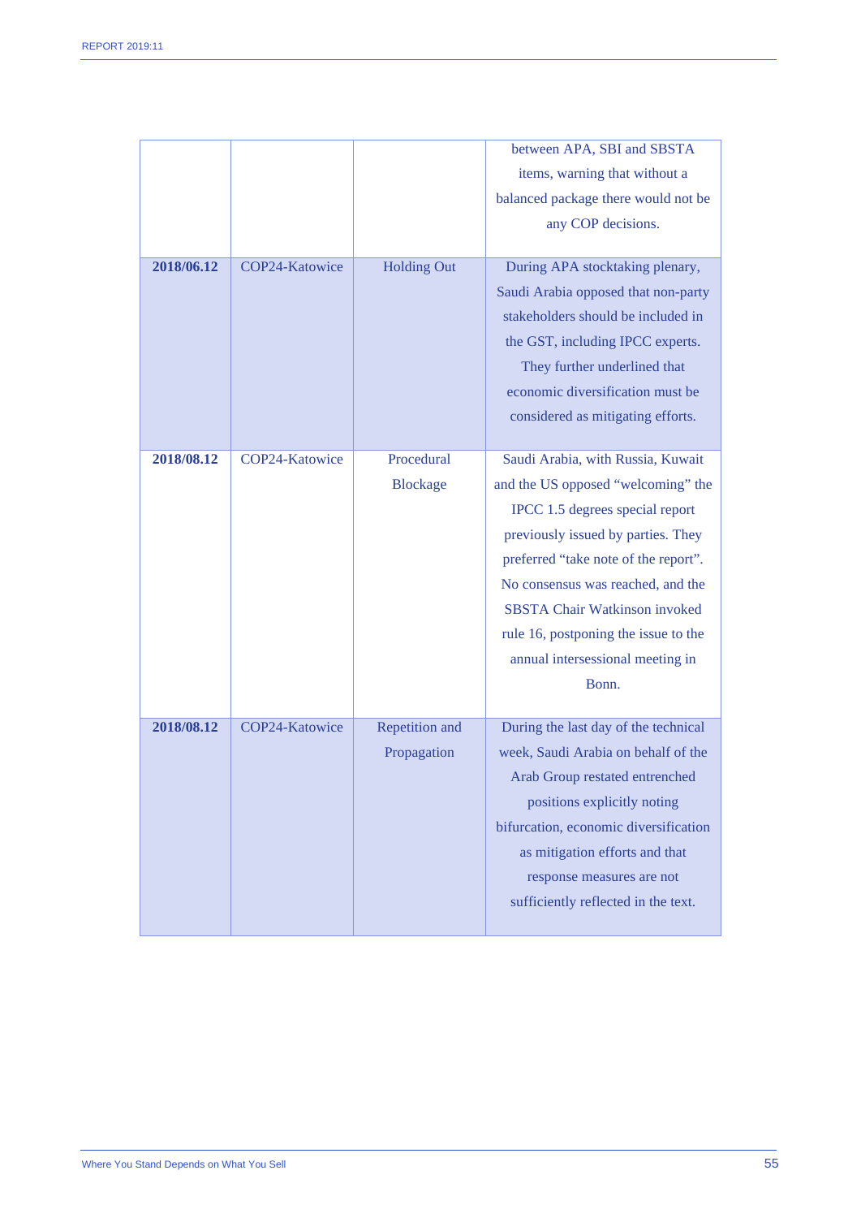| | | | |
|---|---|---|---|
| | | | between APA, SBI and SBSTA items, warning that without a balanced package there would not be any COP decisions. |
| **2018/06.12** | COP24-Katowice | Holding Out | During APA stocktaking plenary, Saudi Arabia opposed that non-party stakeholders should be included in the GST, including IPCC experts. They further underlined that economic diversification must be considered as mitigating efforts. |
| **2018/08.12** | COP24-Katowice | Procedural Blockage | Saudi Arabia, with Russia, Kuwait and the US opposed "welcoming" the IPCC 1.5 degrees special report previously issued by parties. They preferred "take note of the report". No consensus was reached, and the SBSTA Chair Watkinson invoked rule 16, postponing the issue to the annual intersessional meeting in Bonn. |
| **2018/08.12** | COP24-Katowice | Repetition and Propagation | During the last day of the technical week, Saudi Arabia on behalf of the Arab Group restated entrenched positions explicitly noting bifurcation, economic diversification as mitigation efforts and that response measures are not sufficiently reflected in the text. |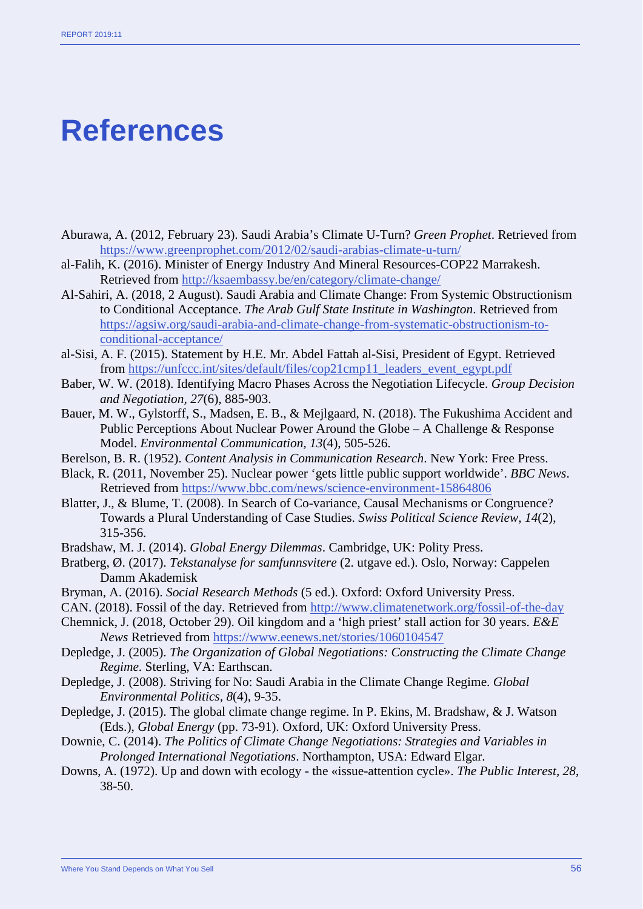# References

Aburawa, A. (2012, February 23). Saudi Arabia's Climate U-Turn? *Green Prophet*. Retrieved from https://www.greenprophet.com/2012/02/saudi-arabias-climate-u-turn/

al-Falih, K. (2016). Minister of Energy Industry And Mineral Resources-COP22 Marrakesh. Retrieved from http://ksaembassy.be/en/category/climate-change/

Al-Sahiri, A. (2018, 2 August). Saudi Arabia and Climate Change: From Systemic Obstructionism to Conditional Acceptance. *The Arab Gulf State Institute in Washington*. Retrieved from https://agsiw.org/saudi-arabia-and-climate-change-from-systematic-obstructionism-to-conditional-acceptance/

al-Sisi, A. F. (2015). Statement by H.E. Mr. Abdel Fattah al-Sisi, President of Egypt. Retrieved from https://unfccc.int/sites/default/files/cop21cmp11_leaders_event_egypt.pdf

Baber, W. W. (2018). Identifying Macro Phases Across the Negotiation Lifecycle. *Group Decision and Negotiation, 27*(6), 885-903.

Bauer, M. W., Gylstorff, S., Madsen, E. B., & Mejlgaard, N. (2018). The Fukushima Accident and Public Perceptions About Nuclear Power Around the Globe – A Challenge & Response Model. *Environmental Communication, 13*(4), 505-526.

Berelson, B. R. (1952). *Content Analysis in Communication Research*. New York: Free Press.

Black, R. (2011, November 25). Nuclear power 'gets little public support worldwide'. *BBC News*. Retrieved from https://www.bbc.com/news/science-environment-15864806

Blatter, J., & Blume, T. (2008). In Search of Co-variance, Causal Mechanisms or Congruence? Towards a Plural Understanding of Case Studies. *Swiss Political Science Review, 14*(2), 315-356.

Bradshaw, M. J. (2014). *Global Energy Dilemmas*. Cambridge, UK: Polity Press.

Bratberg, Ø. (2017). *Tekstanalyse for samfunnsvitere* (2. utgave ed.). Oslo, Norway: Cappelen Damm Akademisk

Bryman, A. (2016). *Social Research Methods* (5 ed.). Oxford: Oxford University Press.

CAN. (2018). Fossil of the day. Retrieved from http://www.climatenetwork.org/fossil-of-the-day

Chemnick, J. (2018, October 29). Oil kingdom and a 'high priest' stall action for 30 years. *E&E News* Retrieved from https://www.eenews.net/stories/1060104547

Depledge, J. (2005). *The Organization of Global Negotiations: Constructing the Climate Change Regime*. Sterling, VA: Earthscan.

Depledge, J. (2008). Striving for No: Saudi Arabia in the Climate Change Regime. *Global Environmental Politics, 8*(4), 9-35.

Depledge, J. (2015). The global climate change regime. In P. Ekins, M. Bradshaw, & J. Watson (Eds.), *Global Energy* (pp. 73-91). Oxford, UK: Oxford University Press.

Downie, C. (2014). *The Politics of Climate Change Negotiations: Strategies and Variables in Prolonged International Negotiations*. Northampton, USA: Edward Elgar.

Downs, A. (1972). Up and down with ecology - the «issue-attention cycle». *The Public Interest, 28*, 38-50.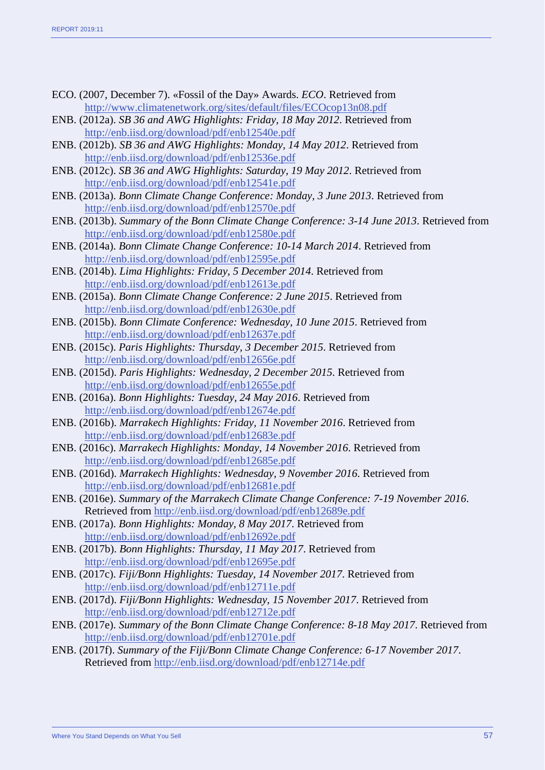ECO. (2007, December 7). «Fossil of the Day» Awards. *ECO*. Retrieved from http://www.climatenetwork.org/sites/default/files/ECOcop13n08.pdf

ENB. (2012a). *SB 36 and AWG Highlights: Friday, 18 May 2012*. Retrieved from http://enb.iisd.org/download/pdf/enb12540e.pdf

ENB. (2012b). *SB 36 and AWG Highlights: Monday, 14 May 2012*. Retrieved from http://enb.iisd.org/download/pdf/enb12536e.pdf

ENB. (2012c). *SB 36 and AWG Highlights: Saturday, 19 May 2012*. Retrieved from http://enb.iisd.org/download/pdf/enb12541e.pdf

ENB. (2013a). *Bonn Climate Change Conference: Monday, 3 June 2013*. Retrieved from http://enb.iisd.org/download/pdf/enb12570e.pdf

ENB. (2013b). *Summary of the Bonn Climate Change Conference: 3-14 June 2013*. Retrieved from http://enb.iisd.org/download/pdf/enb12580e.pdf

ENB. (2014a). *Bonn Climate Change Conference: 10-14 March 2014*. Retrieved from http://enb.iisd.org/download/pdf/enb12595e.pdf

ENB. (2014b). *Lima Highlights: Friday, 5 December 2014*. Retrieved from http://enb.iisd.org/download/pdf/enb12613e.pdf

ENB. (2015a). *Bonn Climate Change Conference: 2 June 2015*. Retrieved from http://enb.iisd.org/download/pdf/enb12630e.pdf

ENB. (2015b). *Bonn Climate Conference: Wednesday, 10 June 2015*. Retrieved from http://enb.iisd.org/download/pdf/enb12637e.pdf

ENB. (2015c). *Paris Highlights: Thursday, 3 December 2015*. Retrieved from http://enb.iisd.org/download/pdf/enb12656e.pdf

ENB. (2015d). *Paris Highlights: Wednesday, 2 December 2015*. Retrieved from http://enb.iisd.org/download/pdf/enb12655e.pdf

ENB. (2016a). *Bonn Highlights: Tuesday, 24 May 2016*. Retrieved from http://enb.iisd.org/download/pdf/enb12674e.pdf

ENB. (2016b). *Marrakech Highlights: Friday, 11 November 2016*. Retrieved from http://enb.iisd.org/download/pdf/enb12683e.pdf

ENB. (2016c). *Marrakech Highlights: Monday, 14 November 2016*. Retrieved from http://enb.iisd.org/download/pdf/enb12685e.pdf

ENB. (2016d). *Marrakech Highlights: Wednesday, 9 November 2016*. Retrieved from http://enb.iisd.org/download/pdf/enb12681e.pdf

ENB. (2016e). *Summary of the Marrakech Climate Change Conference: 7-19 November 2016*. Retrieved from http://enb.iisd.org/download/pdf/enb12689e.pdf

ENB. (2017a). *Bonn Highlights: Monday, 8 May 2017*. Retrieved from http://enb.iisd.org/download/pdf/enb12692e.pdf

ENB. (2017b). *Bonn Highlights: Thursday, 11 May 2017*. Retrieved from http://enb.iisd.org/download/pdf/enb12695e.pdf

ENB. (2017c). *Fiji/Bonn Highlights: Tuesday, 14 November 2017*. Retrieved from http://enb.iisd.org/download/pdf/enb12711e.pdf

ENB. (2017d). *Fiji/Bonn Highlights: Wednesday, 15 November 2017*. Retrieved from http://enb.iisd.org/download/pdf/enb12712e.pdf

ENB. (2017e). *Summary of the Bonn Climate Change Conference: 8-18 May 2017*. Retrieved from http://enb.iisd.org/download/pdf/enb12701e.pdf

ENB. (2017f). *Summary of the Fiji/Bonn Climate Change Conference: 6-17 November 2017*. Retrieved from http://enb.iisd.org/download/pdf/enb12714e.pdf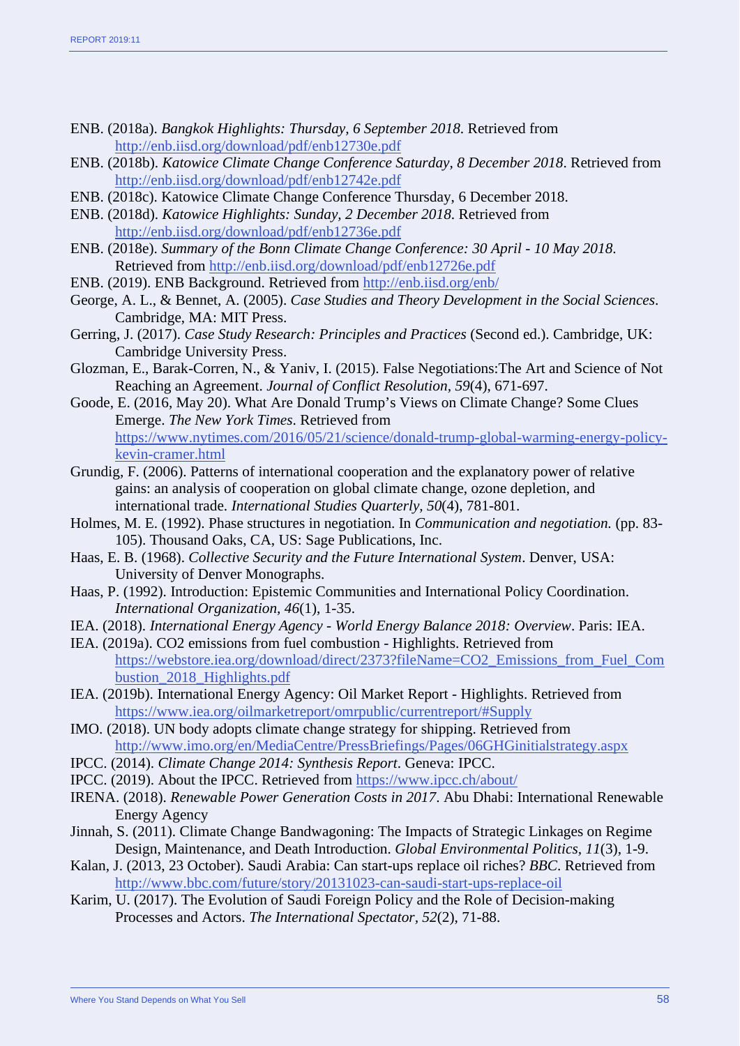ENB. (2018a). *Bangkok Highlights: Thursday, 6 September 2018*. Retrieved from http://enb.iisd.org/download/pdf/enb12730e.pdf

ENB. (2018b). *Katowice Climate Change Conference Saturday, 8 December 2018*. Retrieved from http://enb.iisd.org/download/pdf/enb12742e.pdf

ENB. (2018c). Katowice Climate Change Conference Thursday, 6 December 2018.

ENB. (2018d). *Katowice Highlights: Sunday, 2 December 2018*. Retrieved from http://enb.iisd.org/download/pdf/enb12736e.pdf

ENB. (2018e). *Summary of the Bonn Climate Change Conference: 30 April - 10 May 2018*. Retrieved from http://enb.iisd.org/download/pdf/enb12726e.pdf

ENB. (2019). ENB Background. Retrieved from http://enb.iisd.org/enb/

George, A. L., & Bennet, A. (2005). *Case Studies and Theory Development in the Social Sciences*. Cambridge, MA: MIT Press.

Gerring, J. (2017). *Case Study Research: Principles and Practices* (Second ed.). Cambridge, UK: Cambridge University Press.

Glozman, E., Barak-Corren, N., & Yaniv, I. (2015). False Negotiations:The Art and Science of Not Reaching an Agreement. *Journal of Conflict Resolution, 59*(4), 671-697.

Goode, E. (2016, May 20). What Are Donald Trump's Views on Climate Change? Some Clues Emerge. *The New York Times*. Retrieved from https://www.nytimes.com/2016/05/21/science/donald-trump-global-warming-energy-policy-kevin-cramer.html

Grundig, F. (2006). Patterns of international cooperation and the explanatory power of relative gains: an analysis of cooperation on global climate change, ozone depletion, and international trade. *International Studies Quarterly, 50*(4), 781-801.

Holmes, M. E. (1992). Phase structures in negotiation. In *Communication and negotiation.* (pp. 83-105). Thousand Oaks, CA, US: Sage Publications, Inc.

Haas, E. B. (1968). *Collective Security and the Future International System*. Denver, USA: University of Denver Monographs.

Haas, P. (1992). Introduction: Epistemic Communities and International Policy Coordination. *International Organization, 46*(1), 1-35.

IEA. (2018). *International Energy Agency - World Energy Balance 2018: Overview*. Paris: IEA.

IEA. (2019a). CO2 emissions from fuel combustion - Highlights. Retrieved from https://webstore.iea.org/download/direct/2373?fileName=CO2_Emissions_from_Fuel_Combustion_2018_Highlights.pdf

IEA. (2019b). International Energy Agency: Oil Market Report - Highlights. Retrieved from https://www.iea.org/oilmarketreport/omrpublic/currentreport/#Supply

IMO. (2018). UN body adopts climate change strategy for shipping. Retrieved from http://www.imo.org/en/MediaCentre/PressBriefings/Pages/06GHGinitialstrategy.aspx

IPCC. (2014). *Climate Change 2014: Synthesis Report*. Geneva: IPCC.

IPCC. (2019). About the IPCC. Retrieved from https://www.ipcc.ch/about/

IRENA. (2018). *Renewable Power Generation Costs in 2017*. Abu Dhabi: International Renewable Energy Agency

Jinnah, S. (2011). Climate Change Bandwagoning: The Impacts of Strategic Linkages on Regime Design, Maintenance, and Death Introduction. *Global Environmental Politics, 11*(3), 1-9.

Kalan, J. (2013, 23 October). Saudi Arabia: Can start-ups replace oil riches? *BBC*. Retrieved from http://www.bbc.com/future/story/20131023-can-saudi-start-ups-replace-oil

Karim, U. (2017). The Evolution of Saudi Foreign Policy and the Role of Decision-making Processes and Actors. *The International Spectator, 52*(2), 71-88.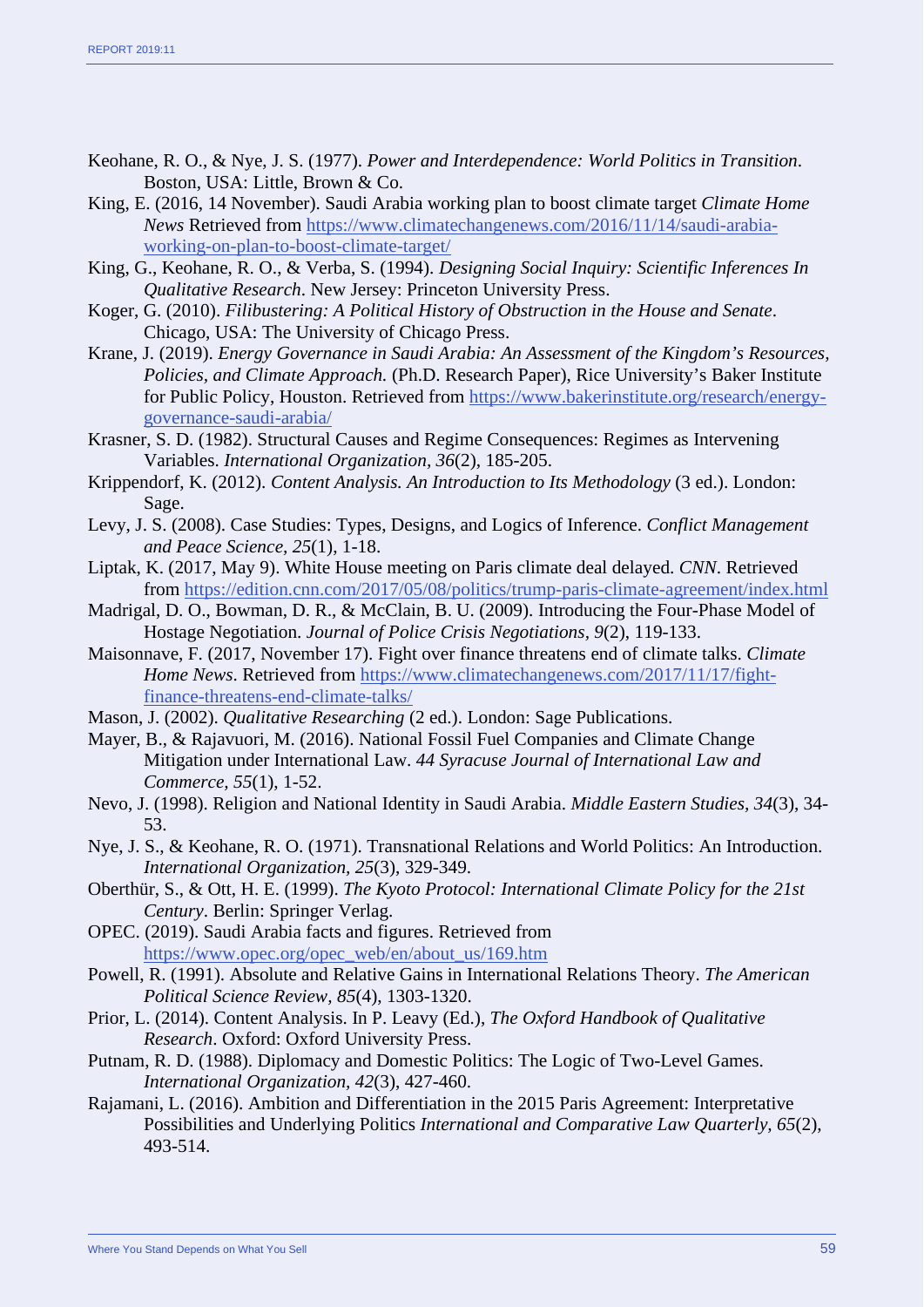Keohane, R. O., & Nye, J. S. (1977). *Power and Interdependence: World Politics in Transition*. Boston, USA: Little, Brown & Co.

King, E. (2016, 14 November). Saudi Arabia working plan to boost climate target *Climate Home News* Retrieved from https://www.climatechangenews.com/2016/11/14/saudi-arabia-working-on-plan-to-boost-climate-target/

King, G., Keohane, R. O., & Verba, S. (1994). *Designing Social Inquiry: Scientific Inferences In Qualitative Research*. New Jersey: Princeton University Press.

Koger, G. (2010). *Filibustering: A Political History of Obstruction in the House and Senate*. Chicago, USA: The University of Chicago Press.

Krane, J. (2019). *Energy Governance in Saudi Arabia: An Assessment of the Kingdom's Resources, Policies, and Climate Approach.* (Ph.D. Research Paper), Rice University's Baker Institute for Public Policy, Houston. Retrieved from https://www.bakerinstitute.org/research/energy-governance-saudi-arabia/

Krasner, S. D. (1982). Structural Causes and Regime Consequences: Regimes as Intervening Variables. *International Organization, 36*(2), 185-205.

Krippendorf, K. (2012). *Content Analysis. An Introduction to Its Methodology* (3 ed.). London: Sage.

Levy, J. S. (2008). Case Studies: Types, Designs, and Logics of Inference. *Conflict Management and Peace Science, 25*(1), 1-18.

Liptak, K. (2017, May 9). White House meeting on Paris climate deal delayed. *CNN*. Retrieved from https://edition.cnn.com/2017/05/08/politics/trump-paris-climate-agreement/index.html

Madrigal, D. O., Bowman, D. R., & McClain, B. U. (2009). Introducing the Four-Phase Model of Hostage Negotiation. *Journal of Police Crisis Negotiations, 9*(2), 119-133.

Maisonnave, F. (2017, November 17). Fight over finance threatens end of climate talks. *Climate Home News*. Retrieved from https://www.climatechangenews.com/2017/11/17/fight-finance-threatens-end-climate-talks/

Mason, J. (2002). *Qualitative Researching* (2 ed.). London: Sage Publications.

Mayer, B., & Rajavuori, M. (2016). National Fossil Fuel Companies and Climate Change Mitigation under International Law. *44 Syracuse Journal of International Law and Commerce, 55*(1), 1-52.

Nevo, J. (1998). Religion and National Identity in Saudi Arabia. *Middle Eastern Studies, 34*(3), 34-53.

Nye, J. S., & Keohane, R. O. (1971). Transnational Relations and World Politics: An Introduction. *International Organization, 25*(3), 329-349.

Oberthür, S., & Ott, H. E. (1999). *The Kyoto Protocol: International Climate Policy for the 21st Century*. Berlin: Springer Verlag.

OPEC. (2019). Saudi Arabia facts and figures. Retrieved from https://www.opec.org/opec_web/en/about_us/169.htm

Powell, R. (1991). Absolute and Relative Gains in International Relations Theory. *The American Political Science Review, 85*(4), 1303-1320.

Prior, L. (2014). Content Analysis. In P. Leavy (Ed.), *The Oxford Handbook of Qualitative Research*. Oxford: Oxford University Press.

Putnam, R. D. (1988). Diplomacy and Domestic Politics: The Logic of Two-Level Games. *International Organization, 42*(3), 427-460.

Rajamani, L. (2016). Ambition and Differentiation in the 2015 Paris Agreement: Interpretative Possibilities and Underlying Politics *International and Comparative Law Quarterly, 65*(2), 493-514.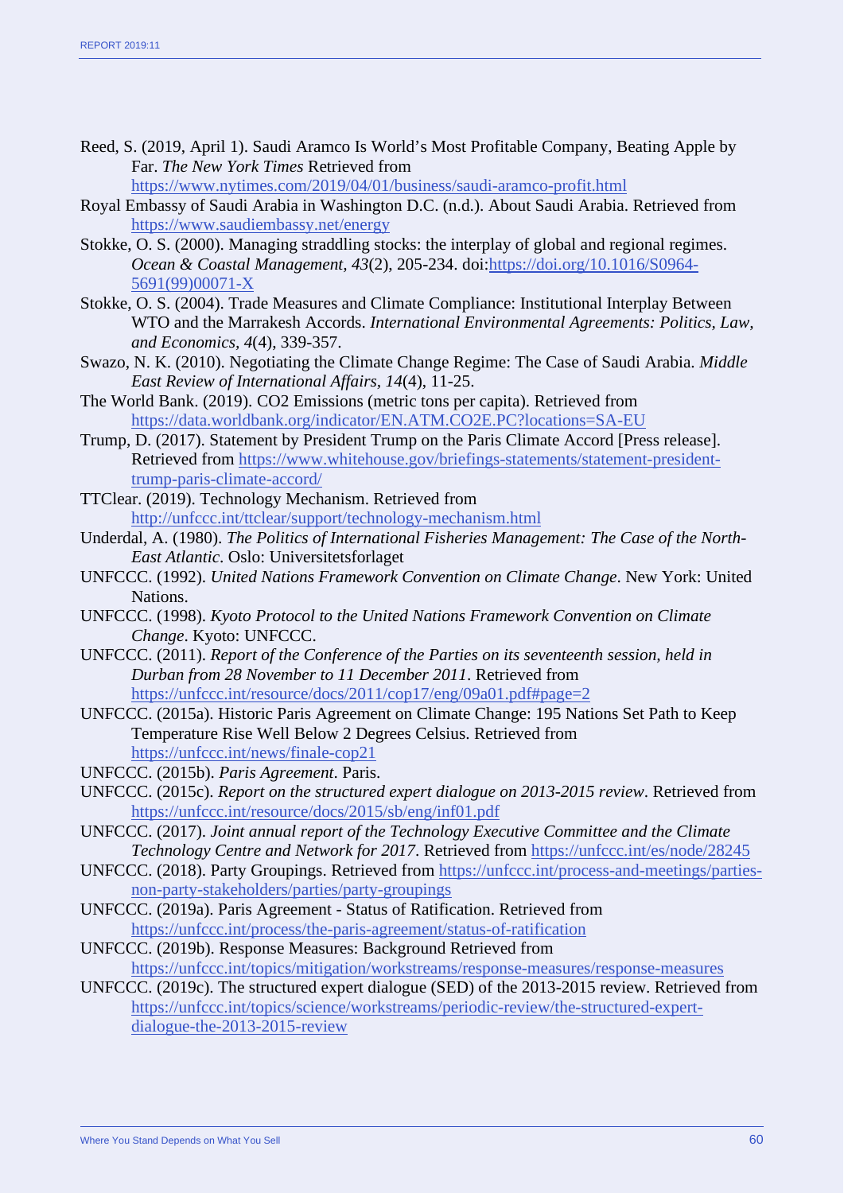Reed, S. (2019, April 1). Saudi Aramco Is World's Most Profitable Company, Beating Apple by Far. *The New York Times* Retrieved from https://www.nytimes.com/2019/04/01/business/saudi-aramco-profit.html

Royal Embassy of Saudi Arabia in Washington D.C. (n.d.). About Saudi Arabia. Retrieved from https://www.saudiembassy.net/energy

Stokke, O. S. (2000). Managing straddling stocks: the interplay of global and regional regimes. *Ocean & Coastal Management, 43*(2), 205-234. doi:https://doi.org/10.1016/S0964-5691(99)00071-X

Stokke, O. S. (2004). Trade Measures and Climate Compliance: Institutional Interplay Between WTO and the Marrakesh Accords. *International Environmental Agreements: Politics, Law, and Economics, 4*(4), 339-357.

Swazo, N. K. (2010). Negotiating the Climate Change Regime: The Case of Saudi Arabia. *Middle East Review of International Affairs, 14*(4), 11-25.

The World Bank. (2019). CO2 Emissions (metric tons per capita). Retrieved from https://data.worldbank.org/indicator/EN.ATM.CO2E.PC?locations=SA-EU

Trump, D. (2017). Statement by President Trump on the Paris Climate Accord [Press release]. Retrieved from https://www.whitehouse.gov/briefings-statements/statement-president-trump-paris-climate-accord/

TTClear. (2019). Technology Mechanism. Retrieved from http://unfccc.int/ttclear/support/technology-mechanism.html

Underdal, A. (1980). *The Politics of International Fisheries Management: The Case of the North-East Atlantic*. Oslo: Universitetsforlaget

UNFCCC. (1992). *United Nations Framework Convention on Climate Change*. New York: United Nations.

UNFCCC. (1998). *Kyoto Protocol to the United Nations Framework Convention on Climate Change*. Kyoto: UNFCCC.

UNFCCC. (2011). *Report of the Conference of the Parties on its seventeenth session, held in Durban from 28 November to 11 December 2011*. Retrieved from https://unfccc.int/resource/docs/2011/cop17/eng/09a01.pdf#page=2

UNFCCC. (2015a). Historic Paris Agreement on Climate Change: 195 Nations Set Path to Keep Temperature Rise Well Below 2 Degrees Celsius. Retrieved from https://unfccc.int/news/finale-cop21

UNFCCC. (2015b). *Paris Agreement*. Paris.

UNFCCC. (2015c). *Report on the structured expert dialogue on 2013-2015 review*. Retrieved from https://unfccc.int/resource/docs/2015/sb/eng/inf01.pdf

UNFCCC. (2017). *Joint annual report of the Technology Executive Committee and the Climate Technology Centre and Network for 2017*. Retrieved from https://unfccc.int/es/node/28245

UNFCCC. (2018). Party Groupings. Retrieved from https://unfccc.int/process-and-meetings/parties-non-party-stakeholders/parties/party-groupings

UNFCCC. (2019a). Paris Agreement - Status of Ratification. Retrieved from https://unfccc.int/process/the-paris-agreement/status-of-ratification

UNFCCC. (2019b). Response Measures: Background Retrieved from https://unfccc.int/topics/mitigation/workstreams/response-measures/response-measures

UNFCCC. (2019c). The structured expert dialogue (SED) of the 2013-2015 review. Retrieved from https://unfccc.int/topics/science/workstreams/periodic-review/the-structured-expert-dialogue-the-2013-2015-review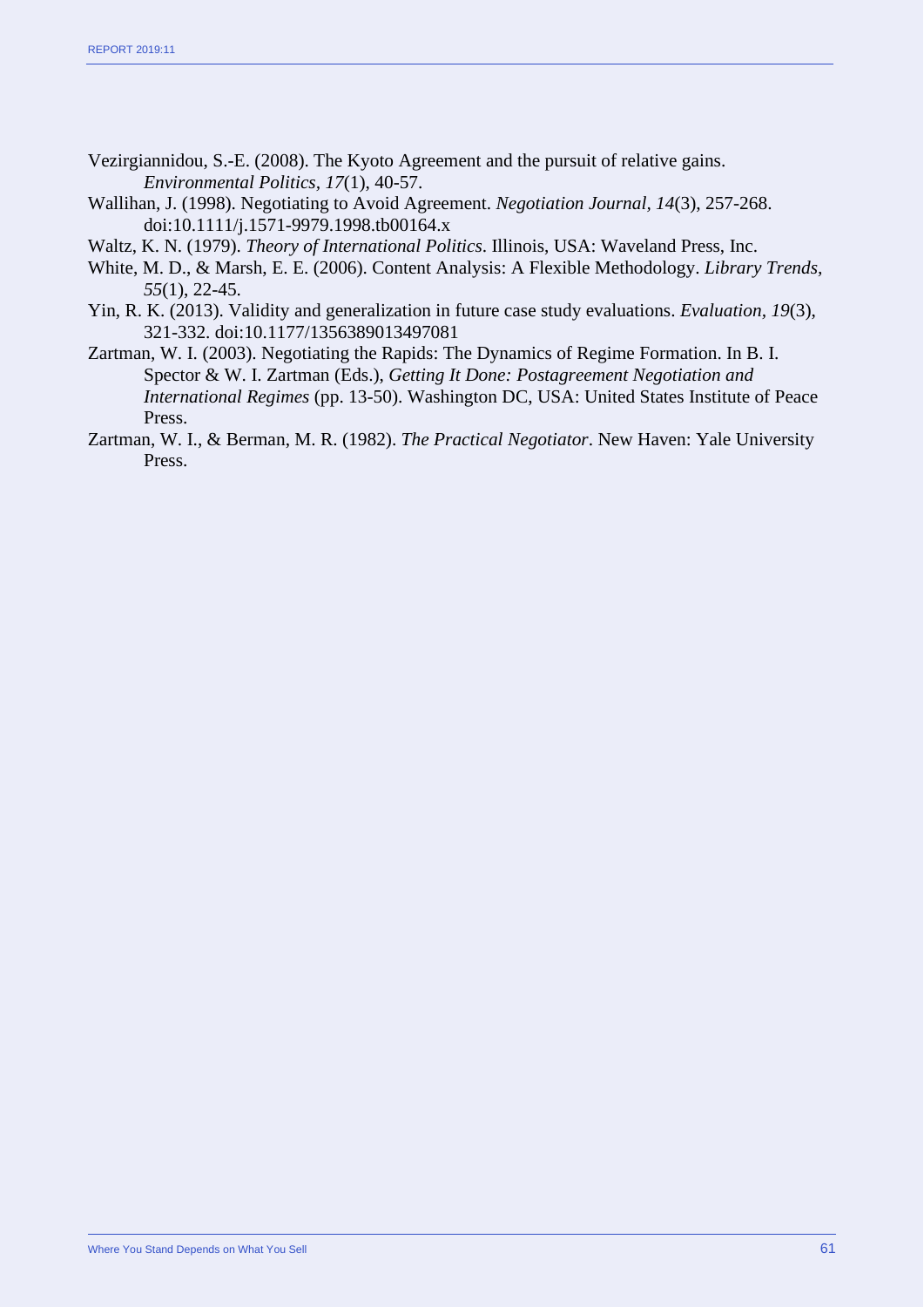Vezirgiannidou, S.-E. (2008). The Kyoto Agreement and the pursuit of relative gains. *Environmental Politics, 17*(1), 40-57.

Wallihan, J. (1998). Negotiating to Avoid Agreement. *Negotiation Journal, 14*(3), 257-268. doi:10.1111/j.1571-9979.1998.tb00164.x

Waltz, K. N. (1979). *Theory of International Politics*. Illinois, USA: Waveland Press, Inc.

White, M. D., & Marsh, E. E. (2006). Content Analysis: A Flexible Methodology. *Library Trends, 55*(1), 22-45.

Yin, R. K. (2013). Validity and generalization in future case study evaluations. *Evaluation, 19*(3), 321-332. doi:10.1177/1356389013497081

Zartman, W. I. (2003). Negotiating the Rapids: The Dynamics of Regime Formation. In B. I. Spector & W. I. Zartman (Eds.), *Getting It Done: Postagreement Negotiation and International Regimes* (pp. 13-50). Washington DC, USA: United States Institute of Peace Press.

Zartman, W. I., & Berman, M. R. (1982). *The Practical Negotiator*. New Haven: Yale University Press.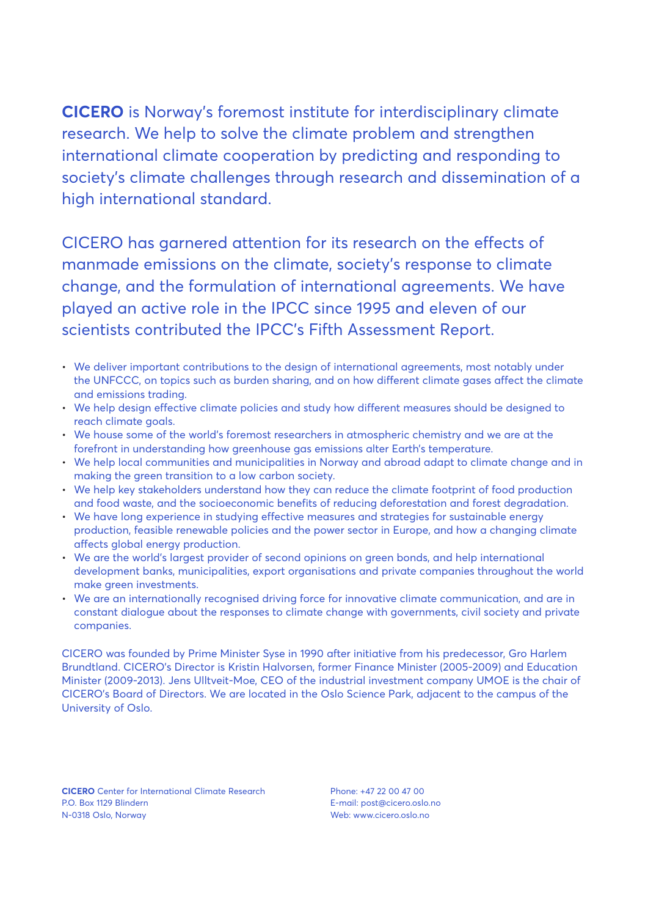**CICERO** is Norway's foremost institute for interdisciplinary climate research. We help to solve the climate problem and strengthen international climate cooperation by predicting and responding to society's climate challenges through research and dissemination of a high international standard.

CICERO has garnered attention for its research on the effects of manmade emissions on the climate, society's response to climate change, and the formulation of international agreements. We have played an active role in the IPCC since 1995 and eleven of our scientists contributed the IPCC's Fifth Assessment Report.

- We deliver important contributions to the design of international agreements, most notably under the UNFCCC, on topics such as burden sharing, and on how different climate gases affect the climate and emissions trading.
- We help design effective climate policies and study how different measures should be designed to reach climate goals.
- We house some of the world's foremost researchers in atmospheric chemistry and we are at the forefront in understanding how greenhouse gas emissions alter Earth's temperature.
- We help local communities and municipalities in Norway and abroad adapt to climate change and in making the green transition to a low carbon society.
- We help key stakeholders understand how they can reduce the climate footprint of food production and food waste, and the socioeconomic benefits of reducing deforestation and forest degradation.
- We have long experience in studying effective measures and strategies for sustainable energy production, feasible renewable policies and the power sector in Europe, and how a changing climate affects global energy production.
- We are the world's largest provider of second opinions on green bonds, and help international development banks, municipalities, export organisations and private companies throughout the world make green investments.
- We are an internationally recognised driving force for innovative climate communication, and are in constant dialogue about the responses to climate change with governments, civil society and private companies.

CICERO was founded by Prime Minister Syse in 1990 after initiative from his predecessor, Gro Harlem Brundtland. CICERO's Director is Kristin Halvorsen, former Finance Minister (2005-2009) and Education Minister (2009-2013). Jens Ulltveit-Moe, CEO of the industrial investment company UMOE is the chair of CICERO's Board of Directors. We are located in the Oslo Science Park, adjacent to the campus of the University of Oslo.

**CICERO** Center for International Climate Research
P.O. Box 1129 Blindern
N-0318 Oslo, Norway

Phone: +47 22 00 47 00
E-mail: post@cicero.oslo.no
Web: www.cicero.oslo.no